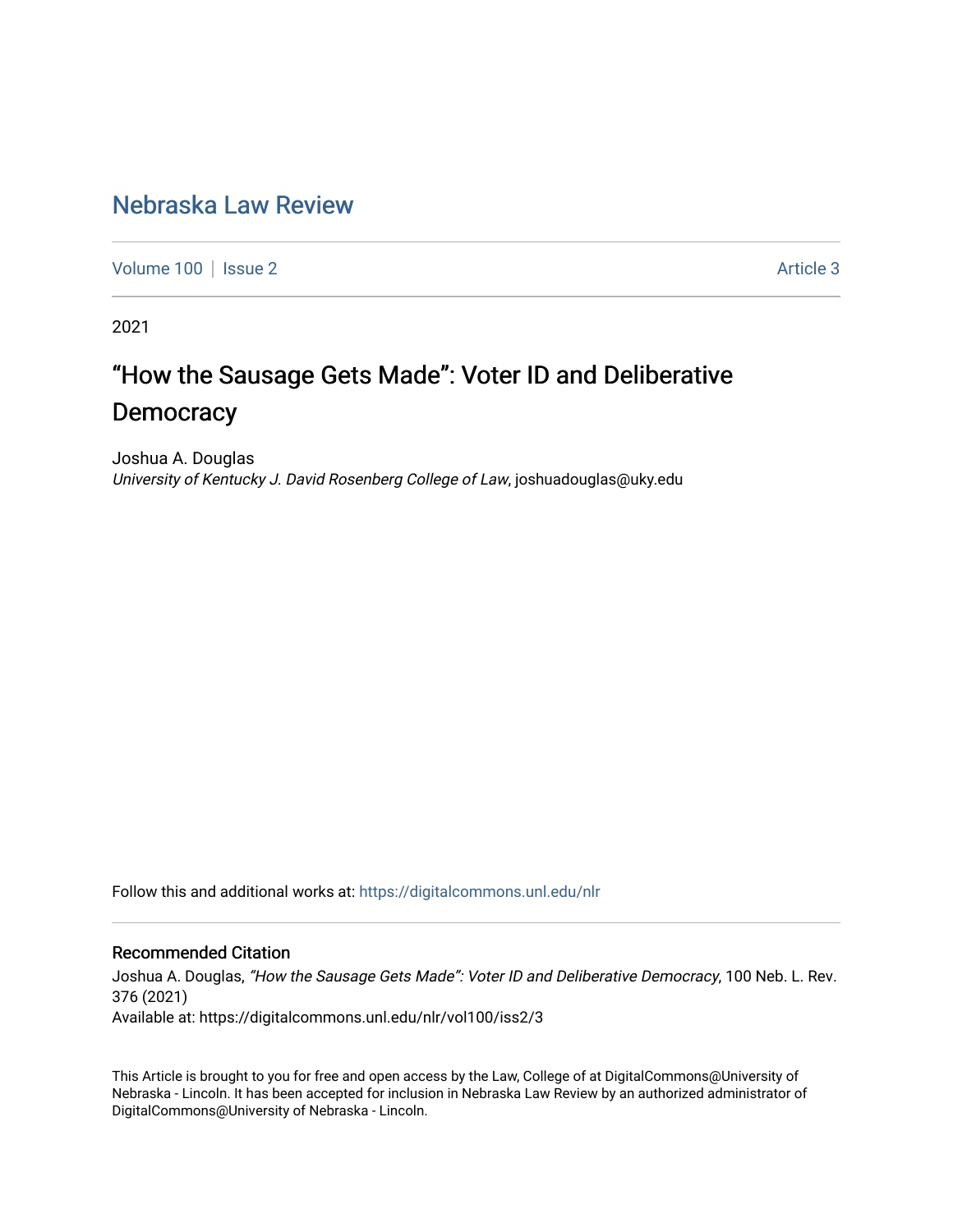# Nebraska Law Review

Volume 100 | Issue 2 | Article 3

2021

## "How the Sausage Gets Made": Voter ID and Deliberative Democracy

Joshua A. Douglas
*University of Kentucky J. David Rosenberg College of Law*, joshuadouglas@uky.edu

Follow this and additional works at: https://digitalcommons.unl.edu/nlr

### Recommended Citation

Joshua A. Douglas, *"How the Sausage Gets Made": Voter ID and Deliberative Democracy*, 100 Neb. L. Rev. 376 (2021)
Available at: https://digitalcommons.unl.edu/nlr/vol100/iss2/3

This Article is brought to you for free and open access by the Law, College of at DigitalCommons@University of Nebraska - Lincoln. It has been accepted for inclusion in Nebraska Law Review by an authorized administrator of DigitalCommons@University of Nebraska - Lincoln.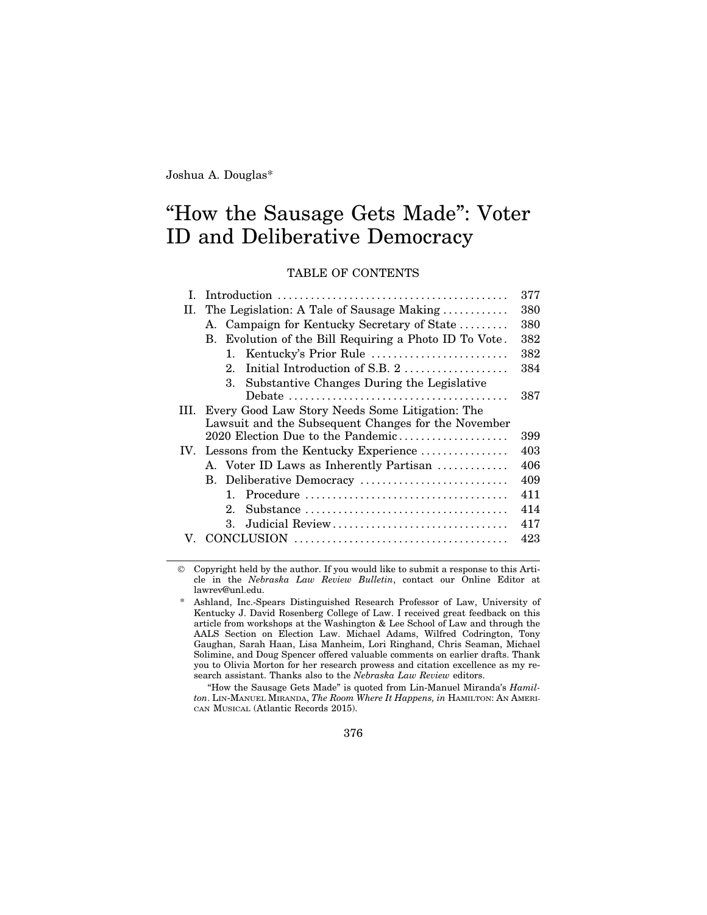Joshua A. Douglas*

# "How the Sausage Gets Made": Voter ID and Deliberative Democracy

TABLE OF CONTENTS

| | | |
|---|---|---|
| I. | Introduction | 377 |
| II. | The Legislation: A Tale of Sausage Making | 380 |
| | A. Campaign for Kentucky Secretary of State | 380 |
| | B. Evolution of the Bill Requiring a Photo ID To Vote | 382 |
| | 1. Kentucky's Prior Rule | 382 |
| | 2. Initial Introduction of S.B. 2 | 384 |
| | 3. Substantive Changes During the Legislative Debate | 387 |
| III. | Every Good Law Story Needs Some Litigation: The Lawsuit and the Subsequent Changes for the November 2020 Election Due to the Pandemic | 399 |
| IV. | Lessons from the Kentucky Experience | 403 |
| | A. Voter ID Laws as Inherently Partisan | 406 |
| | B. Deliberative Democracy | 409 |
| | 1. Procedure | 411 |
| | 2. Substance | 414 |
| | 3. Judicial Review | 417 |
| V. | CONCLUSION | 423 |

© Copyright held by the author. If you would like to submit a response to this Article in the *Nebraska Law Review Bulletin*, contact our Online Editor at lawrev@unl.edu.

\* Ashland, Inc.-Spears Distinguished Research Professor of Law, University of Kentucky J. David Rosenberg College of Law. I received great feedback on this article from workshops at the Washington & Lee School of Law and through the AALS Section on Election Law. Michael Adams, Wilfred Codrington, Tony Gaughan, Sarah Haan, Lisa Manheim, Lori Ringhand, Chris Seaman, Michael Solimine, and Doug Spencer offered valuable comments on earlier drafts. Thank you to Olivia Morton for her research prowess and citation excellence as my research assistant. Thanks also to the *Nebraska Law Review* editors.

"How the Sausage Gets Made" is quoted from Lin-Manuel Miranda's *Hamilton*. LIN-MANUEL MIRANDA, *The Room Where It Happens, in* HAMILTON: AN AMERICAN MUSICAL (Atlantic Records 2015).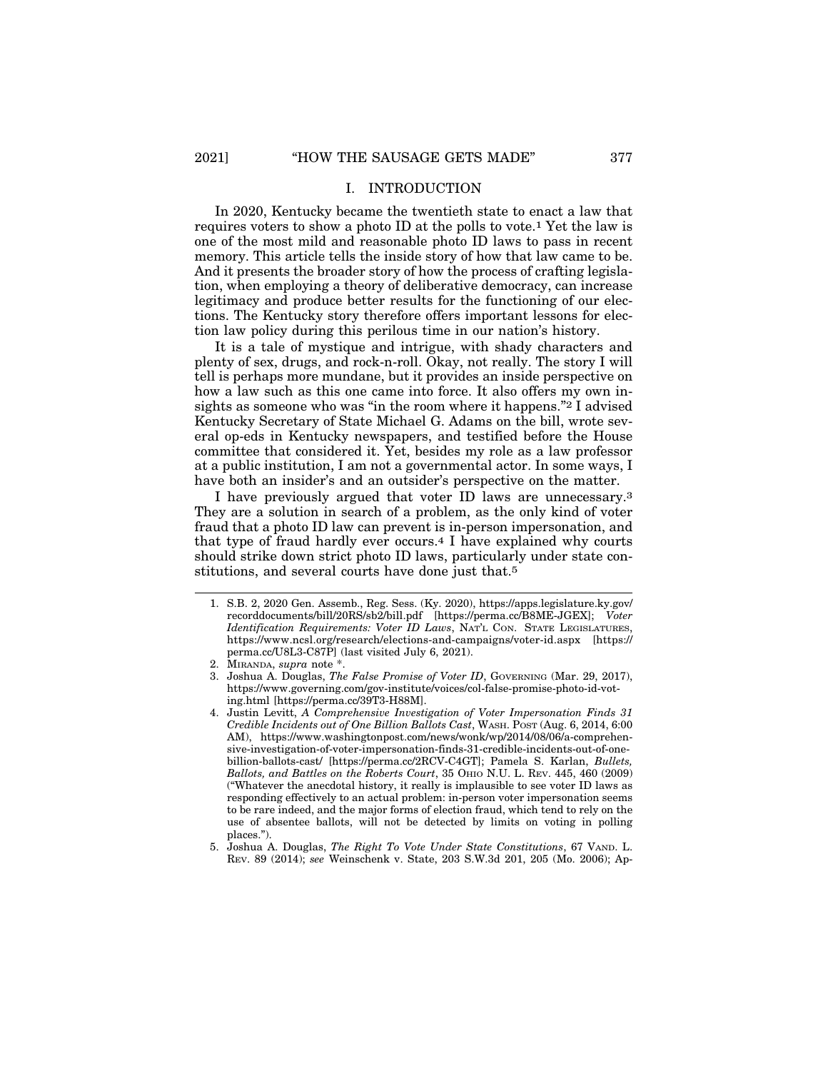# I. INTRODUCTION

In 2020, Kentucky became the twentieth state to enact a law that requires voters to show a photo ID at the polls to vote.[1] Yet the law is one of the most mild and reasonable photo ID laws to pass in recent memory. This article tells the inside story of how that law came to be. And it presents the broader story of how the process of crafting legislation, when employing a theory of deliberative democracy, can increase legitimacy and produce better results for the functioning of our elections. The Kentucky story therefore offers important lessons for election law policy during this perilous time in our nation's history.

It is a tale of mystique and intrigue, with shady characters and plenty of sex, drugs, and rock-n-roll. Okay, not really. The story I will tell is perhaps more mundane, but it provides an inside perspective on how a law such as this one came into force. It also offers my own insights as someone who was "in the room where it happens."[2] I advised Kentucky Secretary of State Michael G. Adams on the bill, wrote several op-eds in Kentucky newspapers, and testified before the House committee that considered it. Yet, besides my role as a law professor at a public institution, I am not a governmental actor. In some ways, I have both an insider's and an outsider's perspective on the matter.

I have previously argued that voter ID laws are unnecessary.[3] They are a solution in search of a problem, as the only kind of voter fraud that a photo ID law can prevent is in-person impersonation, and that type of fraud hardly ever occurs.[4] I have explained why courts should strike down strict photo ID laws, particularly under state constitutions, and several courts have done just that.[5]

---

1. S.B. 2, 2020 Gen. Assemb., Reg. Sess. (Ky. 2020), https://apps.legislature.ky.gov/recorddocuments/bill/20RS/sb2/bill.pdf [https://perma.cc/B8ME-JGEX]; *Voter Identification Requirements: Voter ID Laws*, NAT'L CON. STATE LEGISLATURES, https://www.ncsl.org/research/elections-and-campaigns/voter-id.aspx [https://perma.cc/U8L3-C87P] (last visited July 6, 2021).
2. MIRANDA, *supra* note *.
3. Joshua A. Douglas, *The False Promise of Voter ID*, GOVERNING (Mar. 29, 2017), https://www.governing.com/gov-institute/voices/col-false-promise-photo-id-voting.html [https://perma.cc/39T3-H88M].
4. Justin Levitt, *A Comprehensive Investigation of Voter Impersonation Finds 31 Credible Incidents out of One Billion Ballots Cast*, WASH. POST (Aug. 6, 2014, 6:00 AM), https://www.washingtonpost.com/news/wonk/wp/2014/08/06/a-comprehensive-investigation-of-voter-impersonation-finds-31-credible-incidents-out-of-one-billion-ballots-cast/ [https://perma.cc/2RCV-C4GT]; Pamela S. Karlan, *Bullets, Ballots, and Battles on the Roberts Court*, 35 OHIO N.U. L. REV. 445, 460 (2009) ("Whatever the anecdotal history, it really is implausible to see voter ID laws as responding effectively to an actual problem: in-person voter impersonation seems to be rare indeed, and the major forms of election fraud, which tend to rely on the use of absentee ballots, will not be detected by limits on voting in polling places.").
5. Joshua A. Douglas, *The Right To Vote Under State Constitutions*, 67 VAND. L. REV. 89 (2014); *see* Weinschenk v. State, 203 S.W.3d 201, 205 (Mo. 2006); Ap-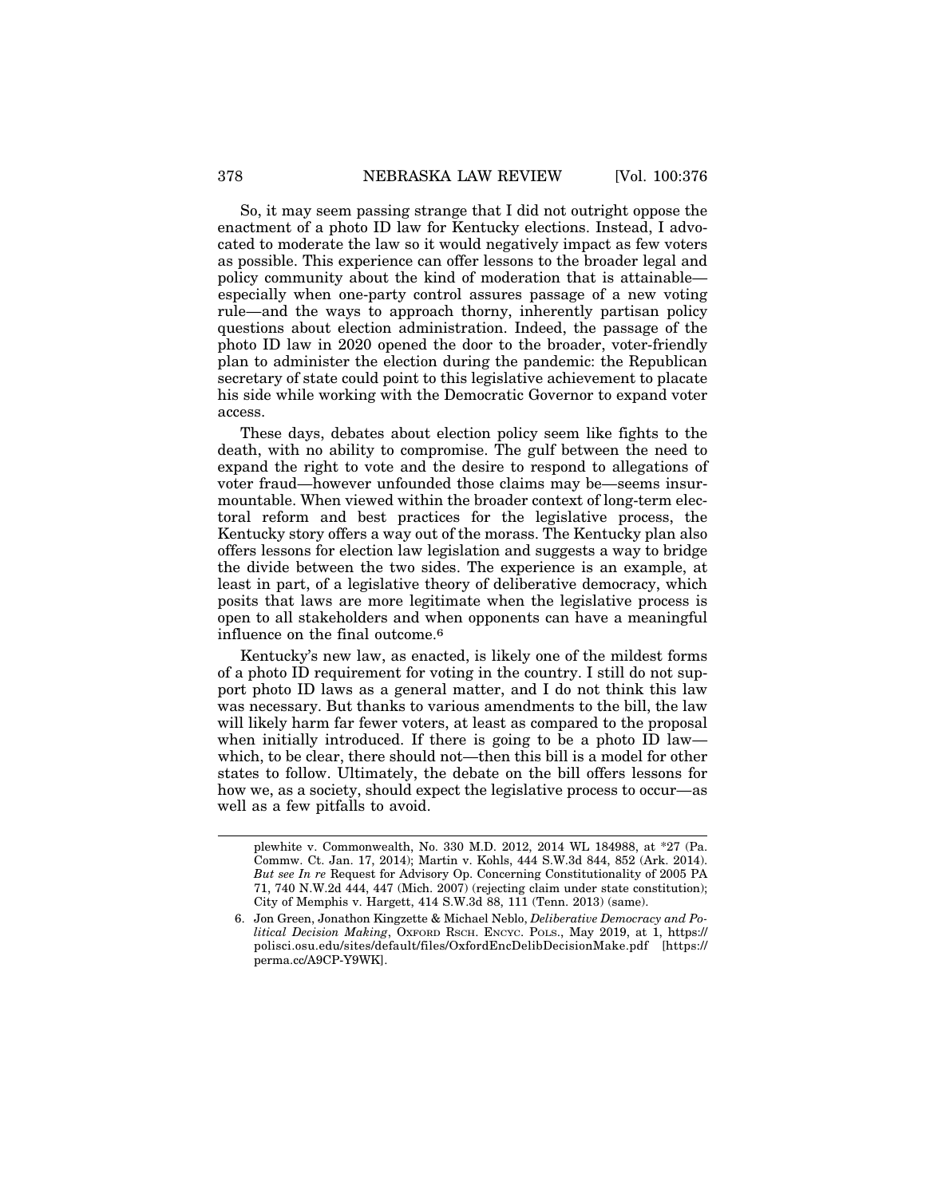So, it may seem passing strange that I did not outright oppose the enactment of a photo ID law for Kentucky elections. Instead, I advocated to moderate the law so it would negatively impact as few voters as possible. This experience can offer lessons to the broader legal and policy community about the kind of moderation that is attainable—especially when one-party control assures passage of a new voting rule—and the ways to approach thorny, inherently partisan policy questions about election administration. Indeed, the passage of the photo ID law in 2020 opened the door to the broader, voter-friendly plan to administer the election during the pandemic: the Republican secretary of state could point to this legislative achievement to placate his side while working with the Democratic Governor to expand voter access.

These days, debates about election policy seem like fights to the death, with no ability to compromise. The gulf between the need to expand the right to vote and the desire to respond to allegations of voter fraud—however unfounded those claims may be—seems insurmountable. When viewed within the broader context of long-term electoral reform and best practices for the legislative process, the Kentucky story offers a way out of the morass. The Kentucky plan also offers lessons for election law legislation and suggests a way to bridge the divide between the two sides. The experience is an example, at least in part, of a legislative theory of deliberative democracy, which posits that laws are more legitimate when the legislative process is open to all stakeholders and when opponents can have a meaningful influence on the final outcome.[6]

Kentucky's new law, as enacted, is likely one of the mildest forms of a photo ID requirement for voting in the country. I still do not support photo ID laws as a general matter, and I do not think this law was necessary. But thanks to various amendments to the bill, the law will likely harm far fewer voters, at least as compared to the proposal when initially introduced. If there is going to be a photo ID law—which, to be clear, there should not—then this bill is a model for other states to follow. Ultimately, the debate on the bill offers lessons for how we, as a society, should expect the legislative process to occur—as well as a few pitfalls to avoid.

---

plewhite v. Commonwealth, No. 330 M.D. 2012, 2014 WL 184988, at *27 (Pa. Commw. Ct. Jan. 17, 2014); Martin v. Kohls, 444 S.W.3d 844, 852 (Ark. 2014). *But see In re* Request for Advisory Op. Concerning Constitutionality of 2005 PA 71, 740 N.W.2d 444, 447 (Mich. 2007) (rejecting claim under state constitution); City of Memphis v. Hargett, 414 S.W.3d 88, 111 (Tenn. 2013) (same).

6. Jon Green, Jonathon Kingzette & Michael Neblo, *Deliberative Democracy and Political Decision Making*, OXFORD RSCH. ENCYC. POLS., May 2019, at 1, https://polisci.osu.edu/sites/default/files/OxfordEncDelibDecisionMake.pdf [https://perma.cc/A9CP-Y9WK].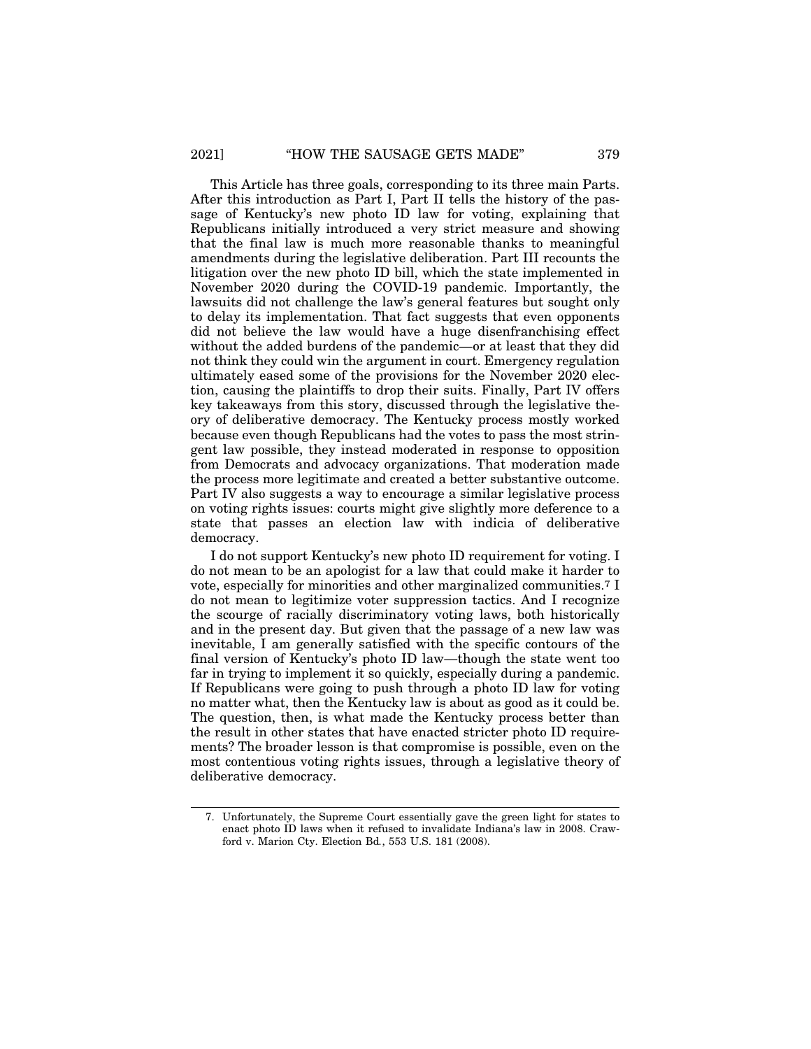This Article has three goals, corresponding to its three main Parts. After this introduction as Part I, Part II tells the history of the passage of Kentucky's new photo ID law for voting, explaining that Republicans initially introduced a very strict measure and showing that the final law is much more reasonable thanks to meaningful amendments during the legislative deliberation. Part III recounts the litigation over the new photo ID bill, which the state implemented in November 2020 during the COVID-19 pandemic. Importantly, the lawsuits did not challenge the law's general features but sought only to delay its implementation. That fact suggests that even opponents did not believe the law would have a huge disenfranchising effect without the added burdens of the pandemic—or at least that they did not think they could win the argument in court. Emergency regulation ultimately eased some of the provisions for the November 2020 election, causing the plaintiffs to drop their suits. Finally, Part IV offers key takeaways from this story, discussed through the legislative theory of deliberative democracy. The Kentucky process mostly worked because even though Republicans had the votes to pass the most stringent law possible, they instead moderated in response to opposition from Democrats and advocacy organizations. That moderation made the process more legitimate and created a better substantive outcome. Part IV also suggests a way to encourage a similar legislative process on voting rights issues: courts might give slightly more deference to a state that passes an election law with indicia of deliberative democracy.

I do not support Kentucky's new photo ID requirement for voting. I do not mean to be an apologist for a law that could make it harder to vote, especially for minorities and other marginalized communities.[7] I do not mean to legitimize voter suppression tactics. And I recognize the scourge of racially discriminatory voting laws, both historically and in the present day. But given that the passage of a new law was inevitable, I am generally satisfied with the specific contours of the final version of Kentucky's photo ID law—though the state went too far in trying to implement it so quickly, especially during a pandemic. If Republicans were going to push through a photo ID law for voting no matter what, then the Kentucky law is about as good as it could be. The question, then, is what made the Kentucky process better than the result in other states that have enacted stricter photo ID requirements? The broader lesson is that compromise is possible, even on the most contentious voting rights issues, through a legislative theory of deliberative democracy.

---

7. Unfortunately, the Supreme Court essentially gave the green light for states to enact photo ID laws when it refused to invalidate Indiana's law in 2008. Crawford v. Marion Cty. Election Bd., 553 U.S. 181 (2008).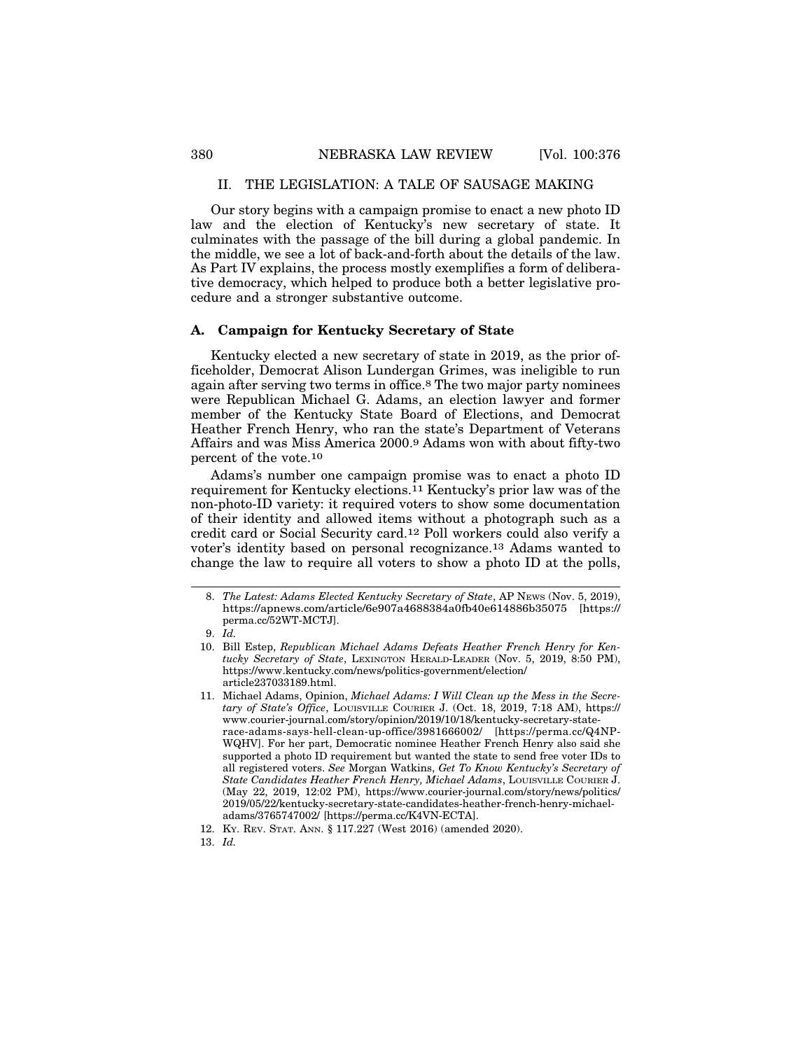## II. THE LEGISLATION: A TALE OF SAUSAGE MAKING

Our story begins with a campaign promise to enact a new photo ID law and the election of Kentucky's new secretary of state. It culminates with the passage of the bill during a global pandemic. In the middle, we see a lot of back-and-forth about the details of the law. As Part IV explains, the process mostly exemplifies a form of deliberative democracy, which helped to produce both a better legislative procedure and a stronger substantive outcome.

### A. Campaign for Kentucky Secretary of State

Kentucky elected a new secretary of state in 2019, as the prior officeholder, Democrat Alison Lundergan Grimes, was ineligible to run again after serving two terms in office.[8] The two major party nominees were Republican Michael G. Adams, an election lawyer and former member of the Kentucky State Board of Elections, and Democrat Heather French Henry, who ran the state's Department of Veterans Affairs and was Miss America 2000.[9] Adams won with about fifty-two percent of the vote.[10]

Adams's number one campaign promise was to enact a photo ID requirement for Kentucky elections.[11] Kentucky's prior law was of the non-photo-ID variety: it required voters to show some documentation of their identity and allowed items without a photograph such as a credit card or Social Security card.[12] Poll workers could also verify a voter's identity based on personal recognizance.[13] Adams wanted to change the law to require all voters to show a photo ID at the polls,

---

8. *The Latest: Adams Elected Kentucky Secretary of State*, AP NEWS (Nov. 5, 2019), https://apnews.com/article/6e907a4688384a0fb40e614886b35075 [https://perma.cc/52WT-MCTJ].

9. *Id.*

10. Bill Estep, *Republican Michael Adams Defeats Heather French Henry for Kentucky Secretary of State*, LEXINGTON HERALD-LEADER (Nov. 5, 2019, 8:50 PM), https://www.kentucky.com/news/politics-government/election/article237033189.html.

11. Michael Adams, Opinion, *Michael Adams: I Will Clean up the Mess in the Secretary of State's Office*, LOUISVILLE COURIER J. (Oct. 18, 2019, 7:18 AM), https://www.courier-journal.com/story/opinion/2019/10/18/kentucky-secretary-state-race-adams-says-hell-clean-up-office/3981666002/ [https://perma.cc/Q4NP-WQHV]. For her part, Democratic nominee Heather French Henry also said she supported a photo ID requirement but wanted the state to send free voter IDs to all registered voters. *See* Morgan Watkins, *Get To Know Kentucky's Secretary of State Candidates Heather French Henry, Michael Adams*, LOUISVILLE COURIER J. (May 22, 2019, 12:02 PM), https://www.courier-journal.com/story/news/politics/2019/05/22/kentucky-secretary-state-candidates-heather-french-henry-michael-adams/3765747002/ [https://perma.cc/K4VN-ECTA].

12. KY. REV. STAT. ANN. § 117.227 (West 2016) (amended 2020).

13. *Id.*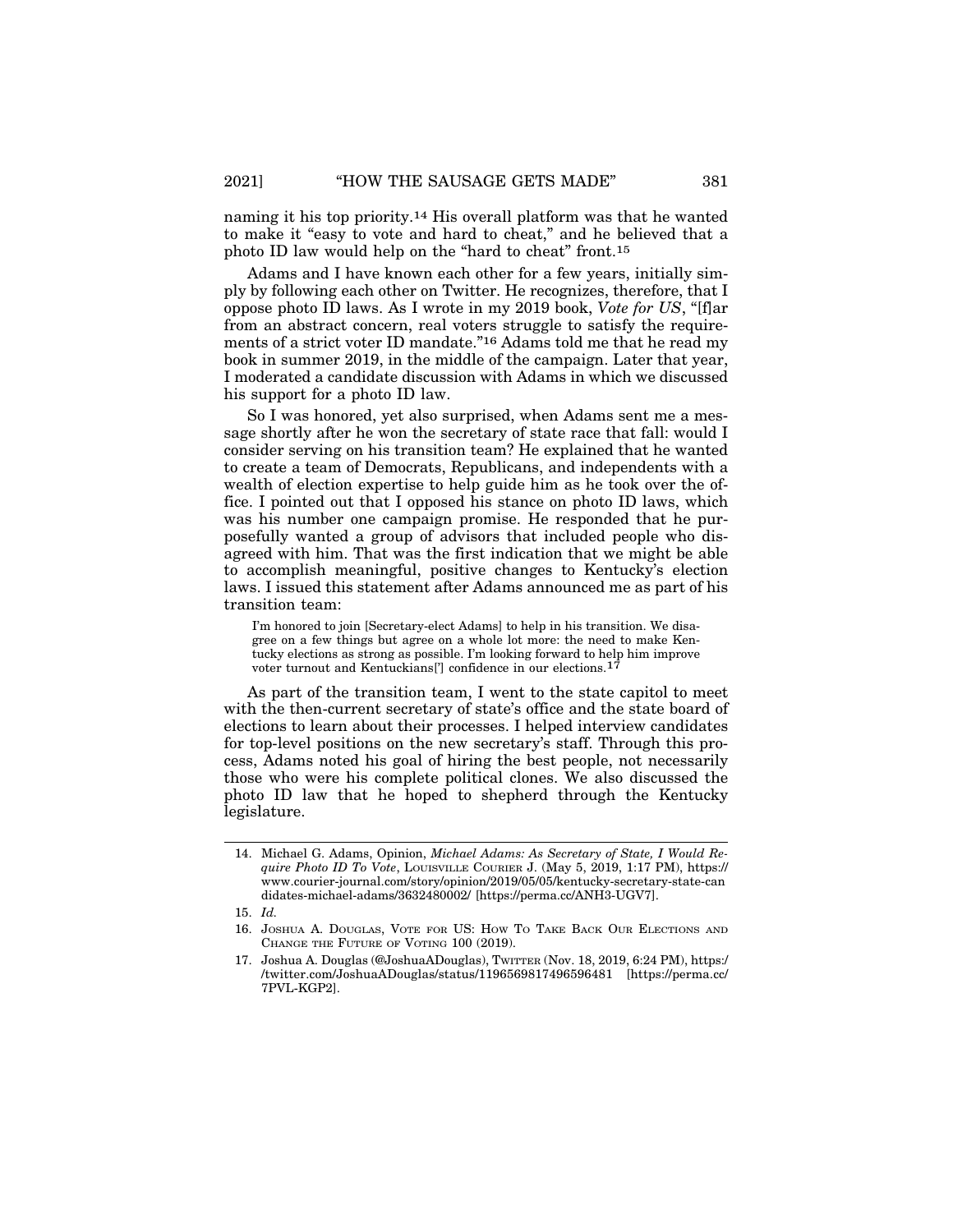naming it his top priority.[14] His overall platform was that he wanted to make it "easy to vote and hard to cheat," and he believed that a photo ID law would help on the "hard to cheat" front.[15]

Adams and I have known each other for a few years, initially simply by following each other on Twitter. He recognizes, therefore, that I oppose photo ID laws. As I wrote in my 2019 book, *Vote for US*, "[f]ar from an abstract concern, real voters struggle to satisfy the requirements of a strict voter ID mandate."[16] Adams told me that he read my book in summer 2019, in the middle of the campaign. Later that year, I moderated a candidate discussion with Adams in which we discussed his support for a photo ID law.

So I was honored, yet also surprised, when Adams sent me a message shortly after he won the secretary of state race that fall: would I consider serving on his transition team? He explained that he wanted to create a team of Democrats, Republicans, and independents with a wealth of election expertise to help guide him as he took over the office. I pointed out that I opposed his stance on photo ID laws, which was his number one campaign promise. He responded that he purposefully wanted a group of advisors that included people who disagreed with him. That was the first indication that we might be able to accomplish meaningful, positive changes to Kentucky's election laws. I issued this statement after Adams announced me as part of his transition team:

> I'm honored to join [Secretary-elect Adams] to help in his transition. We disagree on a few things but agree on a whole lot more: the need to make Kentucky elections as strong as possible. I'm looking forward to help him improve voter turnout and Kentuckians['] confidence in our elections.[17]

As part of the transition team, I went to the state capitol to meet with the then-current secretary of state's office and the state board of elections to learn about their processes. I helped interview candidates for top-level positions on the new secretary's staff. Through this process, Adams noted his goal of hiring the best people, not necessarily those who were his complete political clones. We also discussed the photo ID law that he hoped to shepherd through the Kentucky legislature.

---

14. Michael G. Adams, Opinion, *Michael Adams: As Secretary of State, I Would Require Photo ID To Vote*, LOUISVILLE COURIER J. (May 5, 2019, 1:17 PM), https://www.courier-journal.com/story/opinion/2019/05/05/kentucky-secretary-state-candidates-michael-adams/3632480002/ [https://perma.cc/ANH3-UGV7].

15. *Id.*

16. JOSHUA A. DOUGLAS, VOTE FOR US: HOW TO TAKE BACK OUR ELECTIONS AND CHANGE THE FUTURE OF VOTING 100 (2019).

17. Joshua A. Douglas (@JoshuaADouglas), TWITTER (Nov. 18, 2019, 6:24 PM), https://twitter.com/JoshuaADouglas/status/1196569817496596481 [https://perma.cc/7PVL-KGP2].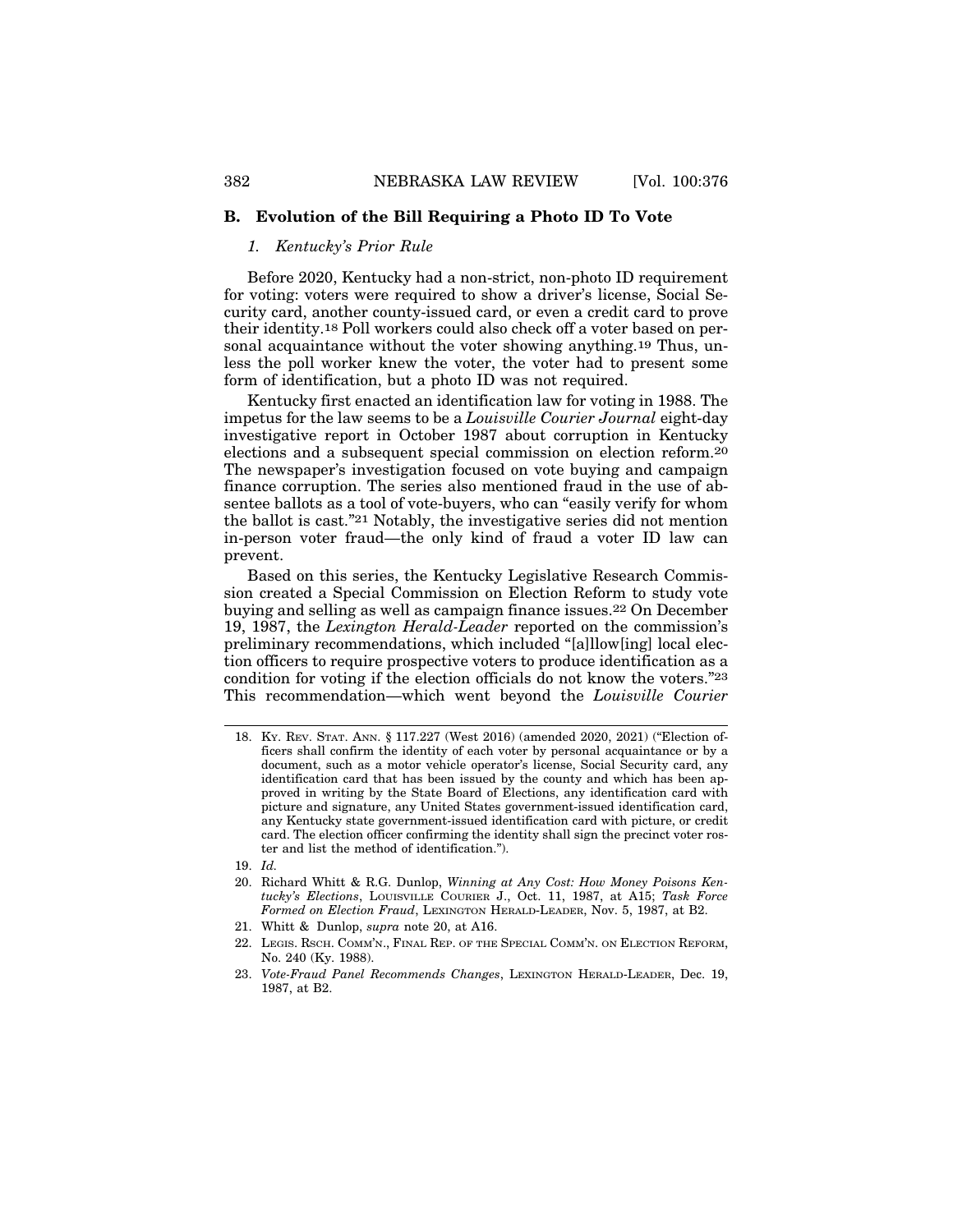### B. Evolution of the Bill Requiring a Photo ID To Vote

#### *1. Kentucky's Prior Rule*

Before 2020, Kentucky had a non-strict, non-photo ID requirement for voting: voters were required to show a driver's license, Social Security card, another county-issued card, or even a credit card to prove their identity.[18] Poll workers could also check off a voter based on personal acquaintance without the voter showing anything.[19] Thus, unless the poll worker knew the voter, the voter had to present some form of identification, but a photo ID was not required.

Kentucky first enacted an identification law for voting in 1988. The impetus for the law seems to be a *Louisville Courier Journal* eight-day investigative report in October 1987 about corruption in Kentucky elections and a subsequent special commission on election reform.[20] The newspaper's investigation focused on vote buying and campaign finance corruption. The series also mentioned fraud in the use of absentee ballots as a tool of vote-buyers, who can "easily verify for whom the ballot is cast."[21] Notably, the investigative series did not mention in-person voter fraud—the only kind of fraud a voter ID law can prevent.

Based on this series, the Kentucky Legislative Research Commission created a Special Commission on Election Reform to study vote buying and selling as well as campaign finance issues.[22] On December 19, 1987, the *Lexington Herald-Leader* reported on the commission's preliminary recommendations, which included "[a]llow[ing] local election officers to require prospective voters to produce identification as a condition for voting if the election officials do not know the voters."[23] This recommendation—which went beyond the *Louisville Courier*

---

18. KY. REV. STAT. ANN. § 117.227 (West 2016) (amended 2020, 2021) ("Election officers shall confirm the identity of each voter by personal acquaintance or by a document, such as a motor vehicle operator's license, Social Security card, any identification card that has been issued by the county and which has been approved in writing by the State Board of Elections, any identification card with picture and signature, any United States government-issued identification card, any Kentucky state government-issued identification card with picture, or credit card. The election officer confirming the identity shall sign the precinct voter roster and list the method of identification.").

19. *Id.*

20. Richard Whitt & R.G. Dunlop, *Winning at Any Cost: How Money Poisons Kentucky's Elections*, LOUISVILLE COURIER J., Oct. 11, 1987, at A15; *Task Force Formed on Election Fraud*, LEXINGTON HERALD-LEADER, Nov. 5, 1987, at B2.

21. Whitt & Dunlop, *supra* note 20, at A16.

22. LEGIS. RSCH. COMM'N., FINAL REP. OF THE SPECIAL COMM'N. ON ELECTION REFORM, No. 240 (Ky. 1988).

23. *Vote-Fraud Panel Recommends Changes*, LEXINGTON HERALD-LEADER, Dec. 19, 1987, at B2.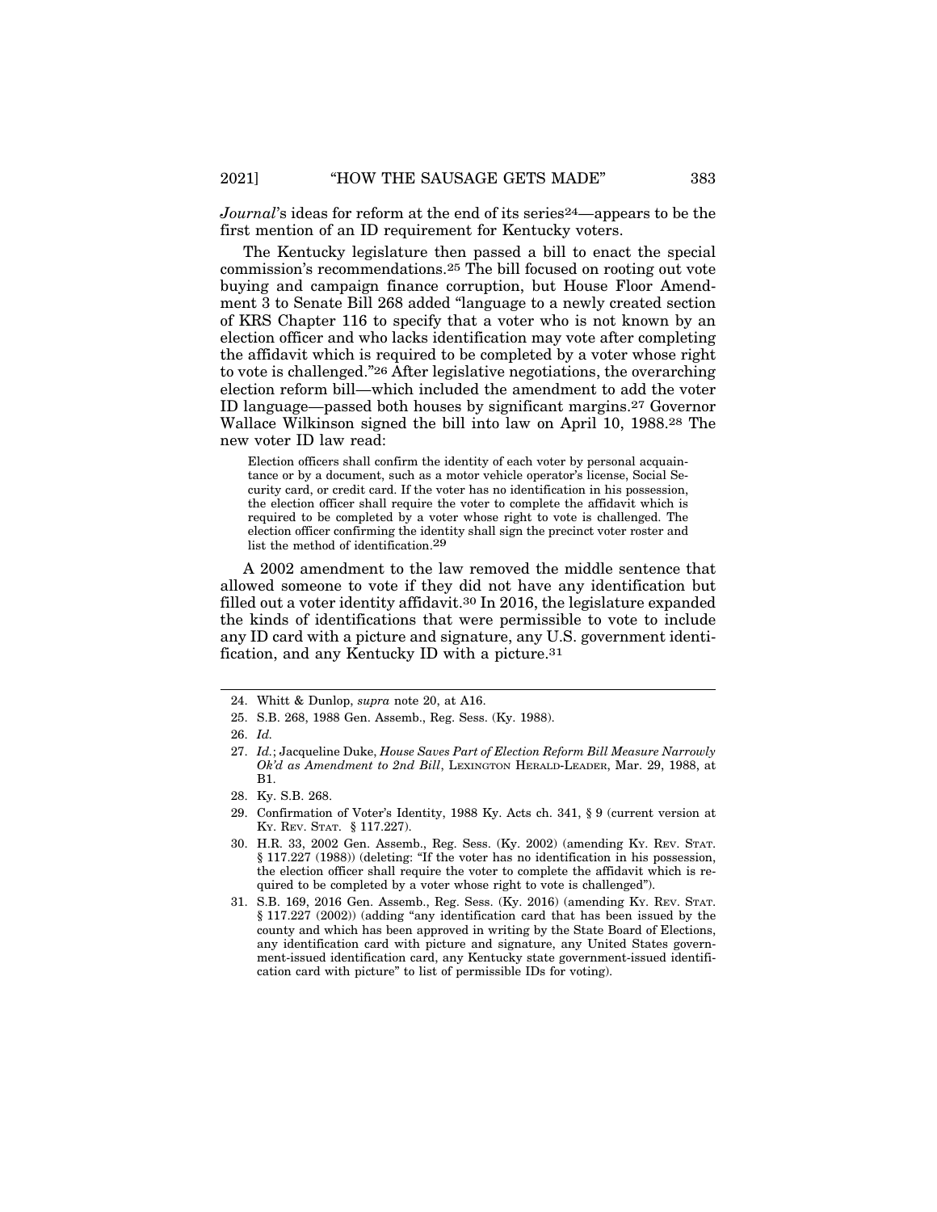*Journal*'s ideas for reform at the end of its series[24]—appears to be the first mention of an ID requirement for Kentucky voters.

The Kentucky legislature then passed a bill to enact the special commission's recommendations.[25] The bill focused on rooting out vote buying and campaign finance corruption, but House Floor Amendment 3 to Senate Bill 268 added "language to a newly created section of KRS Chapter 116 to specify that a voter who is not known by an election officer and who lacks identification may vote after completing the affidavit which is required to be completed by a voter whose right to vote is challenged."[26] After legislative negotiations, the overarching election reform bill—which included the amendment to add the voter ID language—passed both houses by significant margins.[27] Governor Wallace Wilkinson signed the bill into law on April 10, 1988.[28] The new voter ID law read:

> Election officers shall confirm the identity of each voter by personal acquaintance or by a document, such as a motor vehicle operator's license, Social Security card, or credit card. If the voter has no identification in his possession, the election officer shall require the voter to complete the affidavit which is required to be completed by a voter whose right to vote is challenged. The election officer confirming the identity shall sign the precinct voter roster and list the method of identification.[29]

A 2002 amendment to the law removed the middle sentence that allowed someone to vote if they did not have any identification but filled out a voter identity affidavit.[30] In 2016, the legislature expanded the kinds of identifications that were permissible to vote to include any ID card with a picture and signature, any U.S. government identification, and any Kentucky ID with a picture.[31]

---

24. Whitt & Dunlop, *supra* note 20, at A16.
25. S.B. 268, 1988 Gen. Assemb., Reg. Sess. (Ky. 1988).
26. *Id.*
27. *Id.*; Jacqueline Duke, *House Saves Part of Election Reform Bill Measure Narrowly Ok'd as Amendment to 2nd Bill*, LEXINGTON HERALD-LEADER, Mar. 29, 1988, at B1.
28. Ky. S.B. 268.
29. Confirmation of Voter's Identity, 1988 Ky. Acts ch. 341, § 9 (current version at KY. REV. STAT. § 117.227).
30. H.R. 33, 2002 Gen. Assemb., Reg. Sess. (Ky. 2002) (amending KY. REV. STAT. § 117.227 (1988)) (deleting: "If the voter has no identification in his possession, the election officer shall require the voter to complete the affidavit which is required to be completed by a voter whose right to vote is challenged").
31. S.B. 169, 2016 Gen. Assemb., Reg. Sess. (Ky. 2016) (amending KY. REV. STAT. § 117.227 (2002)) (adding "any identification card that has been issued by the county and which has been approved in writing by the State Board of Elections, any identification card with picture and signature, any United States government-issued identification card, any Kentucky state government-issued identification card with picture" to list of permissible IDs for voting).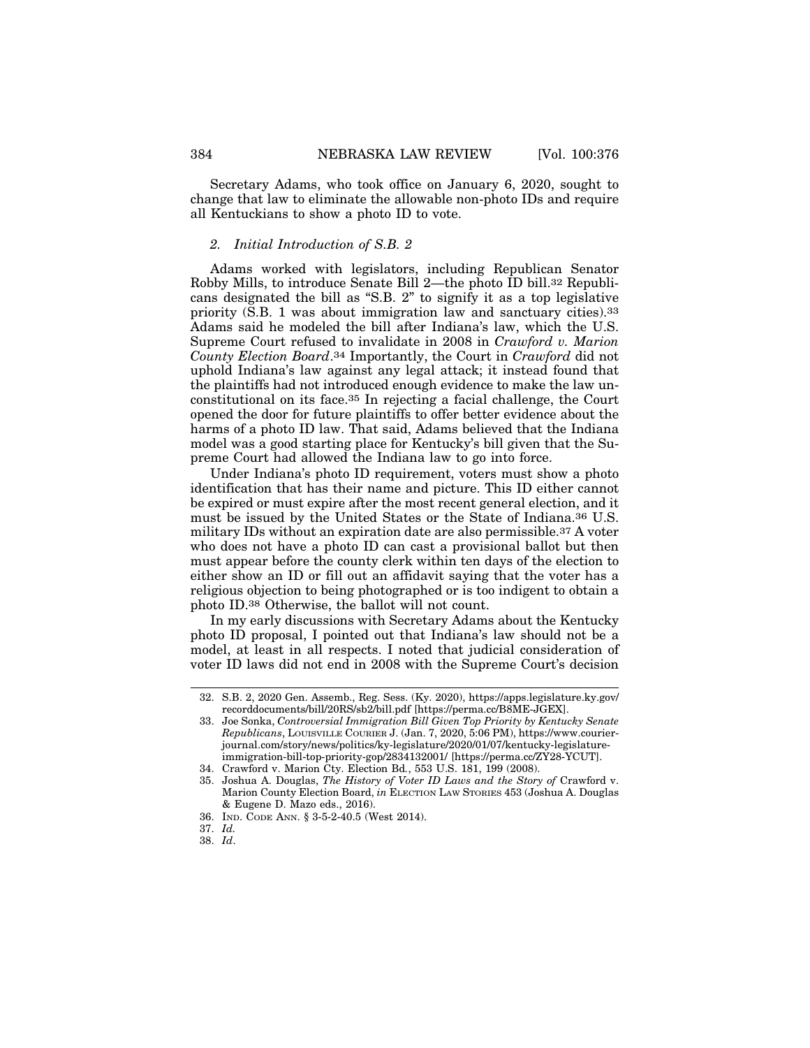Secretary Adams, who took office on January 6, 2020, sought to change that law to eliminate the allowable non-photo IDs and require all Kentuckians to show a photo ID to vote.

#### *2. Initial Introduction of S.B. 2*

Adams worked with legislators, including Republican Senator Robby Mills, to introduce Senate Bill 2—the photo ID bill.[32] Republicans designated the bill as "S.B. 2" to signify it as a top legislative priority (S.B. 1 was about immigration law and sanctuary cities).[33] Adams said he modeled the bill after Indiana's law, which the U.S. Supreme Court refused to invalidate in 2008 in *Crawford v. Marion County Election Board*.[34] Importantly, the Court in *Crawford* did not uphold Indiana's law against any legal attack; it instead found that the plaintiffs had not introduced enough evidence to make the law unconstitutional on its face.[35] In rejecting a facial challenge, the Court opened the door for future plaintiffs to offer better evidence about the harms of a photo ID law. That said, Adams believed that the Indiana model was a good starting place for Kentucky's bill given that the Supreme Court had allowed the Indiana law to go into force.

Under Indiana's photo ID requirement, voters must show a photo identification that has their name and picture. This ID either cannot be expired or must expire after the most recent general election, and it must be issued by the United States or the State of Indiana.[36] U.S. military IDs without an expiration date are also permissible.[37] A voter who does not have a photo ID can cast a provisional ballot but then must appear before the county clerk within ten days of the election to either show an ID or fill out an affidavit saying that the voter has a religious objection to being photographed or is too indigent to obtain a photo ID.[38] Otherwise, the ballot will not count.

In my early discussions with Secretary Adams about the Kentucky photo ID proposal, I pointed out that Indiana's law should not be a model, at least in all respects. I noted that judicial consideration of voter ID laws did not end in 2008 with the Supreme Court's decision

---

32. S.B. 2, 2020 Gen. Assemb., Reg. Sess. (Ky. 2020), https://apps.legislature.ky.gov/recorddocuments/bill/20RS/sb2/bill.pdf [https://perma.cc/B8ME-JGEX].

33. Joe Sonka, *Controversial Immigration Bill Given Top Priority by Kentucky Senate Republicans*, LOUISVILLE COURIER J. (Jan. 7, 2020, 5:06 PM), https://www.courier-journal.com/story/news/politics/ky-legislature/2020/01/07/kentucky-legislature-immigration-bill-top-priority-gop/2834132001/ [https://perma.cc/ZY28-YCUT].

34. Crawford v. Marion Cty. Election Bd., 553 U.S. 181, 199 (2008).

35. Joshua A. Douglas, *The History of Voter ID Laws and the Story of* Crawford v. Marion County Election Board, *in* ELECTION LAW STORIES 453 (Joshua A. Douglas & Eugene D. Mazo eds., 2016).

36. IND. CODE ANN. § 3-5-2-40.5 (West 2014).

37. *Id.*

38. *Id*.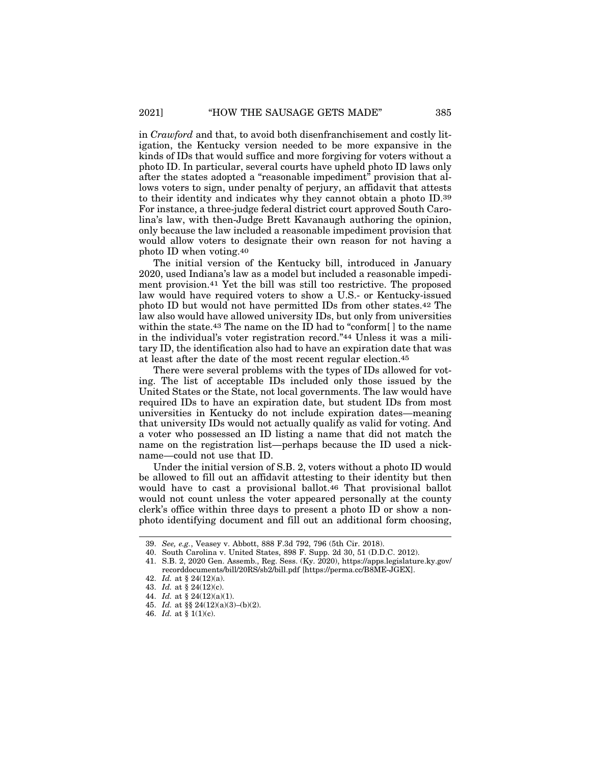in *Crawford* and that, to avoid both disenfranchisement and costly litigation, the Kentucky version needed to be more expansive in the kinds of IDs that would suffice and more forgiving for voters without a photo ID. In particular, several courts have upheld photo ID laws only after the states adopted a "reasonable impediment" provision that allows voters to sign, under penalty of perjury, an affidavit that attests to their identity and indicates why they cannot obtain a photo ID.[39] For instance, a three-judge federal district court approved South Carolina's law, with then-Judge Brett Kavanaugh authoring the opinion, only because the law included a reasonable impediment provision that would allow voters to designate their own reason for not having a photo ID when voting.[40]

The initial version of the Kentucky bill, introduced in January 2020, used Indiana's law as a model but included a reasonable impediment provision.[41] Yet the bill was still too restrictive. The proposed law would have required voters to show a U.S.- or Kentucky-issued photo ID but would not have permitted IDs from other states.[42] The law also would have allowed university IDs, but only from universities within the state.[43] The name on the ID had to "conform[ ] to the name in the individual's voter registration record."[44] Unless it was a military ID, the identification also had to have an expiration date that was at least after the date of the most recent regular election.[45]

There were several problems with the types of IDs allowed for voting. The list of acceptable IDs included only those issued by the United States or the State, not local governments. The law would have required IDs to have an expiration date, but student IDs from most universities in Kentucky do not include expiration dates—meaning that university IDs would not actually qualify as valid for voting. And a voter who possessed an ID listing a name that did not match the name on the registration list—perhaps because the ID used a nickname—could not use that ID.

Under the initial version of S.B. 2, voters without a photo ID would be allowed to fill out an affidavit attesting to their identity but then would have to cast a provisional ballot.[46] That provisional ballot would not count unless the voter appeared personally at the county clerk's office within three days to present a photo ID or show a non-photo identifying document and fill out an additional form choosing,

---

39. *See, e.g.*, Veasey v. Abbott, 888 F.3d 792, 796 (5th Cir. 2018).

40. South Carolina v. United States, 898 F. Supp. 2d 30, 51 (D.D.C. 2012).

41. S.B. 2, 2020 Gen. Assemb., Reg. Sess. (Ky. 2020), https://apps.legislature.ky.gov/recorddocuments/bill/20RS/sb2/bill.pdf [https://perma.cc/B8ME-JGEX].

42. *Id.* at § 24(12)(a).

43. *Id.* at § 24(12)(c).

44. *Id.* at § 24(12)(a)(1).

45. *Id.* at §§ 24(12)(a)(3)–(b)(2).

46. *Id.* at § 1(1)(c).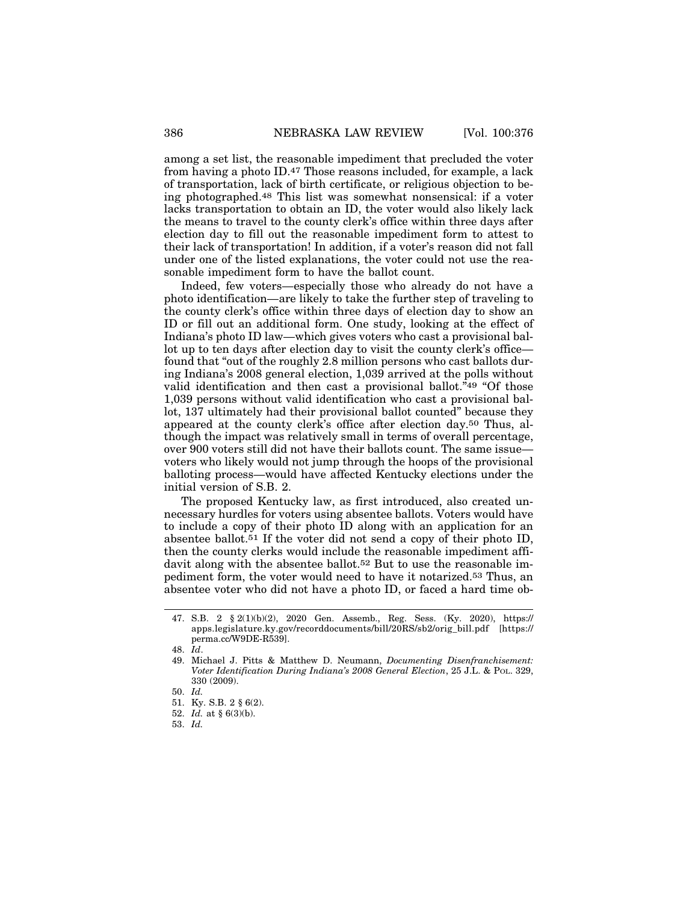among a set list, the reasonable impediment that precluded the voter from having a photo ID.[47] Those reasons included, for example, a lack of transportation, lack of birth certificate, or religious objection to being photographed.[48] This list was somewhat nonsensical: if a voter lacks transportation to obtain an ID, the voter would also likely lack the means to travel to the county clerk's office within three days after election day to fill out the reasonable impediment form to attest to their lack of transportation! In addition, if a voter's reason did not fall under one of the listed explanations, the voter could not use the reasonable impediment form to have the ballot count.

Indeed, few voters—especially those who already do not have a photo identification—are likely to take the further step of traveling to the county clerk's office within three days of election day to show an ID or fill out an additional form. One study, looking at the effect of Indiana's photo ID law—which gives voters who cast a provisional ballot up to ten days after election day to visit the county clerk's office—found that "out of the roughly 2.8 million persons who cast ballots during Indiana's 2008 general election, 1,039 arrived at the polls without valid identification and then cast a provisional ballot."[49] "Of those 1,039 persons without valid identification who cast a provisional ballot, 137 ultimately had their provisional ballot counted" because they appeared at the county clerk's office after election day.[50] Thus, although the impact was relatively small in terms of overall percentage, over 900 voters still did not have their ballots count. The same issue—voters who likely would not jump through the hoops of the provisional balloting process—would have affected Kentucky elections under the initial version of S.B. 2.

The proposed Kentucky law, as first introduced, also created unnecessary hurdles for voters using absentee ballots. Voters would have to include a copy of their photo ID along with an application for an absentee ballot.[51] If the voter did not send a copy of their photo ID, then the county clerks would include the reasonable impediment affidavit along with the absentee ballot.[52] But to use the reasonable impediment form, the voter would need to have it notarized.[53] Thus, an absentee voter who did not have a photo ID, or faced a hard time ob-

---

47. S.B. 2 § 2(1)(b)(2), 2020 Gen. Assemb., Reg. Sess. (Ky. 2020), https://apps.legislature.ky.gov/recorddocuments/bill/20RS/sb2/orig_bill.pdf [https://perma.cc/W9DE-R539].

48. *Id*.

49. Michael J. Pitts & Matthew D. Neumann, *Documenting Disenfranchisement: Voter Identification During Indiana's 2008 General Election*, 25 J.L. & POL. 329, 330 (2009).

50. *Id.*

51. Ky. S.B. 2 § 6(2).

52. *Id.* at § 6(3)(b).

53. *Id.*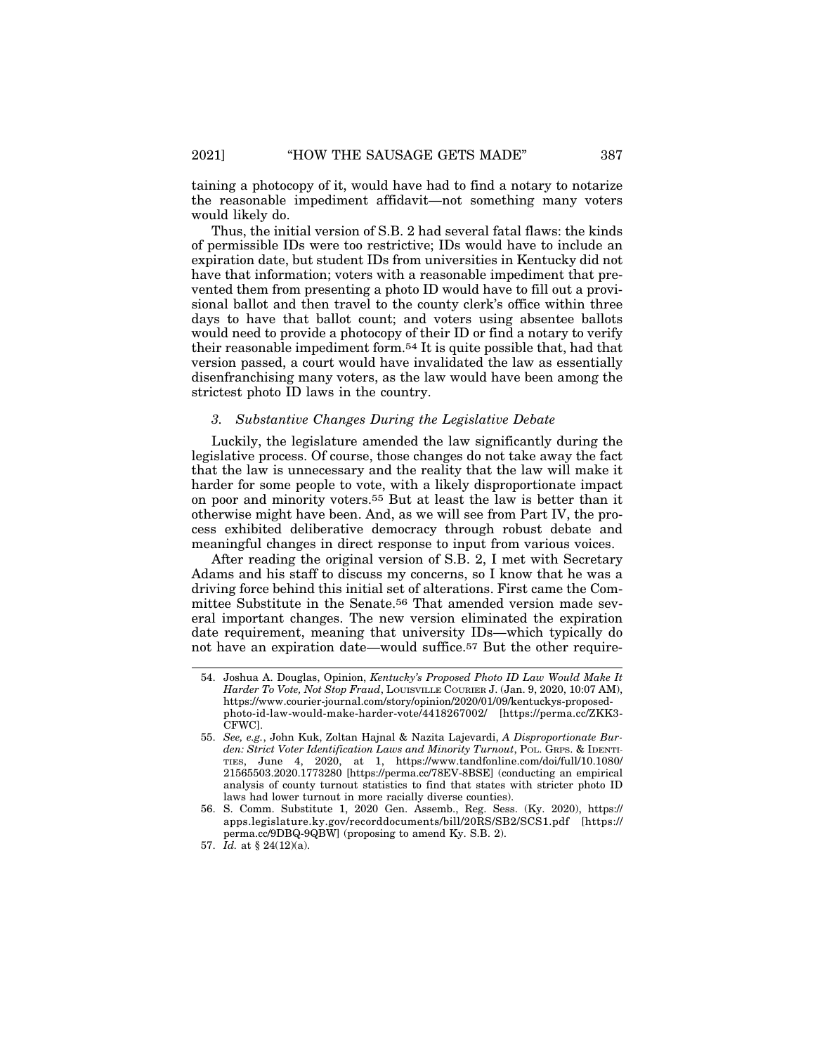taining a photocopy of it, would have had to find a notary to notarize the reasonable impediment affidavit—not something many voters would likely do.

Thus, the initial version of S.B. 2 had several fatal flaws: the kinds of permissible IDs were too restrictive; IDs would have to include an expiration date, but student IDs from universities in Kentucky did not have that information; voters with a reasonable impediment that prevented them from presenting a photo ID would have to fill out a provisional ballot and then travel to the county clerk's office within three days to have that ballot count; and voters using absentee ballots would need to provide a photocopy of their ID or find a notary to verify their reasonable impediment form.[54] It is quite possible that, had that version passed, a court would have invalidated the law as essentially disenfranchising many voters, as the law would have been among the strictest photo ID laws in the country.

### *3. Substantive Changes During the Legislative Debate*

Luckily, the legislature amended the law significantly during the legislative process. Of course, those changes do not take away the fact that the law is unnecessary and the reality that the law will make it harder for some people to vote, with a likely disproportionate impact on poor and minority voters.[55] But at least the law is better than it otherwise might have been. And, as we will see from Part IV, the process exhibited deliberative democracy through robust debate and meaningful changes in direct response to input from various voices.

After reading the original version of S.B. 2, I met with Secretary Adams and his staff to discuss my concerns, so I know that he was a driving force behind this initial set of alterations. First came the Committee Substitute in the Senate.[56] That amended version made several important changes. The new version eliminated the expiration date requirement, meaning that university IDs—which typically do not have an expiration date—would suffice.[57] But the other require-

---

54. Joshua A. Douglas, Opinion, *Kentucky's Proposed Photo ID Law Would Make It Harder To Vote, Not Stop Fraud*, LOUISVILLE COURIER J. (Jan. 9, 2020, 10:07 AM), https://www.courier-journal.com/story/opinion/2020/01/09/kentuckys-proposed-photo-id-law-would-make-harder-vote/4418267002/ [https://perma.cc/ZKK3-CFWC].

55. *See, e.g.*, John Kuk, Zoltan Hajnal & Nazita Lajevardi, *A Disproportionate Burden: Strict Voter Identification Laws and Minority Turnout*, POL. GRPS. & IDENTITIES, June 4, 2020, at 1, https://www.tandfonline.com/doi/full/10.1080/21565503.2020.1773280 [https://perma.cc/78EV-8BSE] (conducting an empirical analysis of county turnout statistics to find that states with stricter photo ID laws had lower turnout in more racially diverse counties).

56. S. Comm. Substitute 1, 2020 Gen. Assemb., Reg. Sess. (Ky. 2020), https://apps.legislature.ky.gov/recorddocuments/bill/20RS/SB2/SCS1.pdf [https://perma.cc/9DBQ-9QBW] (proposing to amend Ky. S.B. 2).

57. *Id.* at § 24(12)(a).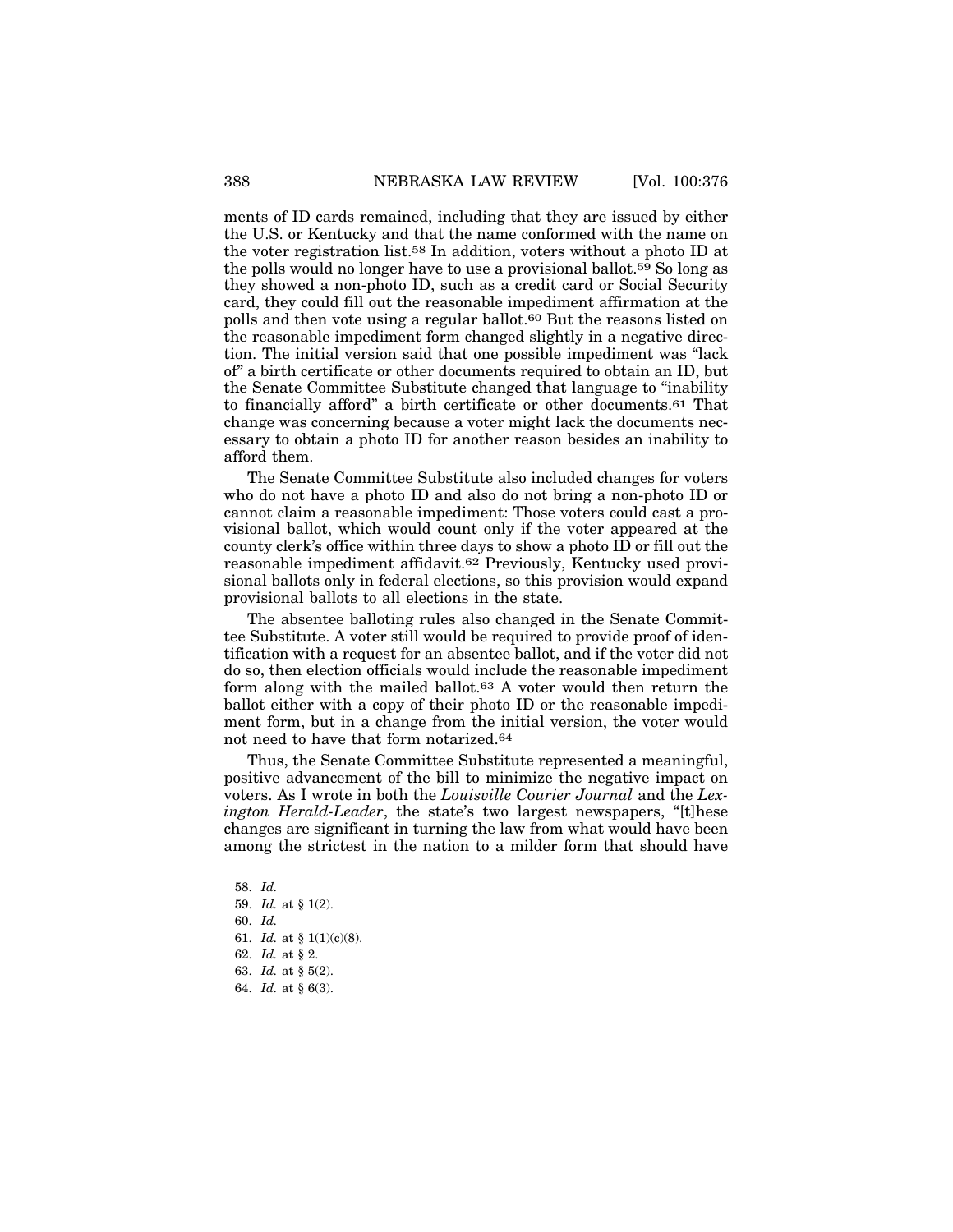ments of ID cards remained, including that they are issued by either the U.S. or Kentucky and that the name conformed with the name on the voter registration list.[58] In addition, voters without a photo ID at the polls would no longer have to use a provisional ballot.[59] So long as they showed a non-photo ID, such as a credit card or Social Security card, they could fill out the reasonable impediment affirmation at the polls and then vote using a regular ballot.[60] But the reasons listed on the reasonable impediment form changed slightly in a negative direction. The initial version said that one possible impediment was "lack of" a birth certificate or other documents required to obtain an ID, but the Senate Committee Substitute changed that language to "inability to financially afford" a birth certificate or other documents.[61] That change was concerning because a voter might lack the documents necessary to obtain a photo ID for another reason besides an inability to afford them.

The Senate Committee Substitute also included changes for voters who do not have a photo ID and also do not bring a non-photo ID or cannot claim a reasonable impediment: Those voters could cast a provisional ballot, which would count only if the voter appeared at the county clerk's office within three days to show a photo ID or fill out the reasonable impediment affidavit.[62] Previously, Kentucky used provisional ballots only in federal elections, so this provision would expand provisional ballots to all elections in the state.

The absentee balloting rules also changed in the Senate Committee Substitute. A voter still would be required to provide proof of identification with a request for an absentee ballot, and if the voter did not do so, then election officials would include the reasonable impediment form along with the mailed ballot.[63] A voter would then return the ballot either with a copy of their photo ID or the reasonable impediment form, but in a change from the initial version, the voter would not need to have that form notarized.[64]

Thus, the Senate Committee Substitute represented a meaningful, positive advancement of the bill to minimize the negative impact on voters. As I wrote in both the *Louisville Courier Journal* and the *Lexington Herald-Leader*, the state's two largest newspapers, "[t]hese changes are significant in turning the law from what would have been among the strictest in the nation to a milder form that should have

58. *Id.*
59. *Id.* at § 1(2).
60. *Id.*
61. *Id.* at § 1(1)(c)(8).
62. *Id.* at § 2.
63. *Id.* at § 5(2).
64. *Id.* at § 6(3).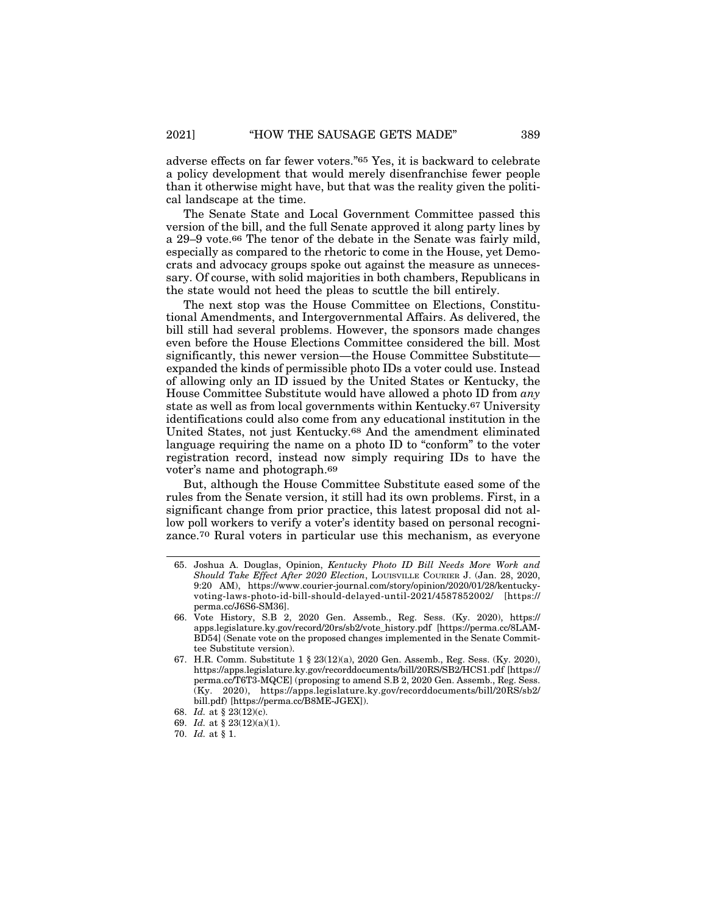adverse effects on far fewer voters."[65] Yes, it is backward to celebrate a policy development that would merely disenfranchise fewer people than it otherwise might have, but that was the reality given the political landscape at the time.

The Senate State and Local Government Committee passed this version of the bill, and the full Senate approved it along party lines by a 29–9 vote.[66] The tenor of the debate in the Senate was fairly mild, especially as compared to the rhetoric to come in the House, yet Democrats and advocacy groups spoke out against the measure as unnecessary. Of course, with solid majorities in both chambers, Republicans in the state would not heed the pleas to scuttle the bill entirely.

The next stop was the House Committee on Elections, Constitutional Amendments, and Intergovernmental Affairs. As delivered, the bill still had several problems. However, the sponsors made changes even before the House Elections Committee considered the bill. Most significantly, this newer version—the House Committee Substitute—expanded the kinds of permissible photo IDs a voter could use. Instead of allowing only an ID issued by the United States or Kentucky, the House Committee Substitute would have allowed a photo ID from *any* state as well as from local governments within Kentucky.[67] University identifications could also come from any educational institution in the United States, not just Kentucky.[68] And the amendment eliminated language requiring the name on a photo ID to "conform" to the voter registration record, instead now simply requiring IDs to have the voter's name and photograph.[69]

But, although the House Committee Substitute eased some of the rules from the Senate version, it still had its own problems. First, in a significant change from prior practice, this latest proposal did not allow poll workers to verify a voter's identity based on personal recognizance.[70] Rural voters in particular use this mechanism, as everyone

---

65. Joshua A. Douglas, Opinion, *Kentucky Photo ID Bill Needs More Work and Should Take Effect After 2020 Election*, LOUISVILLE COURIER J. (Jan. 28, 2020, 9:20 AM), https://www.courier-journal.com/story/opinion/2020/01/28/kentucky-voting-laws-photo-id-bill-should-delayed-until-2021/4587852002/ [https://perma.cc/J6S6-SM36].

66. Vote History, S.B 2, 2020 Gen. Assemb., Reg. Sess. (Ky. 2020), https://apps.legislature.ky.gov/record/20rs/sb2/vote_history.pdf [https://perma.cc/8LAM-BD54] (Senate vote on the proposed changes implemented in the Senate Committee Substitute version).

67. H.R. Comm. Substitute 1 § 23(12)(a), 2020 Gen. Assemb., Reg. Sess. (Ky. 2020), https://apps.legislature.ky.gov/recorddocuments/bill/20RS/SB2/HCS1.pdf [https://perma.cc/T6T3-MQCE] (proposing to amend S.B 2, 2020 Gen. Assemb., Reg. Sess. (Ky. 2020), https://apps.legislature.ky.gov/recorddocuments/bill/20RS/sb2/bill.pdf) [https://perma.cc/B8ME-JGEX]).

68. *Id.* at § 23(12)(c).

69. *Id.* at § 23(12)(a)(1).

70. *Id.* at § 1.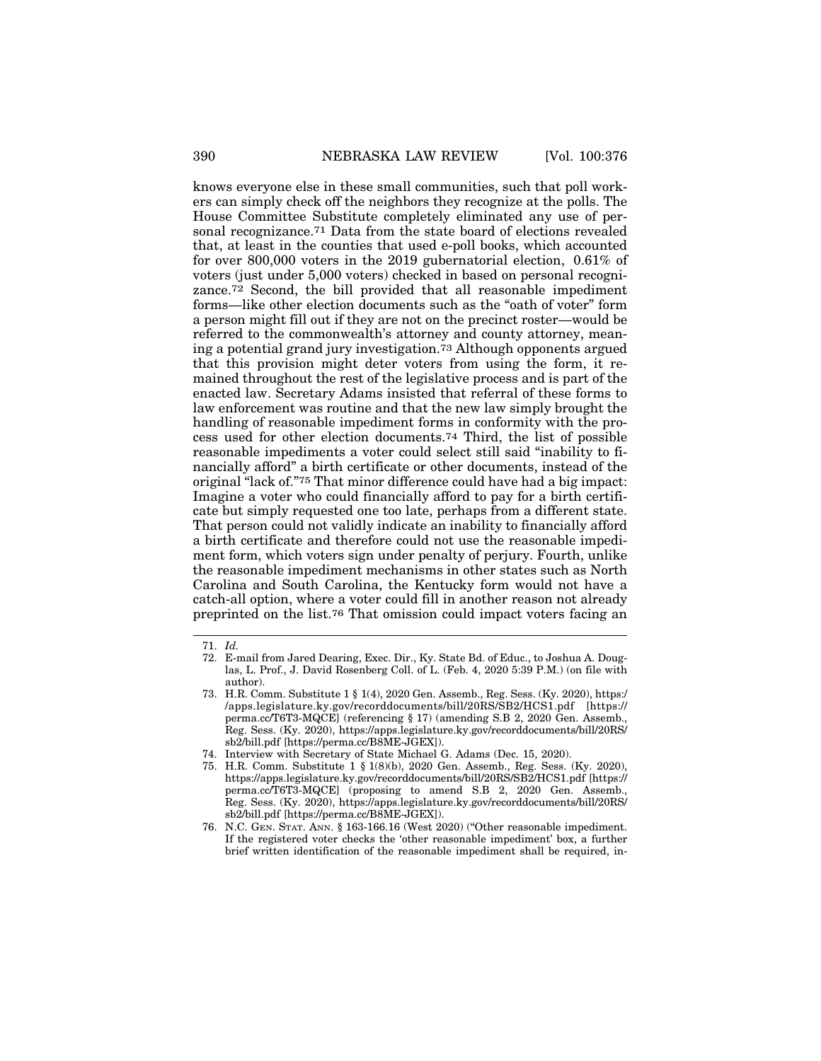knows everyone else in these small communities, such that poll workers can simply check off the neighbors they recognize at the polls. The House Committee Substitute completely eliminated any use of personal recognizance.[71] Data from the state board of elections revealed that, at least in the counties that used e-poll books, which accounted for over 800,000 voters in the 2019 gubernatorial election, 0.61% of voters (just under 5,000 voters) checked in based on personal recognizance.[72] Second, the bill provided that all reasonable impediment forms—like other election documents such as the "oath of voter" form a person might fill out if they are not on the precinct roster—would be referred to the commonwealth's attorney and county attorney, meaning a potential grand jury investigation.[73] Although opponents argued that this provision might deter voters from using the form, it remained throughout the rest of the legislative process and is part of the enacted law. Secretary Adams insisted that referral of these forms to law enforcement was routine and that the new law simply brought the handling of reasonable impediment forms in conformity with the process used for other election documents.[74] Third, the list of possible reasonable impediments a voter could select still said "inability to financially afford" a birth certificate or other documents, instead of the original "lack of."[75] That minor difference could have had a big impact: Imagine a voter who could financially afford to pay for a birth certificate but simply requested one too late, perhaps from a different state. That person could not validly indicate an inability to financially afford a birth certificate and therefore could not use the reasonable impediment form, which voters sign under penalty of perjury. Fourth, unlike the reasonable impediment mechanisms in other states such as North Carolina and South Carolina, the Kentucky form would not have a catch-all option, where a voter could fill in another reason not already preprinted on the list.[76] That omission could impact voters facing an

---

71. *Id.*

72. E-mail from Jared Dearing, Exec. Dir., Ky. State Bd. of Educ., to Joshua A. Douglas, L. Prof., J. David Rosenberg Coll. of L. (Feb. 4, 2020 5:39 P.M.) (on file with author).

73. H.R. Comm. Substitute 1 § 1(4), 2020 Gen. Assemb., Reg. Sess. (Ky. 2020), https://apps.legislature.ky.gov/recorddocuments/bill/20RS/SB2/HCS1.pdf [https://perma.cc/T6T3-MQCE] (referencing § 17) (amending S.B 2, 2020 Gen. Assemb., Reg. Sess. (Ky. 2020), https://apps.legislature.ky.gov/recorddocuments/bill/20RS/sb2/bill.pdf [https://perma.cc/B8ME-JGEX]).

74. Interview with Secretary of State Michael G. Adams (Dec. 15, 2020).

75. H.R. Comm. Substitute 1 § 1(8)(b), 2020 Gen. Assemb., Reg. Sess. (Ky. 2020), https://apps.legislature.ky.gov/recorddocuments/bill/20RS/SB2/HCS1.pdf [https://perma.cc/T6T3-MQCE] (proposing to amend S.B 2, 2020 Gen. Assemb., Reg. Sess. (Ky. 2020), https://apps.legislature.ky.gov/recorddocuments/bill/20RS/sb2/bill.pdf [https://perma.cc/B8ME-JGEX]).

76. N.C. GEN. STAT. ANN. § 163-166.16 (West 2020) ("Other reasonable impediment. If the registered voter checks the 'other reasonable impediment' box, a further brief written identification of the reasonable impediment shall be required, in-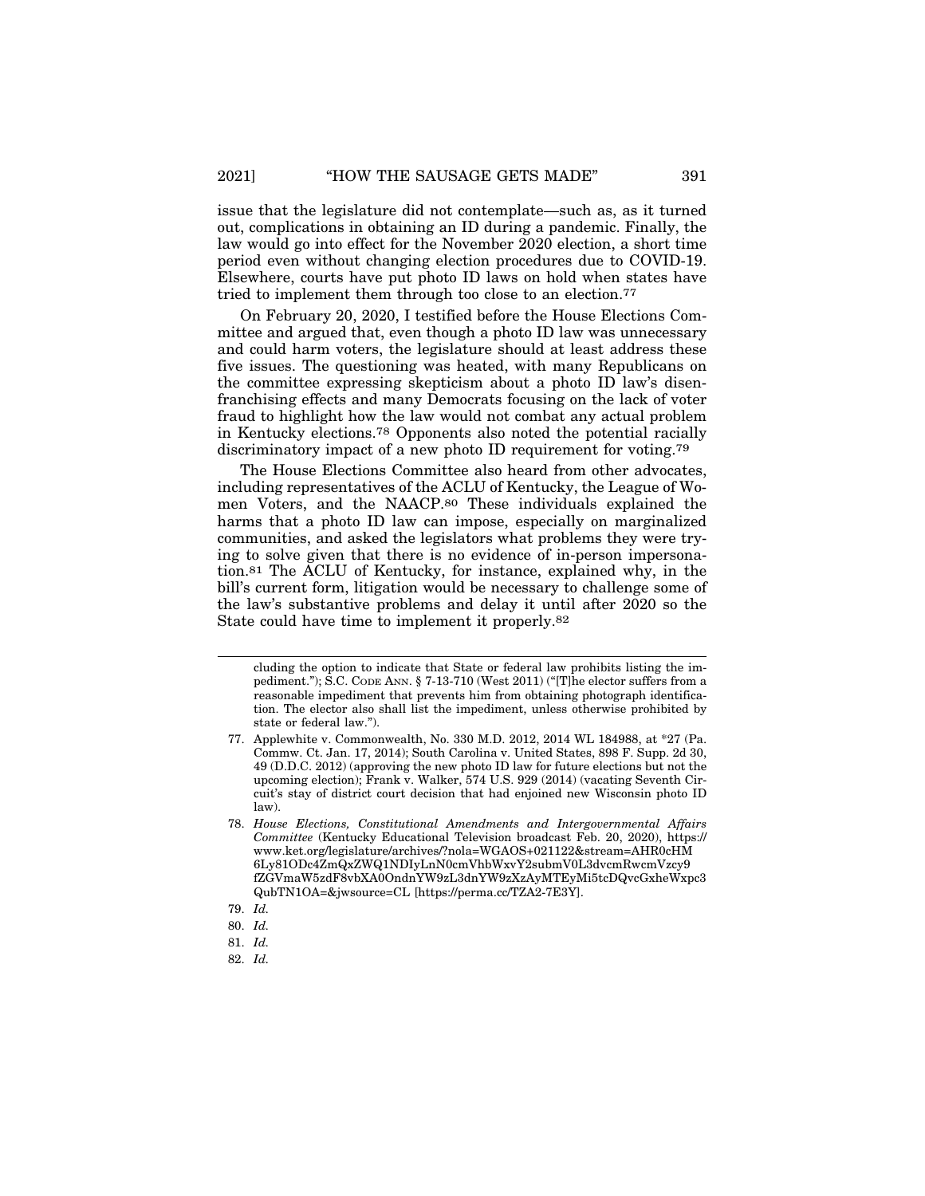issue that the legislature did not contemplate—such as, as it turned out, complications in obtaining an ID during a pandemic. Finally, the law would go into effect for the November 2020 election, a short time period even without changing election procedures due to COVID-19. Elsewhere, courts have put photo ID laws on hold when states have tried to implement them through too close to an election.[77]

On February 20, 2020, I testified before the House Elections Committee and argued that, even though a photo ID law was unnecessary and could harm voters, the legislature should at least address these five issues. The questioning was heated, with many Republicans on the committee expressing skepticism about a photo ID law's disenfranchising effects and many Democrats focusing on the lack of voter fraud to highlight how the law would not combat any actual problem in Kentucky elections.[78] Opponents also noted the potential racially discriminatory impact of a new photo ID requirement for voting.[79]

The House Elections Committee also heard from other advocates, including representatives of the ACLU of Kentucky, the League of Women Voters, and the NAACP.[80] These individuals explained the harms that a photo ID law can impose, especially on marginalized communities, and asked the legislators what problems they were trying to solve given that there is no evidence of in-person impersonation.[81] The ACLU of Kentucky, for instance, explained why, in the bill's current form, litigation would be necessary to challenge some of the law's substantive problems and delay it until after 2020 so the State could have time to implement it properly.[82]

---

cluding the option to indicate that State or federal law prohibits listing the impediment."); S.C. CODE ANN. § 7-13-710 (West 2011) ("[T]he elector suffers from a reasonable impediment that prevents him from obtaining photograph identification. The elector also shall list the impediment, unless otherwise prohibited by state or federal law.").

77. Applewhite v. Commonwealth, No. 330 M.D. 2012, 2014 WL 184988, at *27 (Pa. Commw. Ct. Jan. 17, 2014); South Carolina v. United States, 898 F. Supp. 2d 30, 49 (D.D.C. 2012) (approving the new photo ID law for future elections but not the upcoming election); Frank v. Walker, 574 U.S. 929 (2014) (vacating Seventh Circuit's stay of district court decision that had enjoined new Wisconsin photo ID law).

78. *House Elections, Constitutional Amendments and Intergovernmental Affairs Committee* (Kentucky Educational Television broadcast Feb. 20, 2020), https://www.ket.org/legislature/archives/?nola=WGAOS+021122&stream=AHR0cHM6Ly81ODc4ZmQxZWQ1NDIyLnN0cmVhbWxvY2submV0L3dvcmRwcmVzcy9fZGVmaW5zdF8vbXA0OndnYW9zL3dnYW9zXzAyMTEyMi5tcDQvcGxheWxpc3QubTN1OA=&jwsource=CL [https://perma.cc/TZA2-7E3Y].

79. *Id.*

80. *Id.*

81. *Id.*

82. *Id.*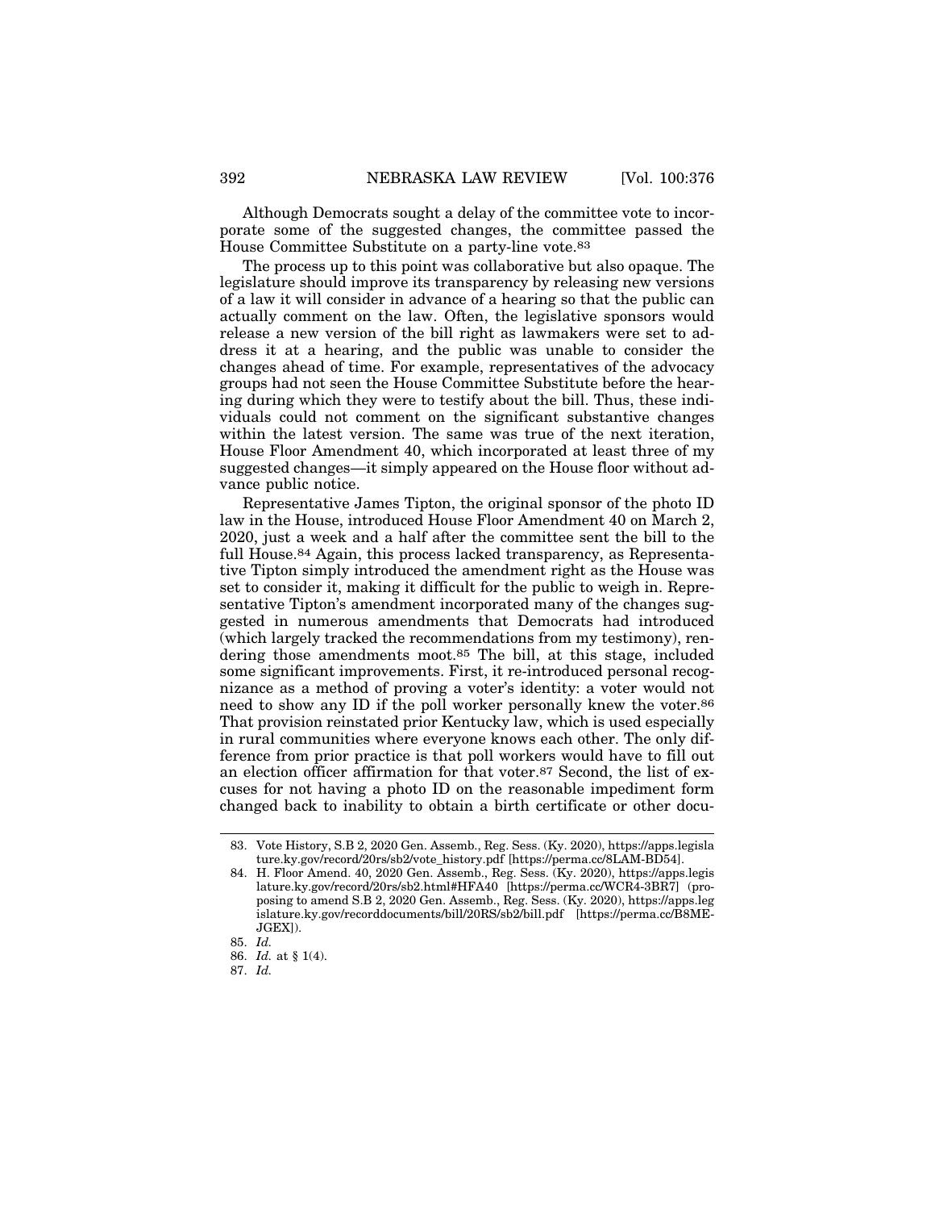Although Democrats sought a delay of the committee vote to incorporate some of the suggested changes, the committee passed the House Committee Substitute on a party-line vote.[83]

The process up to this point was collaborative but also opaque. The legislature should improve its transparency by releasing new versions of a law it will consider in advance of a hearing so that the public can actually comment on the law. Often, the legislative sponsors would release a new version of the bill right as lawmakers were set to address it at a hearing, and the public was unable to consider the changes ahead of time. For example, representatives of the advocacy groups had not seen the House Committee Substitute before the hearing during which they were to testify about the bill. Thus, these individuals could not comment on the significant substantive changes within the latest version. The same was true of the next iteration, House Floor Amendment 40, which incorporated at least three of my suggested changes—it simply appeared on the House floor without advance public notice.

Representative James Tipton, the original sponsor of the photo ID law in the House, introduced House Floor Amendment 40 on March 2, 2020, just a week and a half after the committee sent the bill to the full House.[84] Again, this process lacked transparency, as Representative Tipton simply introduced the amendment right as the House was set to consider it, making it difficult for the public to weigh in. Representative Tipton's amendment incorporated many of the changes suggested in numerous amendments that Democrats had introduced (which largely tracked the recommendations from my testimony), rendering those amendments moot.[85] The bill, at this stage, included some significant improvements. First, it re-introduced personal recognizance as a method of proving a voter's identity: a voter would not need to show any ID if the poll worker personally knew the voter.[86] That provision reinstated prior Kentucky law, which is used especially in rural communities where everyone knows each other. The only difference from prior practice is that poll workers would have to fill out an election officer affirmation for that voter.[87] Second, the list of excuses for not having a photo ID on the reasonable impediment form changed back to inability to obtain a birth certificate or other docu-

---

83. Vote History, S.B 2, 2020 Gen. Assemb., Reg. Sess. (Ky. 2020), https://apps.legislature.ky.gov/record/20rs/sb2/vote_history.pdf [https://perma.cc/8LAM-BD54].

84. H. Floor Amend. 40, 2020 Gen. Assemb., Reg. Sess. (Ky. 2020), https://apps.legislature.ky.gov/record/20rs/sb2.html#HFA40 [https://perma.cc/WCR4-3BR7] (proposing to amend S.B 2, 2020 Gen. Assemb., Reg. Sess. (Ky. 2020), https://apps.legislature.ky.gov/recorddocuments/bill/20RS/sb2/bill.pdf [https://perma.cc/B8ME-JGEX]).

85. *Id.*

86. *Id.* at § 1(4).

87. *Id.*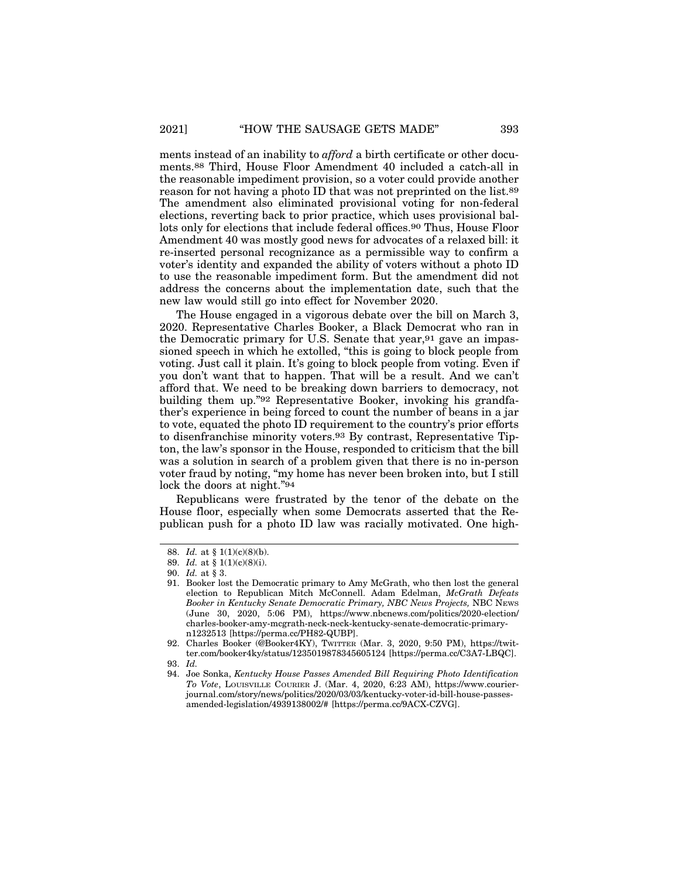ments instead of an inability to *afford* a birth certificate or other documents.[88] Third, House Floor Amendment 40 included a catch-all in the reasonable impediment provision, so a voter could provide another reason for not having a photo ID that was not preprinted on the list.[89] The amendment also eliminated provisional voting for non-federal elections, reverting back to prior practice, which uses provisional ballots only for elections that include federal offices.[90] Thus, House Floor Amendment 40 was mostly good news for advocates of a relaxed bill: it re-inserted personal recognizance as a permissible way to confirm a voter's identity and expanded the ability of voters without a photo ID to use the reasonable impediment form. But the amendment did not address the concerns about the implementation date, such that the new law would still go into effect for November 2020.

The House engaged in a vigorous debate over the bill on March 3, 2020. Representative Charles Booker, a Black Democrat who ran in the Democratic primary for U.S. Senate that year,[91] gave an impassioned speech in which he extolled, "this is going to block people from voting. Just call it plain. It's going to block people from voting. Even if you don't want that to happen. That will be a result. And we can't afford that. We need to be breaking down barriers to democracy, not building them up."[92] Representative Booker, invoking his grandfather's experience in being forced to count the number of beans in a jar to vote, equated the photo ID requirement to the country's prior efforts to disenfranchise minority voters.[93] By contrast, Representative Tipton, the law's sponsor in the House, responded to criticism that the bill was a solution in search of a problem given that there is no in-person voter fraud by noting, "my home has never been broken into, but I still lock the doors at night."[94]

Republicans were frustrated by the tenor of the debate on the House floor, especially when some Democrats asserted that the Republican push for a photo ID law was racially motivated. One high-

---

88. *Id.* at § 1(1)(c)(8)(b).

89. *Id.* at § 1(1)(c)(8)(i).

90. *Id.* at § 3.

91. Booker lost the Democratic primary to Amy McGrath, who then lost the general election to Republican Mitch McConnell. Adam Edelman, *McGrath Defeats Booker in Kentucky Senate Democratic Primary, NBC News Projects,* NBC NEWS (June 30, 2020, 5:06 PM), https://www.nbcnews.com/politics/2020-election/charles-booker-amy-mcgrath-neck-neck-kentucky-senate-democratic-primary-n1232513 [https://perma.cc/PH82-QUBP].

92. Charles Booker (@Booker4KY), TWITTER (Mar. 3, 2020, 9:50 PM), https://twitter.com/booker4ky/status/1235019878345605124 [https://perma.cc/C3A7-LBQC].

93. *Id.*

94. Joe Sonka, *Kentucky House Passes Amended Bill Requiring Photo Identification To Vote*, LOUISVILLE COURIER J. (Mar. 4, 2020, 6:23 AM), https://www.courier-journal.com/story/news/politics/2020/03/03/kentucky-voter-id-bill-house-passes-amended-legislation/4939138002/# [https://perma.cc/9ACX-CZVG].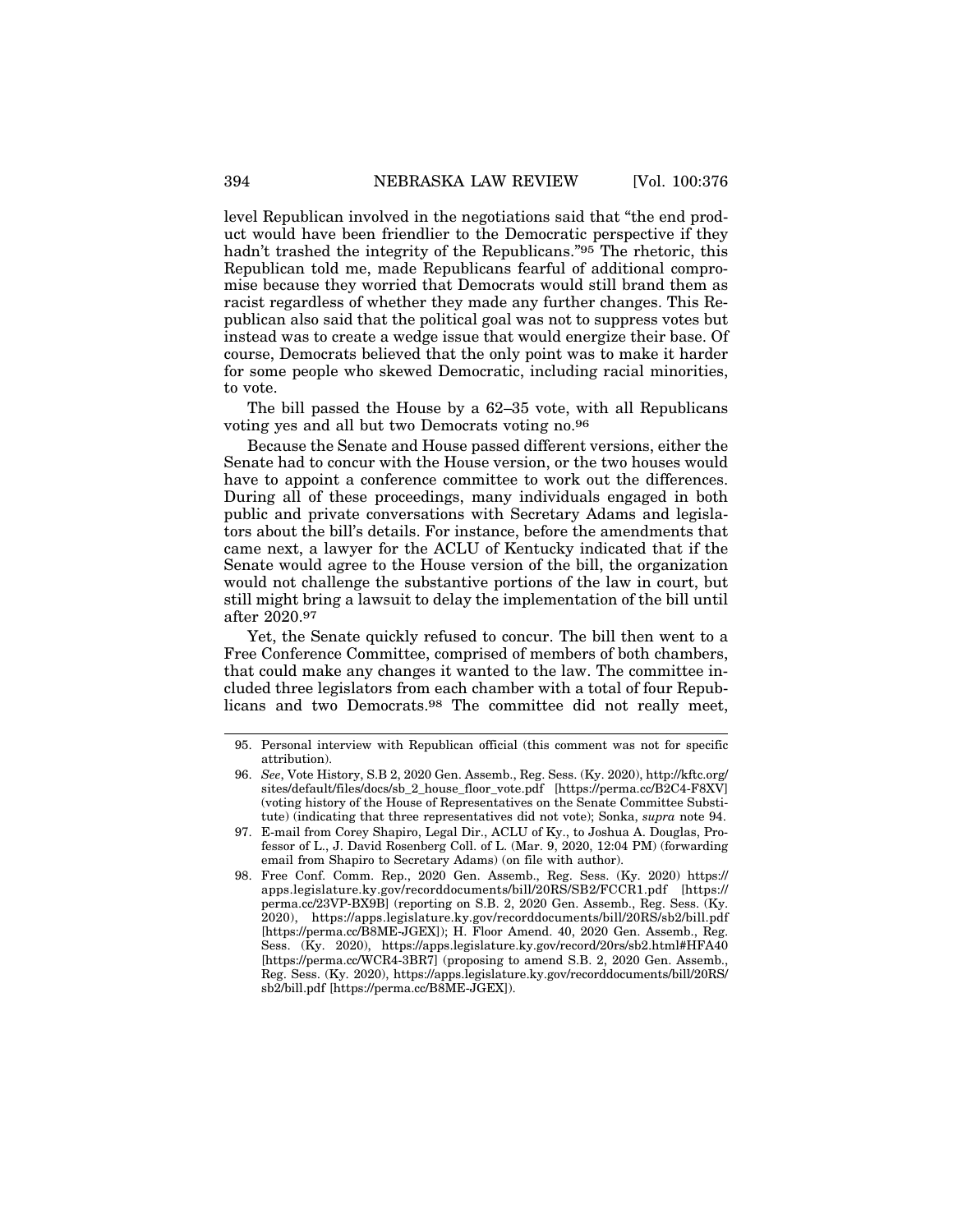level Republican involved in the negotiations said that "the end product would have been friendlier to the Democratic perspective if they hadn't trashed the integrity of the Republicans."[95] The rhetoric, this Republican told me, made Republicans fearful of additional compromise because they worried that Democrats would still brand them as racist regardless of whether they made any further changes. This Republican also said that the political goal was not to suppress votes but instead was to create a wedge issue that would energize their base. Of course, Democrats believed that the only point was to make it harder for some people who skewed Democratic, including racial minorities, to vote.

The bill passed the House by a 62–35 vote, with all Republicans voting yes and all but two Democrats voting no.[96]

Because the Senate and House passed different versions, either the Senate had to concur with the House version, or the two houses would have to appoint a conference committee to work out the differences. During all of these proceedings, many individuals engaged in both public and private conversations with Secretary Adams and legislators about the bill's details. For instance, before the amendments that came next, a lawyer for the ACLU of Kentucky indicated that if the Senate would agree to the House version of the bill, the organization would not challenge the substantive portions of the law in court, but still might bring a lawsuit to delay the implementation of the bill until after 2020.[97]

Yet, the Senate quickly refused to concur. The bill then went to a Free Conference Committee, comprised of members of both chambers, that could make any changes it wanted to the law. The committee included three legislators from each chamber with a total of four Republicans and two Democrats.[98] The committee did not really meet,

---

95. Personal interview with Republican official (this comment was not for specific attribution).

96. *See*, Vote History, S.B 2, 2020 Gen. Assemb., Reg. Sess. (Ky. 2020), http://kftc.org/sites/default/files/docs/sb_2_house_floor_vote.pdf [https://perma.cc/B2C4-F8XV] (voting history of the House of Representatives on the Senate Committee Substitute) (indicating that three representatives did not vote); Sonka, *supra* note 94.

97. E-mail from Corey Shapiro, Legal Dir., ACLU of Ky., to Joshua A. Douglas, Professor of L., J. David Rosenberg Coll. of L. (Mar. 9, 2020, 12:04 PM) (forwarding email from Shapiro to Secretary Adams) (on file with author).

98. Free Conf. Comm. Rep., 2020 Gen. Assemb., Reg. Sess. (Ky. 2020) https://apps.legislature.ky.gov/recorddocuments/bill/20RS/SB2/FCCR1.pdf [https://perma.cc/23VP-BX9B] (reporting on S.B. 2, 2020 Gen. Assemb., Reg. Sess. (Ky. 2020), https://apps.legislature.ky.gov/recorddocuments/bill/20RS/sb2/bill.pdf [https://perma.cc/B8ME-JGEX]); H. Floor Amend. 40, 2020 Gen. Assemb., Reg. Sess. (Ky. 2020), https://apps.legislature.ky.gov/record/20rs/sb2.html#HFA40 [https://perma.cc/WCR4-3BR7] (proposing to amend S.B. 2, 2020 Gen. Assemb., Reg. Sess. (Ky. 2020), https://apps.legislature.ky.gov/recorddocuments/bill/20RS/sb2/bill.pdf [https://perma.cc/B8ME-JGEX]).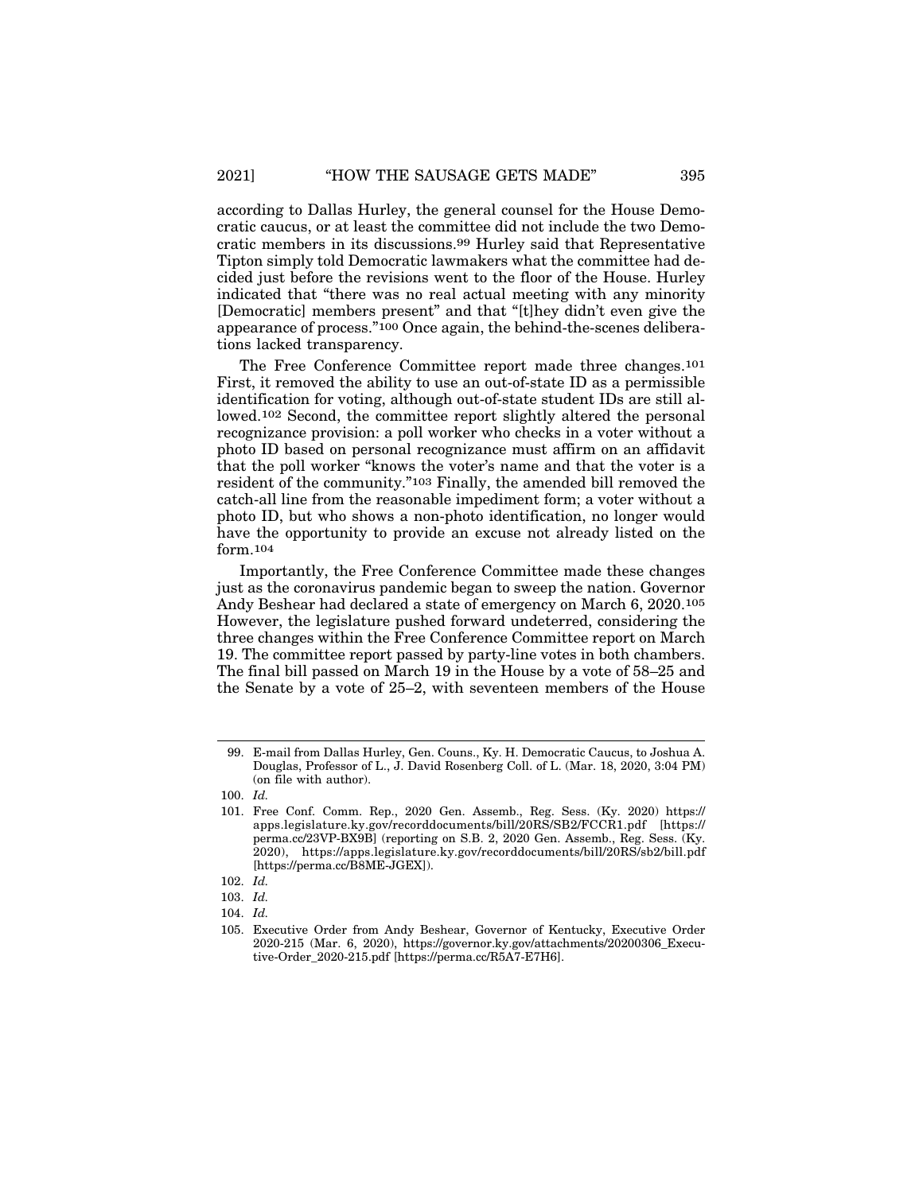according to Dallas Hurley, the general counsel for the House Democratic caucus, or at least the committee did not include the two Democratic members in its discussions.[99] Hurley said that Representative Tipton simply told Democratic lawmakers what the committee had decided just before the revisions went to the floor of the House. Hurley indicated that "there was no real actual meeting with any minority [Democratic] members present" and that "[t]hey didn't even give the appearance of process."[100] Once again, the behind-the-scenes deliberations lacked transparency.

The Free Conference Committee report made three changes.[101] First, it removed the ability to use an out-of-state ID as a permissible identification for voting, although out-of-state student IDs are still allowed.[102] Second, the committee report slightly altered the personal recognizance provision: a poll worker who checks in a voter without a photo ID based on personal recognizance must affirm on an affidavit that the poll worker "knows the voter's name and that the voter is a resident of the community."[103] Finally, the amended bill removed the catch-all line from the reasonable impediment form; a voter without a photo ID, but who shows a non-photo identification, no longer would have the opportunity to provide an excuse not already listed on the form.[104]

Importantly, the Free Conference Committee made these changes just as the coronavirus pandemic began to sweep the nation. Governor Andy Beshear had declared a state of emergency on March 6, 2020.[105] However, the legislature pushed forward undeterred, considering the three changes within the Free Conference Committee report on March 19. The committee report passed by party-line votes in both chambers. The final bill passed on March 19 in the House by a vote of 58–25 and the Senate by a vote of 25–2, with seventeen members of the House

---

99. E-mail from Dallas Hurley, Gen. Couns., Ky. H. Democratic Caucus, to Joshua A. Douglas, Professor of L., J. David Rosenberg Coll. of L. (Mar. 18, 2020, 3:04 PM) (on file with author).

100. *Id.*

101. Free Conf. Comm. Rep., 2020 Gen. Assemb., Reg. Sess. (Ky. 2020) https://apps.legislature.ky.gov/recorddocuments/bill/20RS/SB2/FCCR1.pdf [https://perma.cc/23VP-BX9B] (reporting on S.B. 2, 2020 Gen. Assemb., Reg. Sess. (Ky. 2020), https://apps.legislature.ky.gov/recorddocuments/bill/20RS/sb2/bill.pdf [https://perma.cc/B8ME-JGEX]).

102. *Id.*

103. *Id.*

104. *Id.*

105. Executive Order from Andy Beshear, Governor of Kentucky, Executive Order 2020-215 (Mar. 6, 2020), https://governor.ky.gov/attachments/20200306_Executive-Order_2020-215.pdf [https://perma.cc/R5A7-E7H6].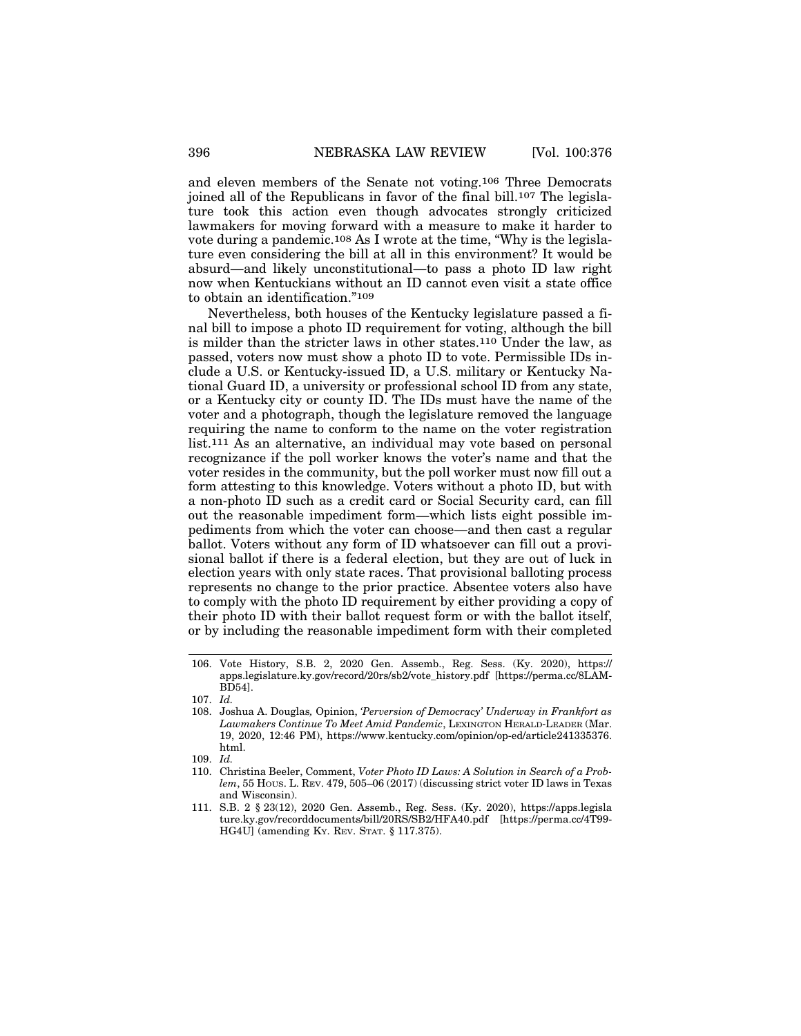and eleven members of the Senate not voting.[106] Three Democrats joined all of the Republicans in favor of the final bill.[107] The legislature took this action even though advocates strongly criticized lawmakers for moving forward with a measure to make it harder to vote during a pandemic.[108] As I wrote at the time, "Why is the legislature even considering the bill at all in this environment? It would be absurd—and likely unconstitutional—to pass a photo ID law right now when Kentuckians without an ID cannot even visit a state office to obtain an identification."[109]

Nevertheless, both houses of the Kentucky legislature passed a final bill to impose a photo ID requirement for voting, although the bill is milder than the stricter laws in other states.[110] Under the law, as passed, voters now must show a photo ID to vote. Permissible IDs include a U.S. or Kentucky-issued ID, a U.S. military or Kentucky National Guard ID, a university or professional school ID from any state, or a Kentucky city or county ID. The IDs must have the name of the voter and a photograph, though the legislature removed the language requiring the name to conform to the name on the voter registration list.[111] As an alternative, an individual may vote based on personal recognizance if the poll worker knows the voter's name and that the voter resides in the community, but the poll worker must now fill out a form attesting to this knowledge. Voters without a photo ID, but with a non-photo ID such as a credit card or Social Security card, can fill out the reasonable impediment form—which lists eight possible impediments from which the voter can choose—and then cast a regular ballot. Voters without any form of ID whatsoever can fill out a provisional ballot if there is a federal election, but they are out of luck in election years with only state races. That provisional balloting process represents no change to the prior practice. Absentee voters also have to comply with the photo ID requirement by either providing a copy of their photo ID with their ballot request form or with the ballot itself, or by including the reasonable impediment form with their completed

---

106. Vote History, S.B. 2, 2020 Gen. Assemb., Reg. Sess. (Ky. 2020), https://apps.legislature.ky.gov/record/20rs/sb2/vote_history.pdf [https://perma.cc/8LAM-BD54].

107. *Id.*

108. Joshua A. Douglas, Opinion, *'Perversion of Democracy' Underway in Frankfort as Lawmakers Continue To Meet Amid Pandemic*, LEXINGTON HERALD-LEADER (Mar. 19, 2020, 12:46 PM), https://www.kentucky.com/opinion/op-ed/article241335376.html.

109. *Id.*

110. Christina Beeler, Comment, *Voter Photo ID Laws: A Solution in Search of a Problem*, 55 HOUS. L. REV. 479, 505–06 (2017) (discussing strict voter ID laws in Texas and Wisconsin).

111. S.B. 2 § 23(12), 2020 Gen. Assemb., Reg. Sess. (Ky. 2020), https://apps.legislature.ky.gov/recorddocuments/bill/20RS/SB2/HFA40.pdf [https://perma.cc/4T99-HG4U] (amending KY. REV. STAT. § 117.375).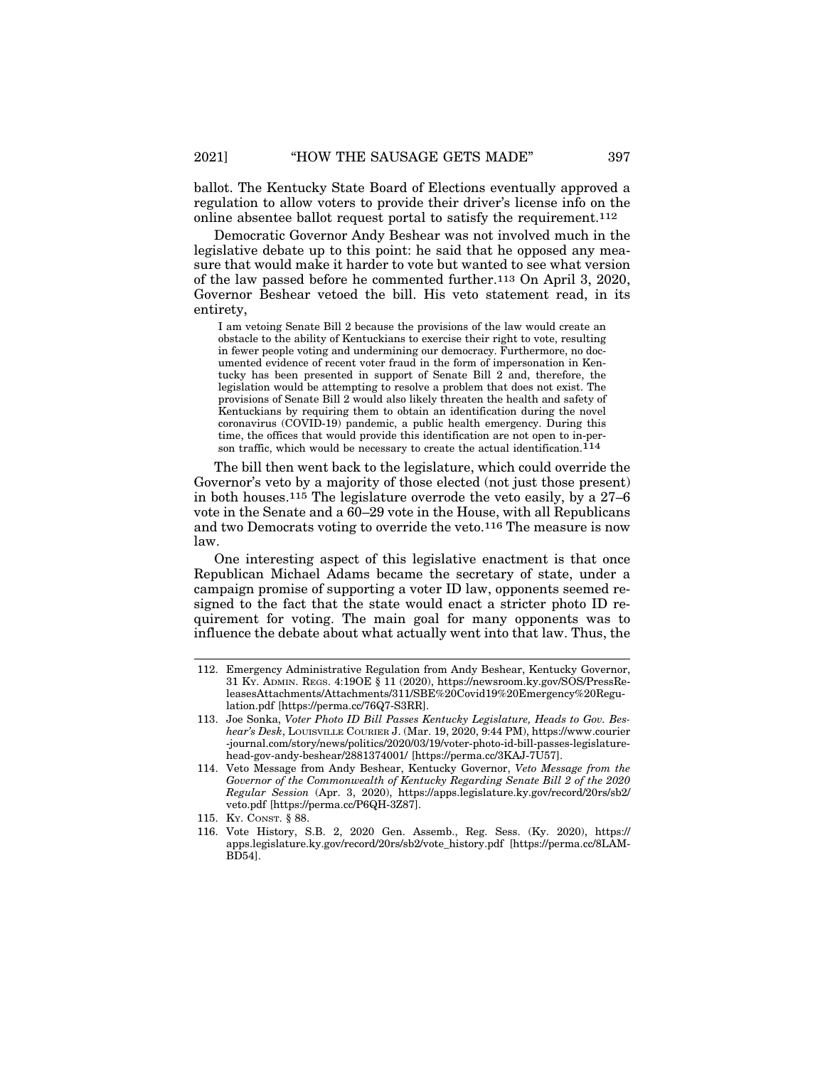ballot. The Kentucky State Board of Elections eventually approved a regulation to allow voters to provide their driver's license info on the online absentee ballot request portal to satisfy the requirement.[112]

Democratic Governor Andy Beshear was not involved much in the legislative debate up to this point: he said that he opposed any measure that would make it harder to vote but wanted to see what version of the law passed before he commented further.[113] On April 3, 2020, Governor Beshear vetoed the bill. His veto statement read, in its entirety,

> I am vetoing Senate Bill 2 because the provisions of the law would create an obstacle to the ability of Kentuckians to exercise their right to vote, resulting in fewer people voting and undermining our democracy. Furthermore, no documented evidence of recent voter fraud in the form of impersonation in Kentucky has been presented in support of Senate Bill 2 and, therefore, the legislation would be attempting to resolve a problem that does not exist. The provisions of Senate Bill 2 would also likely threaten the health and safety of Kentuckians by requiring them to obtain an identification during the novel coronavirus (COVID-19) pandemic, a public health emergency. During this time, the offices that would provide this identification are not open to in-person traffic, which would be necessary to create the actual identification.[114]

The bill then went back to the legislature, which could override the Governor's veto by a majority of those elected (not just those present) in both houses.[115] The legislature overrode the veto easily, by a 27–6 vote in the Senate and a 60–29 vote in the House, with all Republicans and two Democrats voting to override the veto.[116] The measure is now law.

One interesting aspect of this legislative enactment is that once Republican Michael Adams became the secretary of state, under a campaign promise of supporting a voter ID law, opponents seemed resigned to the fact that the state would enact a stricter photo ID requirement for voting. The main goal for many opponents was to influence the debate about what actually went into that law. Thus, the

---

112. Emergency Administrative Regulation from Andy Beshear, Kentucky Governor, 31 KY. ADMIN. REGS. 4:19OE § 11 (2020), https://newsroom.ky.gov/SOS/PressReleasesAttachments/Attachments/311/SBE%20Covid19%20Emergency%20Regulation.pdf [https://perma.cc/76Q7-S3RR].

113. Joe Sonka, *Voter Photo ID Bill Passes Kentucky Legislature, Heads to Gov. Beshear's Desk*, LOUISVILLE COURIER J. (Mar. 19, 2020, 9:44 PM), https://www.courier-journal.com/story/news/politics/2020/03/19/voter-photo-id-bill-passes-legislature-head-gov-andy-beshear/2881374001/ [https://perma.cc/3KAJ-7U57].

114. Veto Message from Andy Beshear, Kentucky Governor, *Veto Message from the Governor of the Commonwealth of Kentucky Regarding Senate Bill 2 of the 2020 Regular Session* (Apr. 3, 2020), https://apps.legislature.ky.gov/record/20rs/sb2/veto.pdf [https://perma.cc/P6QH-3Z87].

115. KY. CONST. § 88.

116. Vote History, S.B. 2, 2020 Gen. Assemb., Reg. Sess. (Ky. 2020), https://apps.legislature.ky.gov/record/20rs/sb2/vote_history.pdf [https://perma.cc/8LAM-BD54].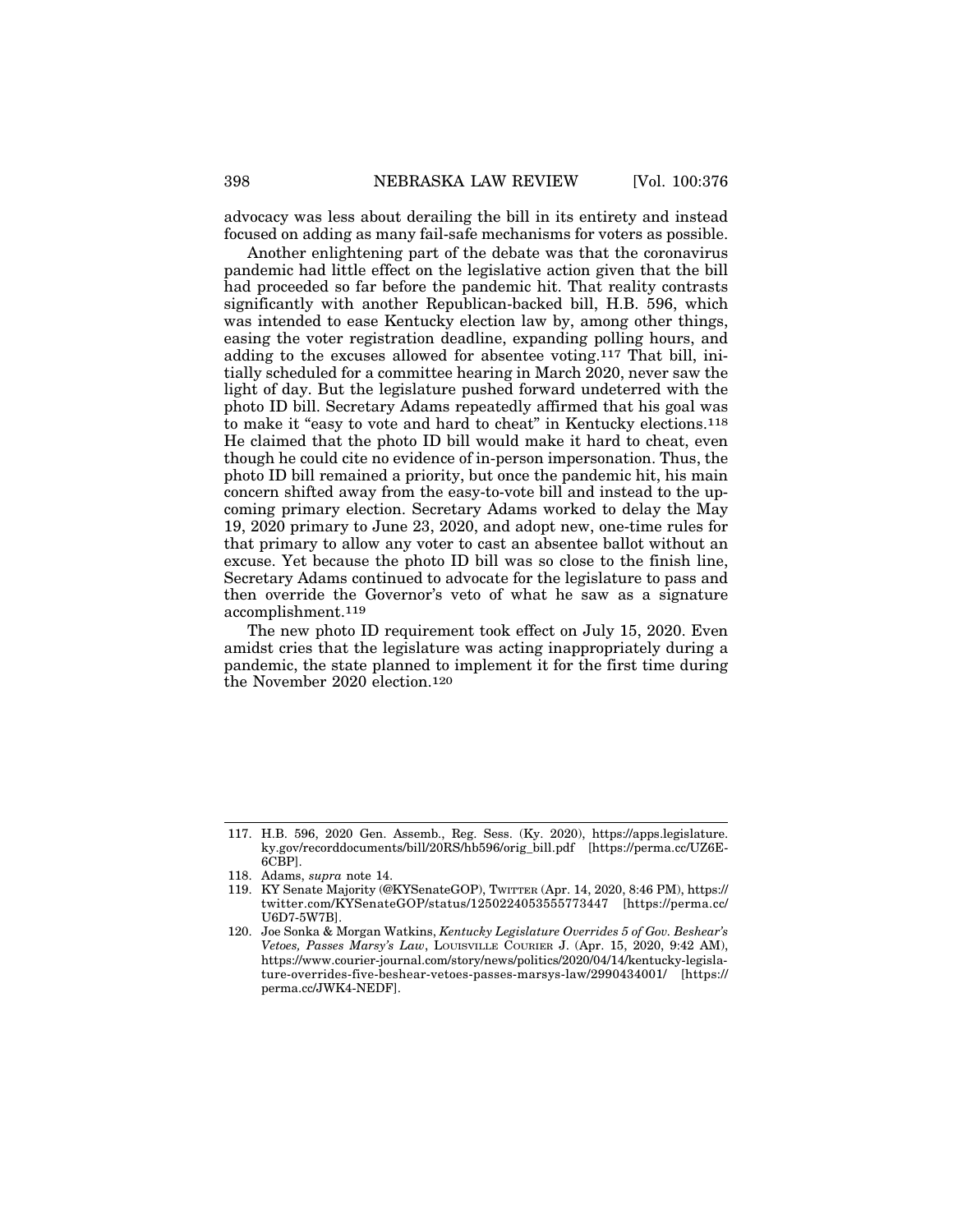advocacy was less about derailing the bill in its entirety and instead focused on adding as many fail-safe mechanisms for voters as possible.

Another enlightening part of the debate was that the coronavirus pandemic had little effect on the legislative action given that the bill had proceeded so far before the pandemic hit. That reality contrasts significantly with another Republican-backed bill, H.B. 596, which was intended to ease Kentucky election law by, among other things, easing the voter registration deadline, expanding polling hours, and adding to the excuses allowed for absentee voting.[117] That bill, initially scheduled for a committee hearing in March 2020, never saw the light of day. But the legislature pushed forward undeterred with the photo ID bill. Secretary Adams repeatedly affirmed that his goal was to make it "easy to vote and hard to cheat" in Kentucky elections.[118] He claimed that the photo ID bill would make it hard to cheat, even though he could cite no evidence of in-person impersonation. Thus, the photo ID bill remained a priority, but once the pandemic hit, his main concern shifted away from the easy-to-vote bill and instead to the upcoming primary election. Secretary Adams worked to delay the May 19, 2020 primary to June 23, 2020, and adopt new, one-time rules for that primary to allow any voter to cast an absentee ballot without an excuse. Yet because the photo ID bill was so close to the finish line, Secretary Adams continued to advocate for the legislature to pass and then override the Governor's veto of what he saw as a signature accomplishment.[119]

The new photo ID requirement took effect on July 15, 2020. Even amidst cries that the legislature was acting inappropriately during a pandemic, the state planned to implement it for the first time during the November 2020 election.[120]

---

117. H.B. 596, 2020 Gen. Assemb., Reg. Sess. (Ky. 2020), https://apps.legislature.ky.gov/recorddocuments/bill/20RS/hb596/orig_bill.pdf [https://perma.cc/UZ6E-6CBP].
118. Adams, *supra* note 14.
119. KY Senate Majority (@KYSenateGOP), TWITTER (Apr. 14, 2020, 8:46 PM), https://twitter.com/KYSenateGOP/status/1250224053555773447 [https://perma.cc/U6D7-5W7B].
120. Joe Sonka & Morgan Watkins, *Kentucky Legislature Overrides 5 of Gov. Beshear's Vetoes, Passes Marsy's Law*, LOUISVILLE COURIER J. (Apr. 15, 2020, 9:42 AM), https://www.courier-journal.com/story/news/politics/2020/04/14/kentucky-legislature-overrides-five-beshear-vetoes-passes-marsys-law/2990434001/ [https://perma.cc/JWK4-NEDF].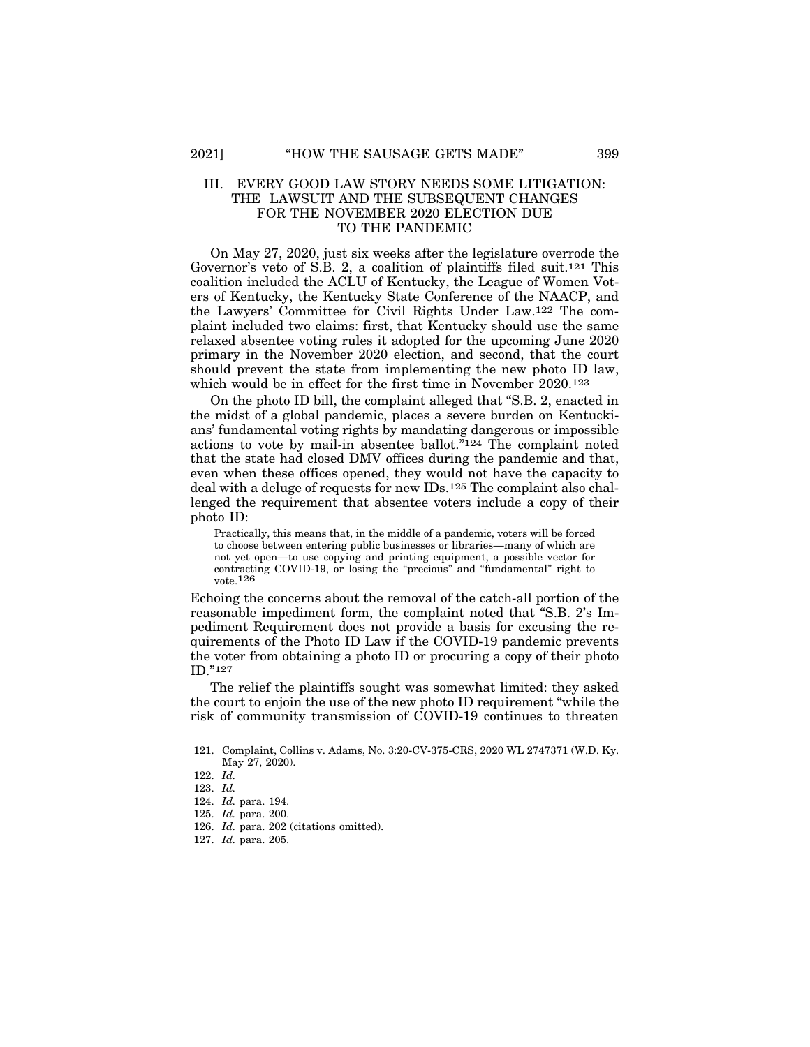## III. EVERY GOOD LAW STORY NEEDS SOME LITIGATION: THE LAWSUIT AND THE SUBSEQUENT CHANGES FOR THE NOVEMBER 2020 ELECTION DUE TO THE PANDEMIC

On May 27, 2020, just six weeks after the legislature overrode the Governor's veto of S.B. 2, a coalition of plaintiffs filed suit.[121] This coalition included the ACLU of Kentucky, the League of Women Voters of Kentucky, the Kentucky State Conference of the NAACP, and the Lawyers' Committee for Civil Rights Under Law.[122] The complaint included two claims: first, that Kentucky should use the same relaxed absentee voting rules it adopted for the upcoming June 2020 primary in the November 2020 election, and second, that the court should prevent the state from implementing the new photo ID law, which would be in effect for the first time in November 2020.[123]

On the photo ID bill, the complaint alleged that "S.B. 2, enacted in the midst of a global pandemic, places a severe burden on Kentuckians' fundamental voting rights by mandating dangerous or impossible actions to vote by mail-in absentee ballot."[124] The complaint noted that the state had closed DMV offices during the pandemic and that, even when these offices opened, they would not have the capacity to deal with a deluge of requests for new IDs.[125] The complaint also challenged the requirement that absentee voters include a copy of their photo ID:

> Practically, this means that, in the middle of a pandemic, voters will be forced to choose between entering public businesses or libraries—many of which are not yet open—to use copying and printing equipment, a possible vector for contracting COVID-19, or losing the "precious" and "fundamental" right to vote.[126]

Echoing the concerns about the removal of the catch-all portion of the reasonable impediment form, the complaint noted that "S.B. 2's Impediment Requirement does not provide a basis for excusing the requirements of the Photo ID Law if the COVID-19 pandemic prevents the voter from obtaining a photo ID or procuring a copy of their photo ID."[127]

The relief the plaintiffs sought was somewhat limited: they asked the court to enjoin the use of the new photo ID requirement "while the risk of community transmission of COVID-19 continues to threaten

---

121. Complaint, Collins v. Adams, No. 3:20-CV-375-CRS, 2020 WL 2747371 (W.D. Ky. May 27, 2020).
122. *Id.*
123. *Id.*
124. *Id.* para. 194.
125. *Id.* para. 200.
126. *Id.* para. 202 (citations omitted).
127. *Id.* para. 205.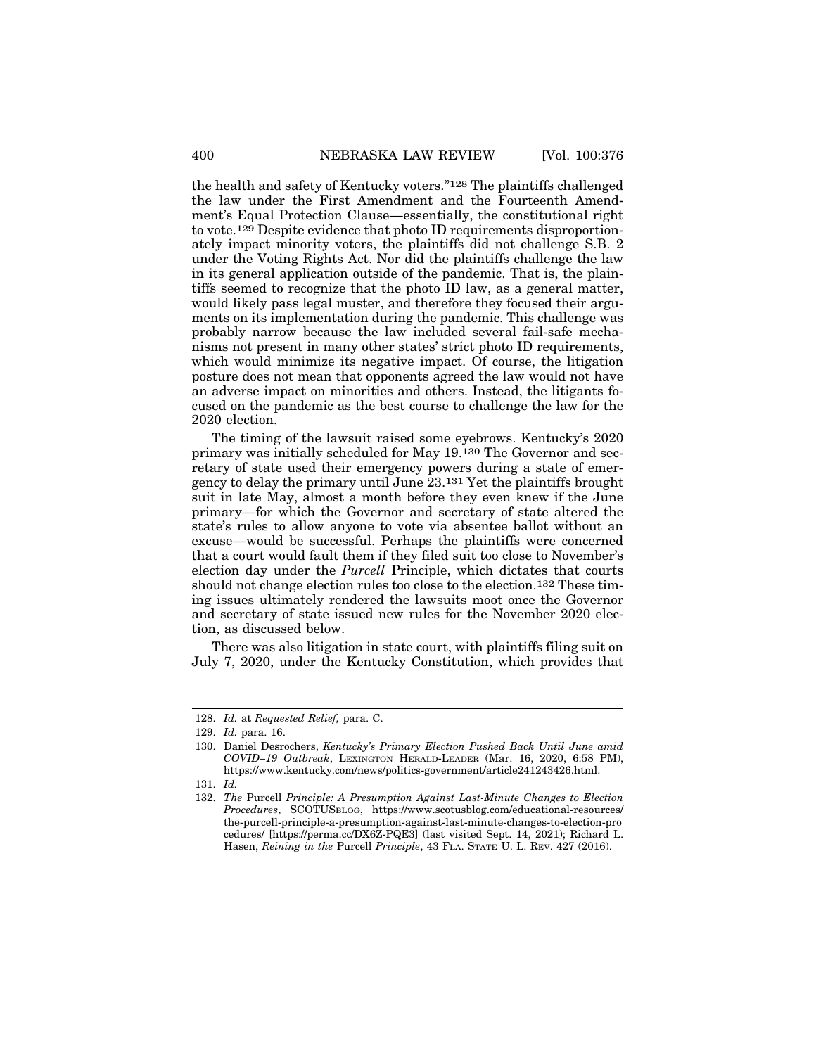the health and safety of Kentucky voters."[128] The plaintiffs challenged the law under the First Amendment and the Fourteenth Amendment's Equal Protection Clause—essentially, the constitutional right to vote.[129] Despite evidence that photo ID requirements disproportionately impact minority voters, the plaintiffs did not challenge S.B. 2 under the Voting Rights Act. Nor did the plaintiffs challenge the law in its general application outside of the pandemic. That is, the plaintiffs seemed to recognize that the photo ID law, as a general matter, would likely pass legal muster, and therefore they focused their arguments on its implementation during the pandemic. This challenge was probably narrow because the law included several fail-safe mechanisms not present in many other states' strict photo ID requirements, which would minimize its negative impact. Of course, the litigation posture does not mean that opponents agreed the law would not have an adverse impact on minorities and others. Instead, the litigants focused on the pandemic as the best course to challenge the law for the 2020 election.

The timing of the lawsuit raised some eyebrows. Kentucky's 2020 primary was initially scheduled for May 19.[130] The Governor and secretary of state used their emergency powers during a state of emergency to delay the primary until June 23.[131] Yet the plaintiffs brought suit in late May, almost a month before they even knew if the June primary—for which the Governor and secretary of state altered the state's rules to allow anyone to vote via absentee ballot without an excuse—would be successful. Perhaps the plaintiffs were concerned that a court would fault them if they filed suit too close to November's election day under the *Purcell* Principle, which dictates that courts should not change election rules too close to the election.[132] These timing issues ultimately rendered the lawsuits moot once the Governor and secretary of state issued new rules for the November 2020 election, as discussed below.

There was also litigation in state court, with plaintiffs filing suit on July 7, 2020, under the Kentucky Constitution, which provides that

---

128. *Id.* at *Requested Relief,* para. C.

129. *Id.* para. 16.

130. Daniel Desrochers, *Kentucky's Primary Election Pushed Back Until June amid COVID–19 Outbreak*, LEXINGTON HERALD-LEADER (Mar. 16, 2020, 6:58 PM), https://www.kentucky.com/news/politics-government/article241243426.html.

131. *Id.*

132. *The* Purcell *Principle: A Presumption Against Last-Minute Changes to Election Procedures*, SCOTUSBLOG, https://www.scotusblog.com/educational-resources/the-purcell-principle-a-presumption-against-last-minute-changes-to-election-procedures/ [https://perma.cc/DX6Z-PQE3] (last visited Sept. 14, 2021); Richard L. Hasen, *Reining in the* Purcell *Principle*, 43 FLA. STATE U. L. REV. 427 (2016).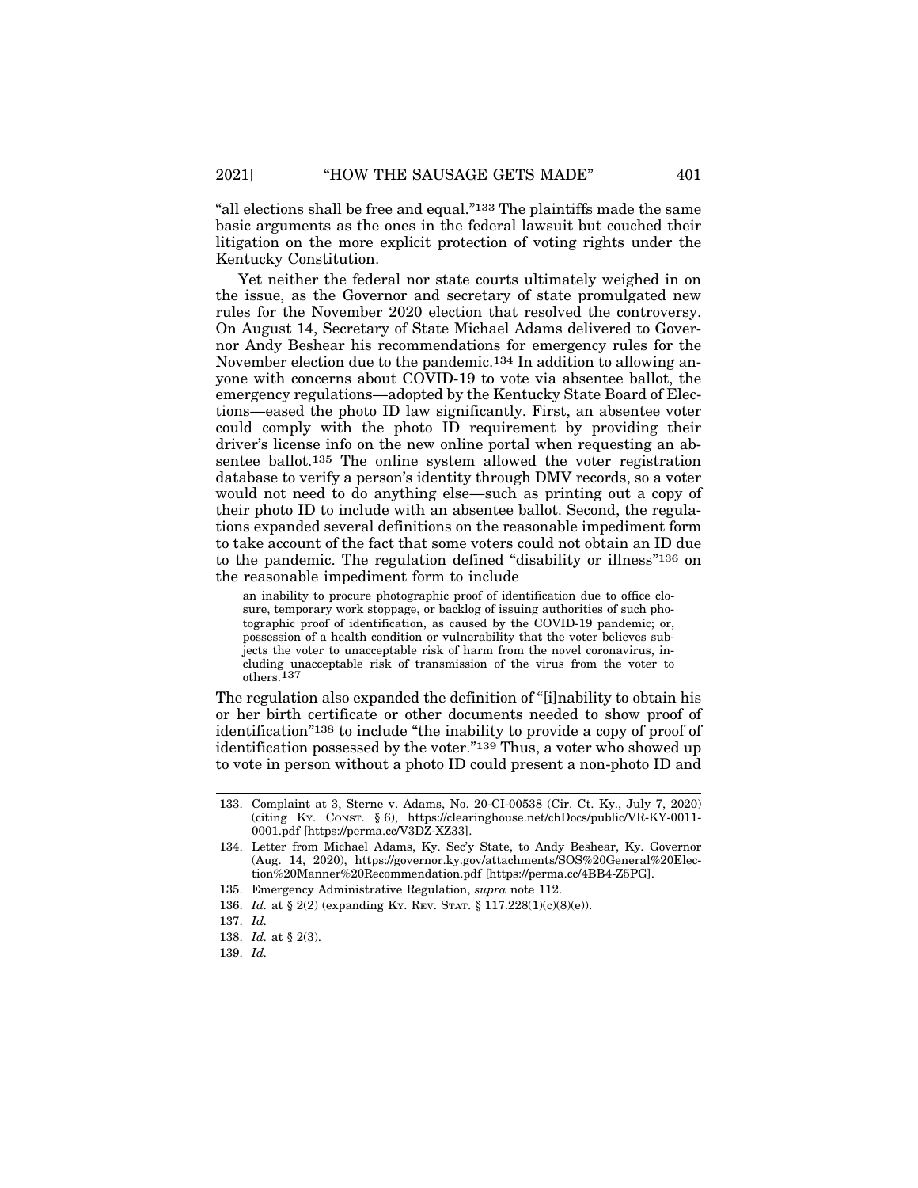"all elections shall be free and equal."[133] The plaintiffs made the same basic arguments as the ones in the federal lawsuit but couched their litigation on the more explicit protection of voting rights under the Kentucky Constitution.

Yet neither the federal nor state courts ultimately weighed in on the issue, as the Governor and secretary of state promulgated new rules for the November 2020 election that resolved the controversy. On August 14, Secretary of State Michael Adams delivered to Governor Andy Beshear his recommendations for emergency rules for the November election due to the pandemic.[134] In addition to allowing anyone with concerns about COVID-19 to vote via absentee ballot, the emergency regulations—adopted by the Kentucky State Board of Elections—eased the photo ID law significantly. First, an absentee voter could comply with the photo ID requirement by providing their driver's license info on the new online portal when requesting an absentee ballot.[135] The online system allowed the voter registration database to verify a person's identity through DMV records, so a voter would not need to do anything else—such as printing out a copy of their photo ID to include with an absentee ballot. Second, the regulations expanded several definitions on the reasonable impediment form to take account of the fact that some voters could not obtain an ID due to the pandemic. The regulation defined "disability or illness"[136] on the reasonable impediment form to include

> an inability to procure photographic proof of identification due to office closure, temporary work stoppage, or backlog of issuing authorities of such photographic proof of identification, as caused by the COVID-19 pandemic; or, possession of a health condition or vulnerability that the voter believes subjects the voter to unacceptable risk of harm from the novel coronavirus, including unacceptable risk of transmission of the virus from the voter to others.[137]

The regulation also expanded the definition of "[i]nability to obtain his or her birth certificate or other documents needed to show proof of identification"[138] to include "the inability to provide a copy of proof of identification possessed by the voter."[139] Thus, a voter who showed up to vote in person without a photo ID could present a non-photo ID and

---

133. Complaint at 3, Sterne v. Adams, No. 20-CI-00538 (Cir. Ct. Ky., July 7, 2020) (citing KY. CONST. § 6), https://clearinghouse.net/chDocs/public/VR-KY-0011-0001.pdf [https://perma.cc/V3DZ-XZ33].

134. Letter from Michael Adams, Ky. Sec'y State, to Andy Beshear, Ky. Governor (Aug. 14, 2020), https://governor.ky.gov/attachments/SOS%20General%20Election%20Manner%20Recommendation.pdf [https://perma.cc/4BB4-Z5PG].

135. Emergency Administrative Regulation, *supra* note 112.

136. *Id.* at § 2(2) (expanding KY. REV. STAT. § 117.228(1)(c)(8)(e)).

137. *Id.*

138. *Id.* at § 2(3).

139. *Id.*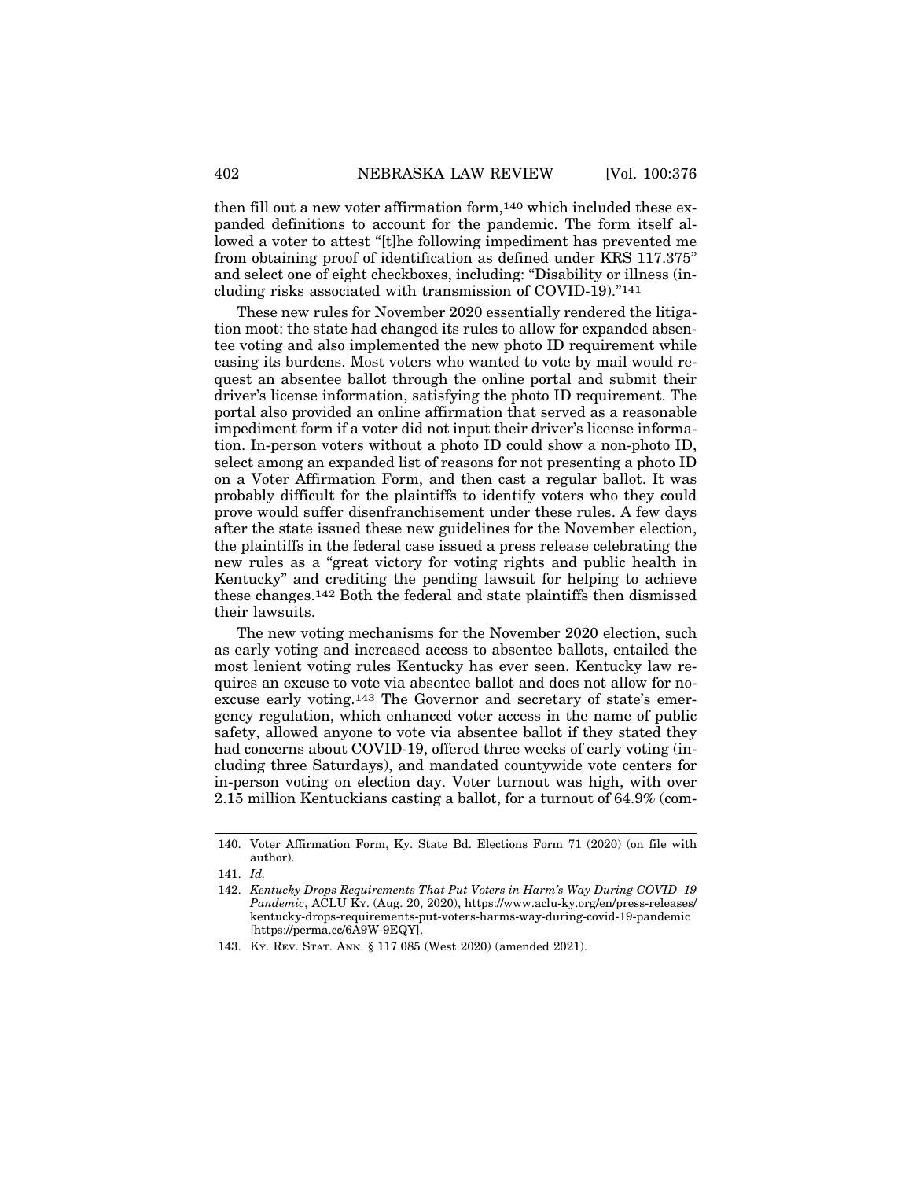then fill out a new voter affirmation form,[140] which included these expanded definitions to account for the pandemic. The form itself allowed a voter to attest "[t]he following impediment has prevented me from obtaining proof of identification as defined under KRS 117.375" and select one of eight checkboxes, including: "Disability or illness (including risks associated with transmission of COVID-19)."[141]

These new rules for November 2020 essentially rendered the litigation moot: the state had changed its rules to allow for expanded absentee voting and also implemented the new photo ID requirement while easing its burdens. Most voters who wanted to vote by mail would request an absentee ballot through the online portal and submit their driver's license information, satisfying the photo ID requirement. The portal also provided an online affirmation that served as a reasonable impediment form if a voter did not input their driver's license information. In-person voters without a photo ID could show a non-photo ID, select among an expanded list of reasons for not presenting a photo ID on a Voter Affirmation Form, and then cast a regular ballot. It was probably difficult for the plaintiffs to identify voters who they could prove would suffer disenfranchisement under these rules. A few days after the state issued these new guidelines for the November election, the plaintiffs in the federal case issued a press release celebrating the new rules as a "great victory for voting rights and public health in Kentucky" and crediting the pending lawsuit for helping to achieve these changes.[142] Both the federal and state plaintiffs then dismissed their lawsuits.

The new voting mechanisms for the November 2020 election, such as early voting and increased access to absentee ballots, entailed the most lenient voting rules Kentucky has ever seen. Kentucky law requires an excuse to vote via absentee ballot and does not allow for no-excuse early voting.[143] The Governor and secretary of state's emergency regulation, which enhanced voter access in the name of public safety, allowed anyone to vote via absentee ballot if they stated they had concerns about COVID-19, offered three weeks of early voting (including three Saturdays), and mandated countywide vote centers for in-person voting on election day. Voter turnout was high, with over 2.15 million Kentuckians casting a ballot, for a turnout of 64.9% (com-

---

140. Voter Affirmation Form, Ky. State Bd. Elections Form 71 (2020) (on file with author).

141. *Id.*

142. *Kentucky Drops Requirements That Put Voters in Harm's Way During COVID–19 Pandemic*, ACLU Ky. (Aug. 20, 2020), https://www.aclu-ky.org/en/press-releases/kentucky-drops-requirements-put-voters-harms-way-during-covid-19-pandemic [https://perma.cc/6A9W-9EQY].

143. Ky. Rev. Stat. Ann. § 117.085 (West 2020) (amended 2021).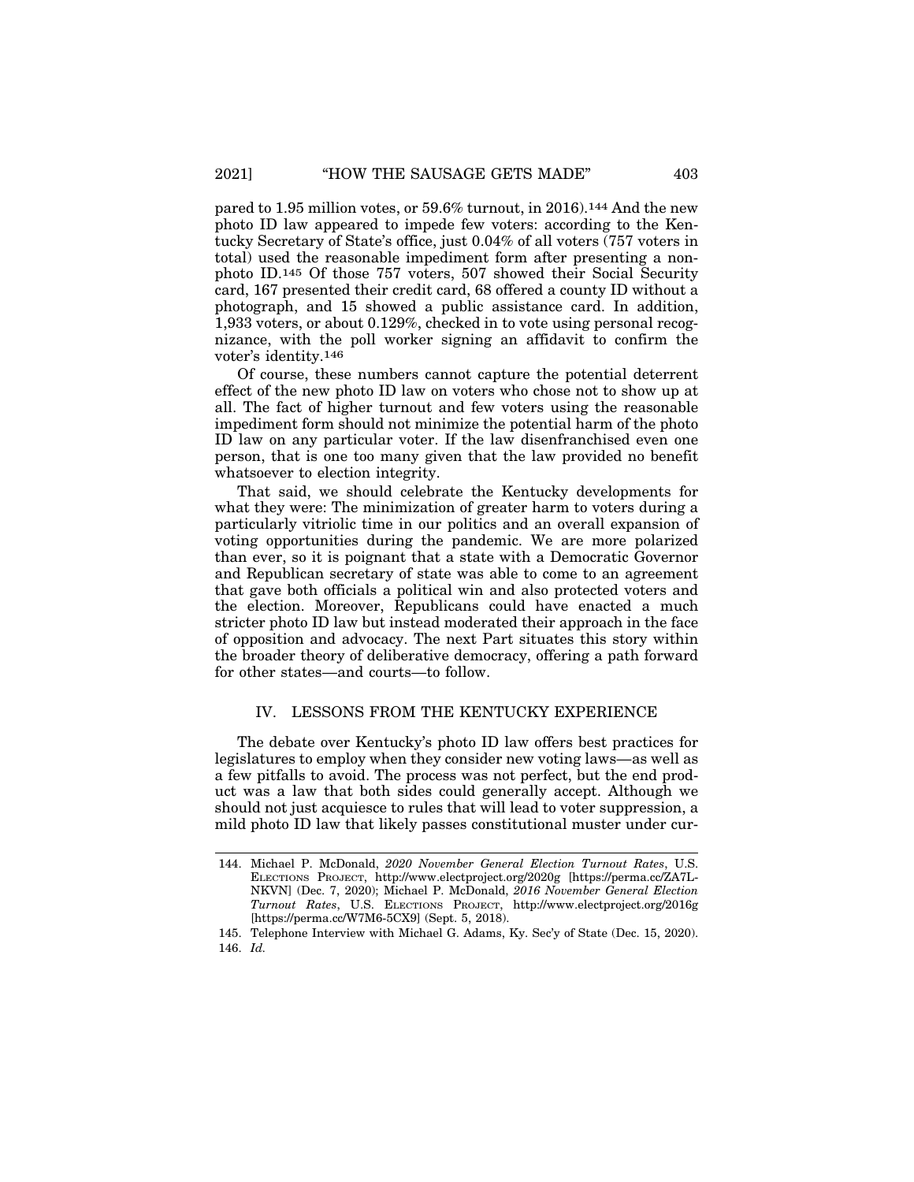pared to 1.95 million votes, or 59.6% turnout, in 2016).[144] And the new photo ID law appeared to impede few voters: according to the Kentucky Secretary of State's office, just 0.04% of all voters (757 voters in total) used the reasonable impediment form after presenting a non-photo ID.[145] Of those 757 voters, 507 showed their Social Security card, 167 presented their credit card, 68 offered a county ID without a photograph, and 15 showed a public assistance card. In addition, 1,933 voters, or about 0.129%, checked in to vote using personal recognizance, with the poll worker signing an affidavit to confirm the voter's identity.[146]

Of course, these numbers cannot capture the potential deterrent effect of the new photo ID law on voters who chose not to show up at all. The fact of higher turnout and few voters using the reasonable impediment form should not minimize the potential harm of the photo ID law on any particular voter. If the law disenfranchised even one person, that is one too many given that the law provided no benefit whatsoever to election integrity.

That said, we should celebrate the Kentucky developments for what they were: The minimization of greater harm to voters during a particularly vitriolic time in our politics and an overall expansion of voting opportunities during the pandemic. We are more polarized than ever, so it is poignant that a state with a Democratic Governor and Republican secretary of state was able to come to an agreement that gave both officials a political win and also protected voters and the election. Moreover, Republicans could have enacted a much stricter photo ID law but instead moderated their approach in the face of opposition and advocacy. The next Part situates this story within the broader theory of deliberative democracy, offering a path forward for other states—and courts—to follow.

## IV. LESSONS FROM THE KENTUCKY EXPERIENCE

The debate over Kentucky's photo ID law offers best practices for legislatures to employ when they consider new voting laws—as well as a few pitfalls to avoid. The process was not perfect, but the end product was a law that both sides could generally accept. Although we should not just acquiesce to rules that will lead to voter suppression, a mild photo ID law that likely passes constitutional muster under cur-

---

144. Michael P. McDonald, *2020 November General Election Turnout Rates*, U.S. ELECTIONS PROJECT, http://www.electproject.org/2020g [https://perma.cc/ZA7L-NKVN] (Dec. 7, 2020); Michael P. McDonald, *2016 November General Election Turnout Rates*, U.S. ELECTIONS PROJECT, http://www.electproject.org/2016g [https://perma.cc/W7M6-5CX9] (Sept. 5, 2018).

145. Telephone Interview with Michael G. Adams, Ky. Sec'y of State (Dec. 15, 2020).

146. *Id.*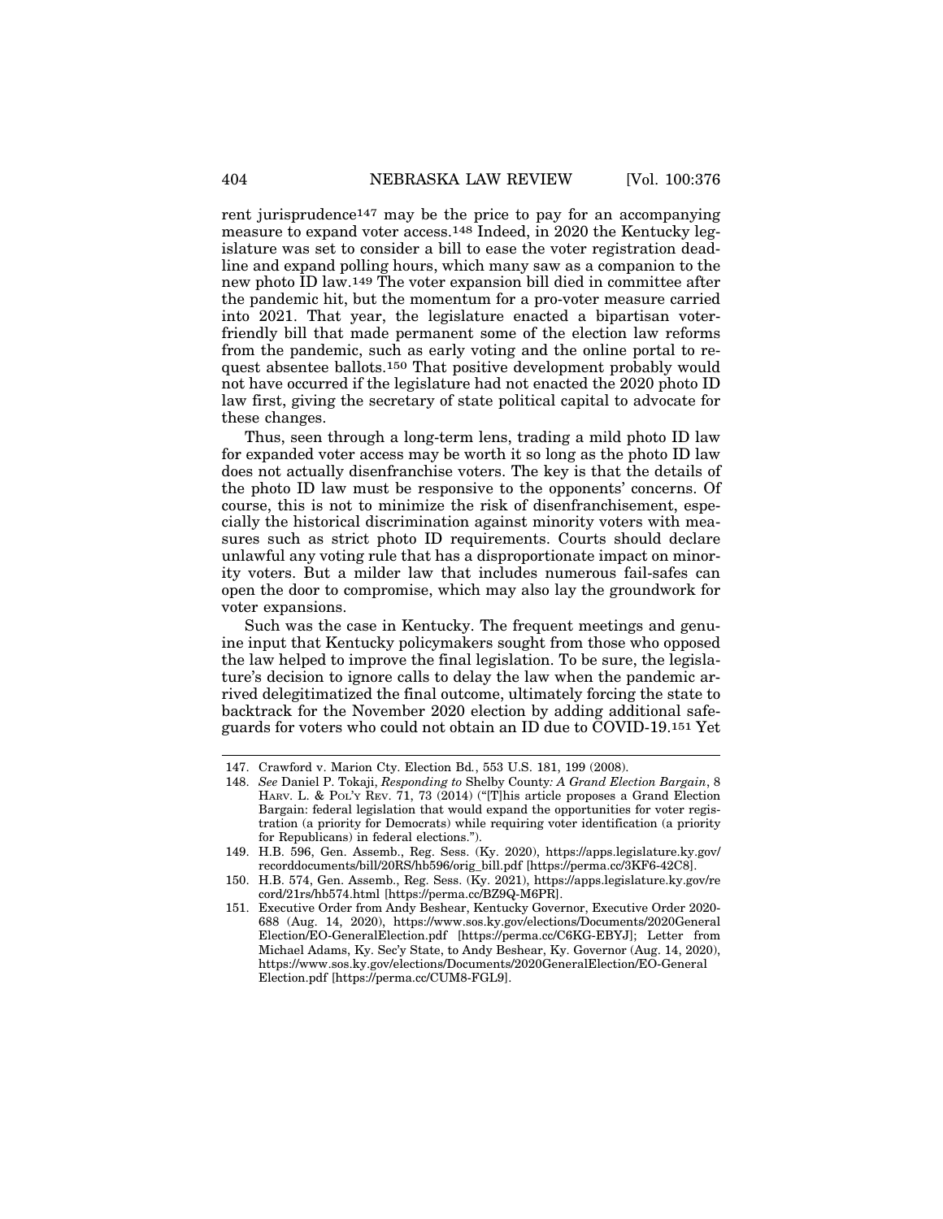rent jurisprudence[147] may be the price to pay for an accompanying measure to expand voter access.[148] Indeed, in 2020 the Kentucky legislature was set to consider a bill to ease the voter registration deadline and expand polling hours, which many saw as a companion to the new photo ID law.[149] The voter expansion bill died in committee after the pandemic hit, but the momentum for a pro-voter measure carried into 2021. That year, the legislature enacted a bipartisan voter-friendly bill that made permanent some of the election law reforms from the pandemic, such as early voting and the online portal to request absentee ballots.[150] That positive development probably would not have occurred if the legislature had not enacted the 2020 photo ID law first, giving the secretary of state political capital to advocate for these changes.

Thus, seen through a long-term lens, trading a mild photo ID law for expanded voter access may be worth it so long as the photo ID law does not actually disenfranchise voters. The key is that the details of the photo ID law must be responsive to the opponents' concerns. Of course, this is not to minimize the risk of disenfranchisement, especially the historical discrimination against minority voters with measures such as strict photo ID requirements. Courts should declare unlawful any voting rule that has a disproportionate impact on minority voters. But a milder law that includes numerous fail-safes can open the door to compromise, which may also lay the groundwork for voter expansions.

Such was the case in Kentucky. The frequent meetings and genuine input that Kentucky policymakers sought from those who opposed the law helped to improve the final legislation. To be sure, the legislature's decision to ignore calls to delay the law when the pandemic arrived delegitimatized the final outcome, ultimately forcing the state to backtrack for the November 2020 election by adding additional safeguards for voters who could not obtain an ID due to COVID-19.[151] Yet

---

147. Crawford v. Marion Cty. Election Bd., 553 U.S. 181, 199 (2008).

148. *See* Daniel P. Tokaji, *Responding to* Shelby County*: A Grand Election Bargain*, 8 HARV. L. & POL'Y REV. 71, 73 (2014) ("[T]his article proposes a Grand Election Bargain: federal legislation that would expand the opportunities for voter registration (a priority for Democrats) while requiring voter identification (a priority for Republicans) in federal elections.").

149. H.B. 596, Gen. Assemb., Reg. Sess. (Ky. 2020), https://apps.legislature.ky.gov/recorddocuments/bill/20RS/hb596/orig_bill.pdf [https://perma.cc/3KF6-42C8].

150. H.B. 574, Gen. Assemb., Reg. Sess. (Ky. 2021), https://apps.legislature.ky.gov/record/21rs/hb574.html [https://perma.cc/BZ9Q-M6PR].

151. Executive Order from Andy Beshear, Kentucky Governor, Executive Order 2020-688 (Aug. 14, 2020), https://www.sos.ky.gov/elections/Documents/2020GeneralElection/EO-GeneralElection.pdf [https://perma.cc/C6KG-EBYJ]; Letter from Michael Adams, Ky. Sec'y State, to Andy Beshear, Ky. Governor (Aug. 14, 2020), https://www.sos.ky.gov/elections/Documents/2020GeneralElection/EO-GeneralElection.pdf [https://perma.cc/CUM8-FGL9].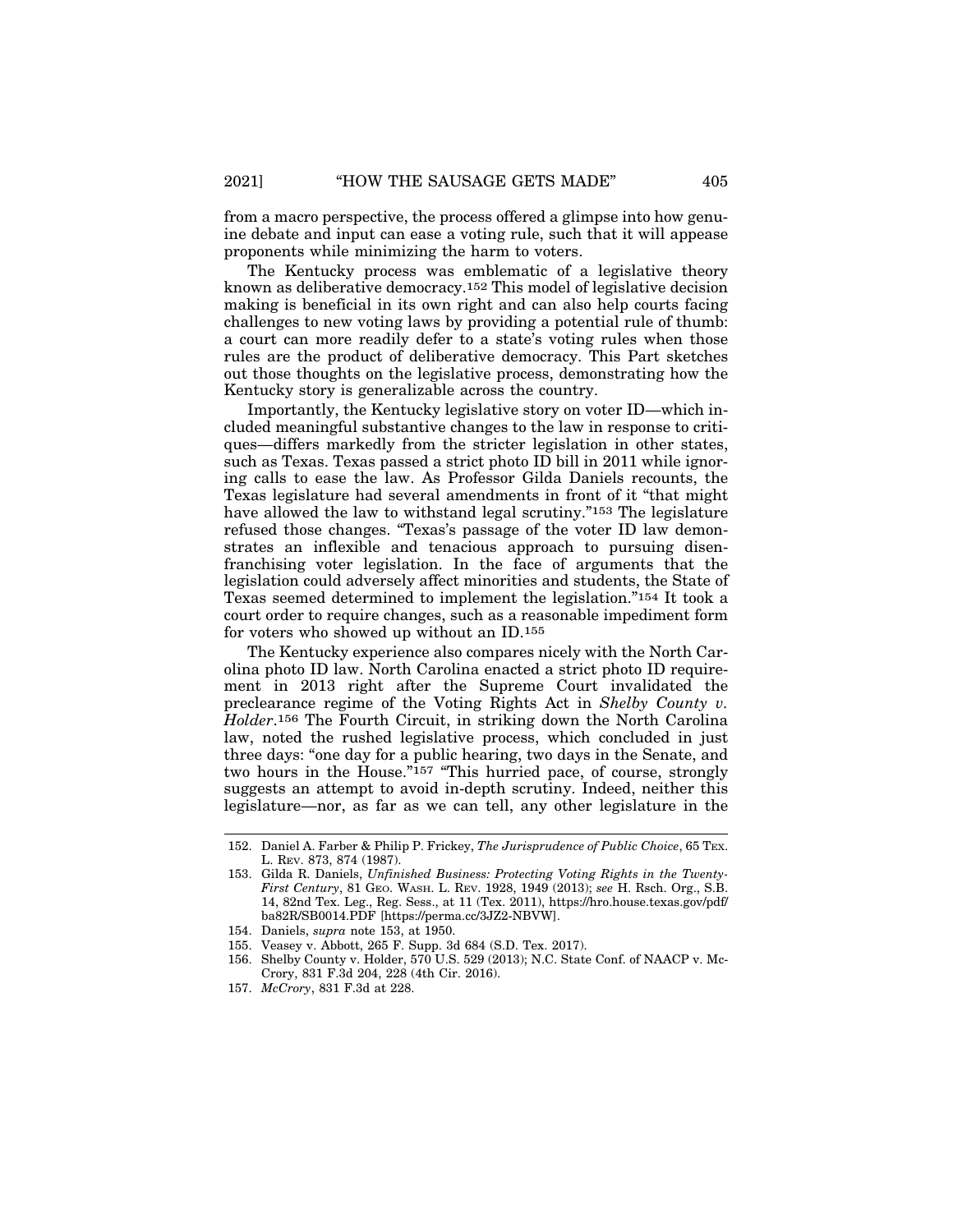from a macro perspective, the process offered a glimpse into how genuine debate and input can ease a voting rule, such that it will appease proponents while minimizing the harm to voters.

The Kentucky process was emblematic of a legislative theory known as deliberative democracy.[152] This model of legislative decision making is beneficial in its own right and can also help courts facing challenges to new voting laws by providing a potential rule of thumb: a court can more readily defer to a state's voting rules when those rules are the product of deliberative democracy. This Part sketches out those thoughts on the legislative process, demonstrating how the Kentucky story is generalizable across the country.

Importantly, the Kentucky legislative story on voter ID—which included meaningful substantive changes to the law in response to critiques—differs markedly from the stricter legislation in other states, such as Texas. Texas passed a strict photo ID bill in 2011 while ignoring calls to ease the law. As Professor Gilda Daniels recounts, the Texas legislature had several amendments in front of it "that might have allowed the law to withstand legal scrutiny."[153] The legislature refused those changes. "Texas's passage of the voter ID law demonstrates an inflexible and tenacious approach to pursuing disenfranchising voter legislation. In the face of arguments that the legislation could adversely affect minorities and students, the State of Texas seemed determined to implement the legislation."[154] It took a court order to require changes, such as a reasonable impediment form for voters who showed up without an ID.[155]

The Kentucky experience also compares nicely with the North Carolina photo ID law. North Carolina enacted a strict photo ID requirement in 2013 right after the Supreme Court invalidated the preclearance regime of the Voting Rights Act in *Shelby County v. Holder*.[156] The Fourth Circuit, in striking down the North Carolina law, noted the rushed legislative process, which concluded in just three days: "one day for a public hearing, two days in the Senate, and two hours in the House."[157] "This hurried pace, of course, strongly suggests an attempt to avoid in-depth scrutiny. Indeed, neither this legislature—nor, as far as we can tell, any other legislature in the

---

152. Daniel A. Farber & Philip P. Frickey, *The Jurisprudence of Public Choice*, 65 TEX. L. REV. 873, 874 (1987).

153. Gilda R. Daniels, *Unfinished Business: Protecting Voting Rights in the Twenty-First Century*, 81 GEO. WASH. L. REV. 1928, 1949 (2013); *see* H. Rsch. Org., S.B. 14, 82nd Tex. Leg., Reg. Sess., at 11 (Tex. 2011), https://hro.house.texas.gov/pdf/ba82R/SB0014.PDF [https://perma.cc/3JZ2-NBVW].

154. Daniels, *supra* note 153, at 1950.

155. Veasey v. Abbott, 265 F. Supp. 3d 684 (S.D. Tex. 2017).

156. Shelby County v. Holder, 570 U.S. 529 (2013); N.C. State Conf. of NAACP v. McCrory, 831 F.3d 204, 228 (4th Cir. 2016).

157. *McCrory*, 831 F.3d at 228.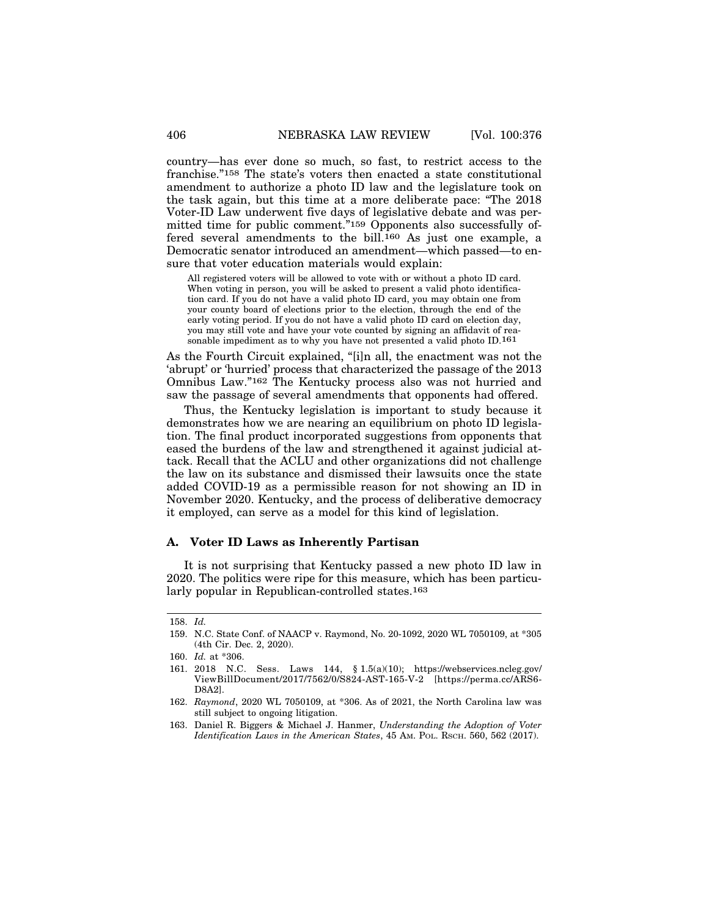country—has ever done so much, so fast, to restrict access to the franchise."[158] The state's voters then enacted a state constitutional amendment to authorize a photo ID law and the legislature took on the task again, but this time at a more deliberate pace: "The 2018 Voter-ID Law underwent five days of legislative debate and was permitted time for public comment."[159] Opponents also successfully offered several amendments to the bill.[160] As just one example, a Democratic senator introduced an amendment—which passed—to ensure that voter education materials would explain:

> All registered voters will be allowed to vote with or without a photo ID card. When voting in person, you will be asked to present a valid photo identification card. If you do not have a valid photo ID card, you may obtain one from your county board of elections prior to the election, through the end of the early voting period. If you do not have a valid photo ID card on election day, you may still vote and have your vote counted by signing an affidavit of reasonable impediment as to why you have not presented a valid photo ID.[161]

As the Fourth Circuit explained, "[i]n all, the enactment was not the 'abrupt' or 'hurried' process that characterized the passage of the 2013 Omnibus Law."[162] The Kentucky process also was not hurried and saw the passage of several amendments that opponents had offered.

Thus, the Kentucky legislation is important to study because it demonstrates how we are nearing an equilibrium on photo ID legislation. The final product incorporated suggestions from opponents that eased the burdens of the law and strengthened it against judicial attack. Recall that the ACLU and other organizations did not challenge the law on its substance and dismissed their lawsuits once the state added COVID-19 as a permissible reason for not showing an ID in November 2020. Kentucky, and the process of deliberative democracy it employed, can serve as a model for this kind of legislation.

### A. Voter ID Laws as Inherently Partisan

It is not surprising that Kentucky passed a new photo ID law in 2020. The politics were ripe for this measure, which has been particularly popular in Republican-controlled states.[163]

---

158. *Id.*

159. N.C. State Conf. of NAACP v. Raymond, No. 20-1092, 2020 WL 7050109, at *305 (4th Cir. Dec. 2, 2020).

160. *Id.* at *306.

161. 2018 N.C. Sess. Laws 144, § 1.5(a)(10); https://webservices.ncleg.gov/ViewBillDocument/2017/7562/0/S824-AST-165-V-2 [https://perma.cc/ARS6-D8A2].

162. *Raymond*, 2020 WL 7050109, at *306. As of 2021, the North Carolina law was still subject to ongoing litigation.

163. Daniel R. Biggers & Michael J. Hanmer, *Understanding the Adoption of Voter Identification Laws in the American States*, 45 AM. POL. RSCH. 560, 562 (2017).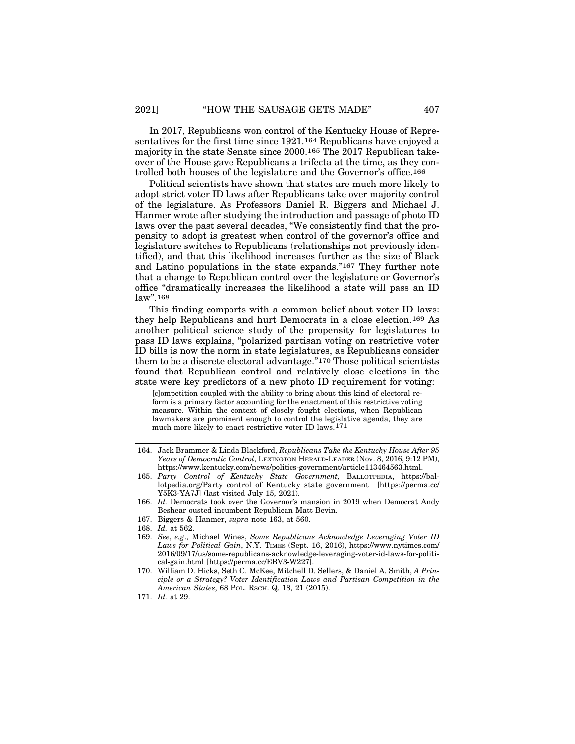In 2017, Republicans won control of the Kentucky House of Representatives for the first time since 1921.[164] Republicans have enjoyed a majority in the state Senate since 2000.[165] The 2017 Republican takeover of the House gave Republicans a trifecta at the time, as they controlled both houses of the legislature and the Governor's office.[166]

Political scientists have shown that states are much more likely to adopt strict voter ID laws after Republicans take over majority control of the legislature. As Professors Daniel R. Biggers and Michael J. Hanmer wrote after studying the introduction and passage of photo ID laws over the past several decades, "We consistently find that the propensity to adopt is greatest when control of the governor's office and legislature switches to Republicans (relationships not previously identified), and that this likelihood increases further as the size of Black and Latino populations in the state expands."[167] They further note that a change to Republican control over the legislature or Governor's office "dramatically increases the likelihood a state will pass an ID law".[168]

This finding comports with a common belief about voter ID laws: they help Republicans and hurt Democrats in a close election.[169] As another political science study of the propensity for legislatures to pass ID laws explains, "polarized partisan voting on restrictive voter ID bills is now the norm in state legislatures, as Republicans consider them to be a discrete electoral advantage."[170] Those political scientists found that Republican control and relatively close elections in the state were key predictors of a new photo ID requirement for voting:

> [c]ompetition coupled with the ability to bring about this kind of electoral reform is a primary factor accounting for the enactment of this restrictive voting measure. Within the context of closely fought elections, when Republican lawmakers are prominent enough to control the legislative agenda, they are much more likely to enact restrictive voter ID laws.[171]

---

164. Jack Brammer & Linda Blackford, *Republicans Take the Kentucky House After 95 Years of Democratic Control*, LEXINGTON HERALD-LEADER (Nov. 8, 2016, 9:12 PM), https://www.kentucky.com/news/politics-government/article113464563.html.

165. *Party Control of Kentucky State Government,* BALLOTPEDIA, https://ballotpedia.org/Party_control_of_Kentucky_state_government [https://perma.cc/Y5K3-YA7J] (last visited July 15, 2021).

166. *Id.* Democrats took over the Governor's mansion in 2019 when Democrat Andy Beshear ousted incumbent Republican Matt Bevin.

167. Biggers & Hanmer, *supra* note 163, at 560.

168. *Id.* at 562.

169. *See*, *e.g*., Michael Wines, *Some Republicans Acknowledge Leveraging Voter ID Laws for Political Gain*, N.Y. TIMES (Sept. 16, 2016), https://www.nytimes.com/2016/09/17/us/some-republicans-acknowledge-leveraging-voter-id-laws-for-political-gain.html [https://perma.cc/EBV3-W227].

170. William D. Hicks, Seth C. McKee, Mitchell D. Sellers, & Daniel A. Smith, *A Principle or a Strategy? Voter Identification Laws and Partisan Competition in the American States*, 68 POL. RSCH. Q. 18, 21 (2015).

171. *Id.* at 29.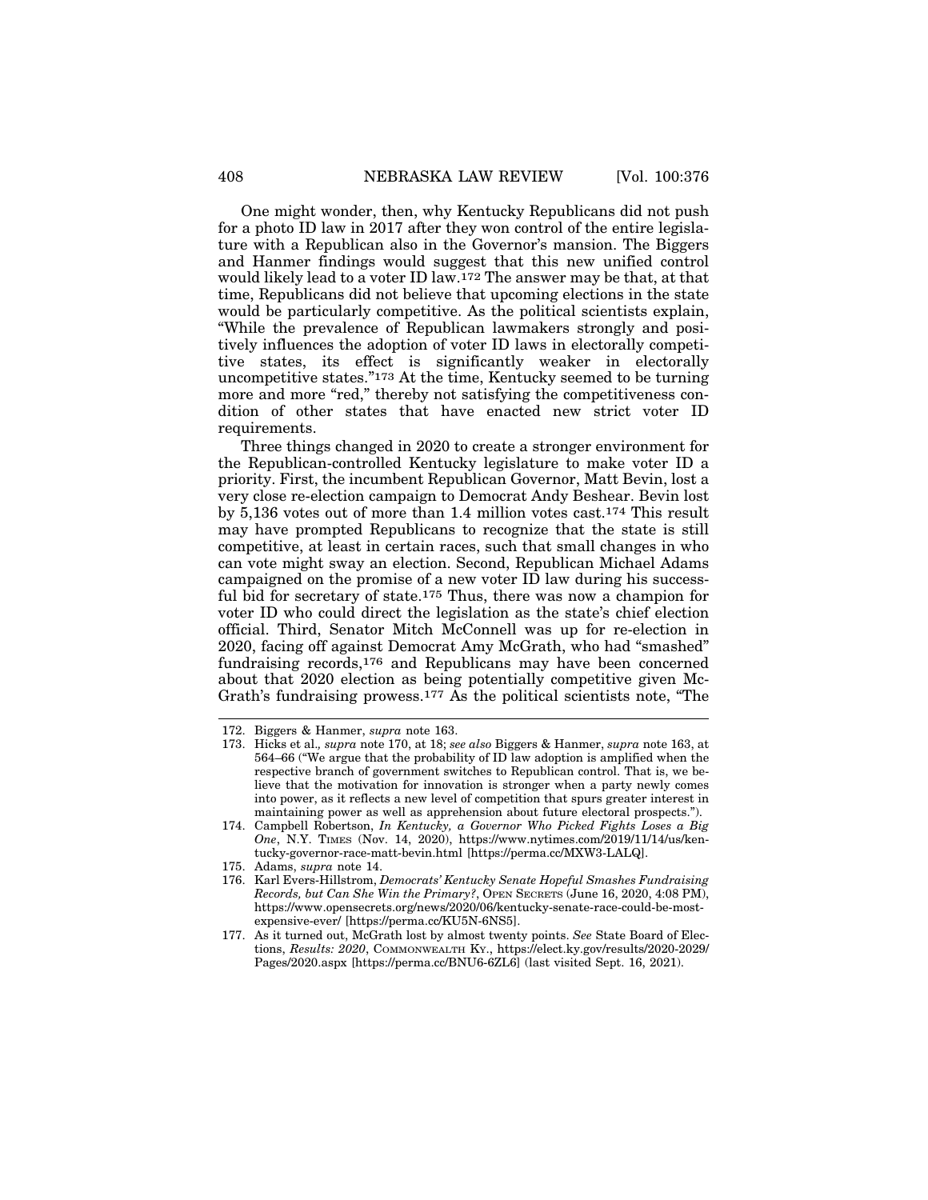One might wonder, then, why Kentucky Republicans did not push for a photo ID law in 2017 after they won control of the entire legislature with a Republican also in the Governor's mansion. The Biggers and Hanmer findings would suggest that this new unified control would likely lead to a voter ID law.[172] The answer may be that, at that time, Republicans did not believe that upcoming elections in the state would be particularly competitive. As the political scientists explain, "While the prevalence of Republican lawmakers strongly and positively influences the adoption of voter ID laws in electorally competitive states, its effect is significantly weaker in electorally uncompetitive states."[173] At the time, Kentucky seemed to be turning more and more "red," thereby not satisfying the competitiveness condition of other states that have enacted new strict voter ID requirements.

Three things changed in 2020 to create a stronger environment for the Republican-controlled Kentucky legislature to make voter ID a priority. First, the incumbent Republican Governor, Matt Bevin, lost a very close re-election campaign to Democrat Andy Beshear. Bevin lost by 5,136 votes out of more than 1.4 million votes cast.[174] This result may have prompted Republicans to recognize that the state is still competitive, at least in certain races, such that small changes in who can vote might sway an election. Second, Republican Michael Adams campaigned on the promise of a new voter ID law during his successful bid for secretary of state.[175] Thus, there was now a champion for voter ID who could direct the legislation as the state's chief election official. Third, Senator Mitch McConnell was up for re-election in 2020, facing off against Democrat Amy McGrath, who had "smashed" fundraising records,[176] and Republicans may have been concerned about that 2020 election as being potentially competitive given McGrath's fundraising prowess.[177] As the political scientists note, "The

---

172. Biggers & Hanmer, *supra* note 163.

173. Hicks et al.*, supra* note 170, at 18; *see also* Biggers & Hanmer, *supra* note 163, at 564–66 ("We argue that the probability of ID law adoption is amplified when the respective branch of government switches to Republican control. That is, we believe that the motivation for innovation is stronger when a party newly comes into power, as it reflects a new level of competition that spurs greater interest in maintaining power as well as apprehension about future electoral prospects.").

174. Campbell Robertson, *In Kentucky, a Governor Who Picked Fights Loses a Big One*, N.Y. TIMES (Nov. 14, 2020), https://www.nytimes.com/2019/11/14/us/kentucky-governor-race-matt-bevin.html [https://perma.cc/MXW3-LALQ].

175. Adams, *supra* note 14.

176. Karl Evers-Hillstrom, *Democrats' Kentucky Senate Hopeful Smashes Fundraising Records, but Can She Win the Primary?*, OPEN SECRETS (June 16, 2020, 4:08 PM), https://www.opensecrets.org/news/2020/06/kentucky-senate-race-could-be-most-expensive-ever/ [https://perma.cc/KU5N-6NS5].

177. As it turned out, McGrath lost by almost twenty points. *See* State Board of Elections, *Results: 2020*, COMMONWEALTH KY., https://elect.ky.gov/results/2020-2029/Pages/2020.aspx [https://perma.cc/BNU6-6ZL6] (last visited Sept. 16, 2021).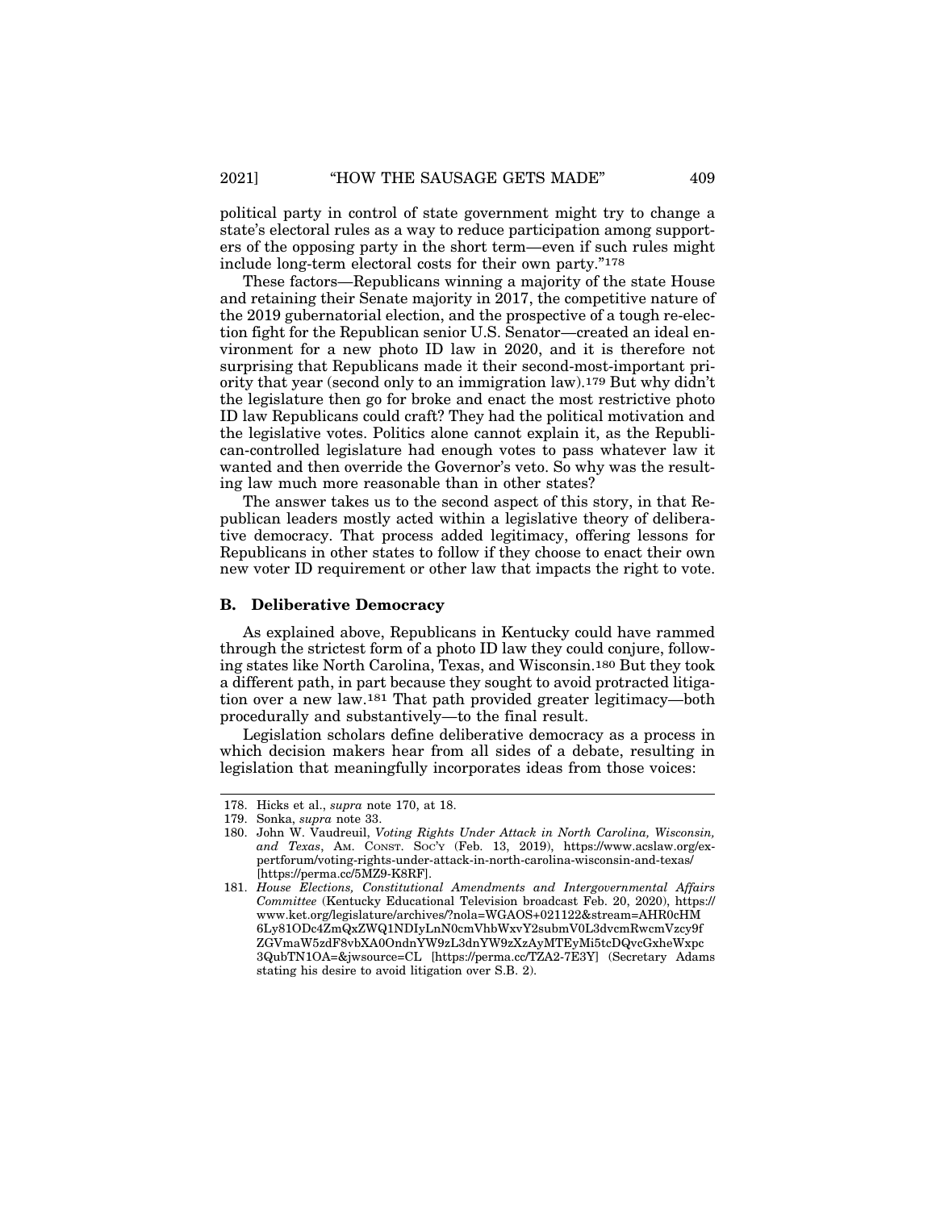political party in control of state government might try to change a state's electoral rules as a way to reduce participation among supporters of the opposing party in the short term—even if such rules might include long-term electoral costs for their own party."[178]

These factors—Republicans winning a majority of the state House and retaining their Senate majority in 2017, the competitive nature of the 2019 gubernatorial election, and the prospective of a tough re-election fight for the Republican senior U.S. Senator—created an ideal environment for a new photo ID law in 2020, and it is therefore not surprising that Republicans made it their second-most-important priority that year (second only to an immigration law).[179] But why didn't the legislature then go for broke and enact the most restrictive photo ID law Republicans could craft? They had the political motivation and the legislative votes. Politics alone cannot explain it, as the Republican-controlled legislature had enough votes to pass whatever law it wanted and then override the Governor's veto. So why was the resulting law much more reasonable than in other states?

The answer takes us to the second aspect of this story, in that Republican leaders mostly acted within a legislative theory of deliberative democracy. That process added legitimacy, offering lessons for Republicans in other states to follow if they choose to enact their own new voter ID requirement or other law that impacts the right to vote.

### B. Deliberative Democracy

As explained above, Republicans in Kentucky could have rammed through the strictest form of a photo ID law they could conjure, following states like North Carolina, Texas, and Wisconsin.[180] But they took a different path, in part because they sought to avoid protracted litigation over a new law.[181] That path provided greater legitimacy—both procedurally and substantively—to the final result.

Legislation scholars define deliberative democracy as a process in which decision makers hear from all sides of a debate, resulting in legislation that meaningfully incorporates ideas from those voices:

---

178. Hicks et al., *supra* note 170, at 18.

179. Sonka, *supra* note 33.

180. John W. Vaudreuil, *Voting Rights Under Attack in North Carolina, Wisconsin, and Texas*, AM. CONST. SOC'Y (Feb. 13, 2019), https://www.acslaw.org/expertforum/voting-rights-under-attack-in-north-carolina-wisconsin-and-texas/ [https://perma.cc/5MZ9-K8RF].

181. *House Elections, Constitutional Amendments and Intergovernmental Affairs Committee* (Kentucky Educational Television broadcast Feb. 20, 2020), https://www.ket.org/legislature/archives/?nola=WGAOS+021122&stream=AHR0cHM6Ly81ODc4ZmQxZWQ1NDIyLnN0cmVhbWxvY2submV0L3dvcmRwcmVzcy9fZGVmaW5zdF8vbXA0OndnYW9zL3dnYW9zXzAyMTEyMi5tcDQvcGxheWxpc3QubTN1OA=&jwsource=CL [https://perma.cc/TZA2-7E3Y] (Secretary Adams stating his desire to avoid litigation over S.B. 2).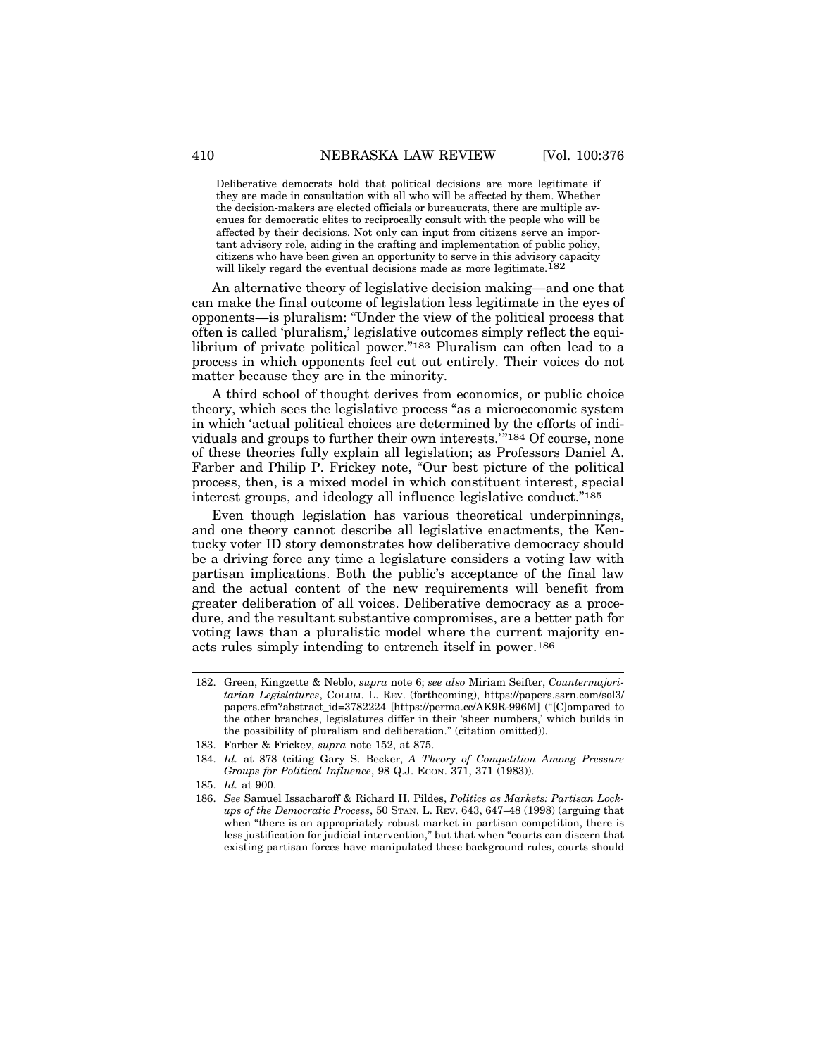> Deliberative democrats hold that political decisions are more legitimate if they are made in consultation with all who will be affected by them. Whether the decision-makers are elected officials or bureaucrats, there are multiple avenues for democratic elites to reciprocally consult with the people who will be affected by their decisions. Not only can input from citizens serve an important advisory role, aiding in the crafting and implementation of public policy, citizens who have been given an opportunity to serve in this advisory capacity will likely regard the eventual decisions made as more legitimate.[182]

An alternative theory of legislative decision making—and one that can make the final outcome of legislation less legitimate in the eyes of opponents—is pluralism: "Under the view of the political process that often is called 'pluralism,' legislative outcomes simply reflect the equilibrium of private political power."[183] Pluralism can often lead to a process in which opponents feel cut out entirely. Their voices do not matter because they are in the minority.

A third school of thought derives from economics, or public choice theory, which sees the legislative process "as a microeconomic system in which 'actual political choices are determined by the efforts of individuals and groups to further their own interests.'"[184] Of course, none of these theories fully explain all legislation; as Professors Daniel A. Farber and Philip P. Frickey note, "Our best picture of the political process, then, is a mixed model in which constituent interest, special interest groups, and ideology all influence legislative conduct."[185]

Even though legislation has various theoretical underpinnings, and one theory cannot describe all legislative enactments, the Kentucky voter ID story demonstrates how deliberative democracy should be a driving force any time a legislature considers a voting law with partisan implications. Both the public's acceptance of the final law and the actual content of the new requirements will benefit from greater deliberation of all voices. Deliberative democracy as a procedure, and the resultant substantive compromises, are a better path for voting laws than a pluralistic model where the current majority enacts rules simply intending to entrench itself in power.[186]

---

182. Green, Kingzette & Neblo, *supra* note 6; *see also* Miriam Seifter, *Countermajoritarian Legislatures*, COLUM. L. REV. (forthcoming), https://papers.ssrn.com/sol3/papers.cfm?abstract_id=3782224 [https://perma.cc/AK9R-996M] ("[C]ompared to the other branches, legislatures differ in their 'sheer numbers,' which builds in the possibility of pluralism and deliberation." (citation omitted)).

183. Farber & Frickey, *supra* note 152, at 875.

184. *Id.* at 878 (citing Gary S. Becker, *A Theory of Competition Among Pressure Groups for Political Influence*, 98 Q.J. ECON. 371, 371 (1983)).

185. *Id.* at 900.

186. *See* Samuel Issacharoff & Richard H. Pildes, *Politics as Markets: Partisan Lockups of the Democratic Process*, 50 STAN. L. REV. 643, 647–48 (1998) (arguing that when "there is an appropriately robust market in partisan competition, there is less justification for judicial intervention," but that when "courts can discern that existing partisan forces have manipulated these background rules, courts should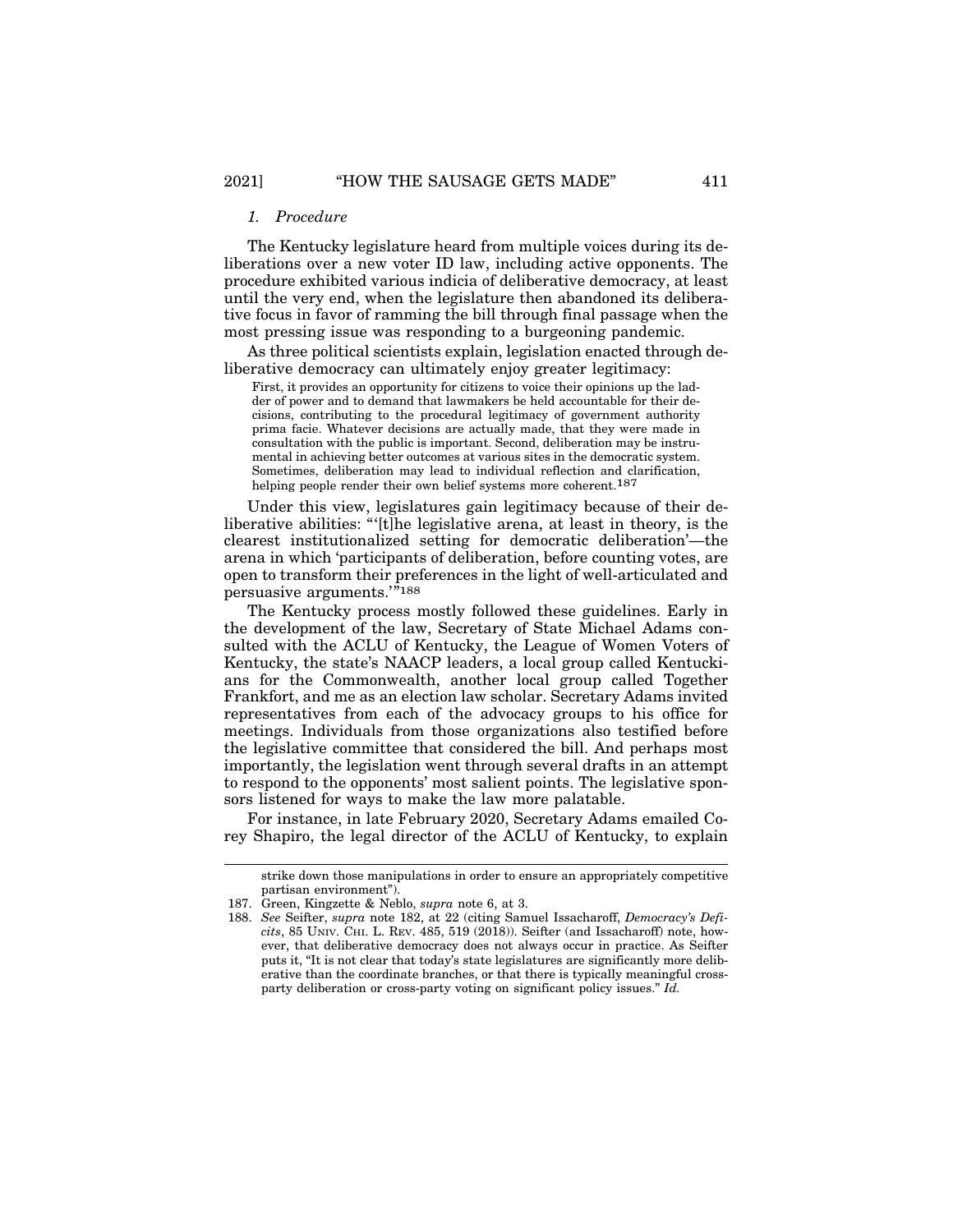### *1. Procedure*

The Kentucky legislature heard from multiple voices during its deliberations over a new voter ID law, including active opponents. The procedure exhibited various indicia of deliberative democracy, at least until the very end, when the legislature then abandoned its deliberative focus in favor of ramming the bill through final passage when the most pressing issue was responding to a burgeoning pandemic.

As three political scientists explain, legislation enacted through deliberative democracy can ultimately enjoy greater legitimacy:

> First, it provides an opportunity for citizens to voice their opinions up the ladder of power and to demand that lawmakers be held accountable for their decisions, contributing to the procedural legitimacy of government authority prima facie. Whatever decisions are actually made, that they were made in consultation with the public is important. Second, deliberation may be instrumental in achieving better outcomes at various sites in the democratic system. Sometimes, deliberation may lead to individual reflection and clarification, helping people render their own belief systems more coherent.[187]

Under this view, legislatures gain legitimacy because of their deliberative abilities: "'[t]he legislative arena, at least in theory, is the clearest institutionalized setting for democratic deliberation'—the arena in which 'participants of deliberation, before counting votes, are open to transform their preferences in the light of well-articulated and persuasive arguments.'"[188]

The Kentucky process mostly followed these guidelines. Early in the development of the law, Secretary of State Michael Adams consulted with the ACLU of Kentucky, the League of Women Voters of Kentucky, the state's NAACP leaders, a local group called Kentuckians for the Commonwealth, another local group called Together Frankfort, and me as an election law scholar. Secretary Adams invited representatives from each of the advocacy groups to his office for meetings. Individuals from those organizations also testified before the legislative committee that considered the bill. And perhaps most importantly, the legislation went through several drafts in an attempt to respond to the opponents' most salient points. The legislative sponsors listened for ways to make the law more palatable.

For instance, in late February 2020, Secretary Adams emailed Corey Shapiro, the legal director of the ACLU of Kentucky, to explain

---

strike down those manipulations in order to ensure an appropriately competitive partisan environment").

187. Green, Kingzette & Neblo, *supra* note 6, at 3.

188. *See* Seifter, *supra* note 182, at 22 (citing Samuel Issacharoff, *Democracy's Deficits*, 85 UNIV. CHI. L. REV. 485, 519 (2018)). Seifter (and Issacharoff) note, however, that deliberative democracy does not always occur in practice. As Seifter puts it, "It is not clear that today's state legislatures are significantly more deliberative than the coordinate branches, or that there is typically meaningful cross-party deliberation or cross-party voting on significant policy issues." *Id.*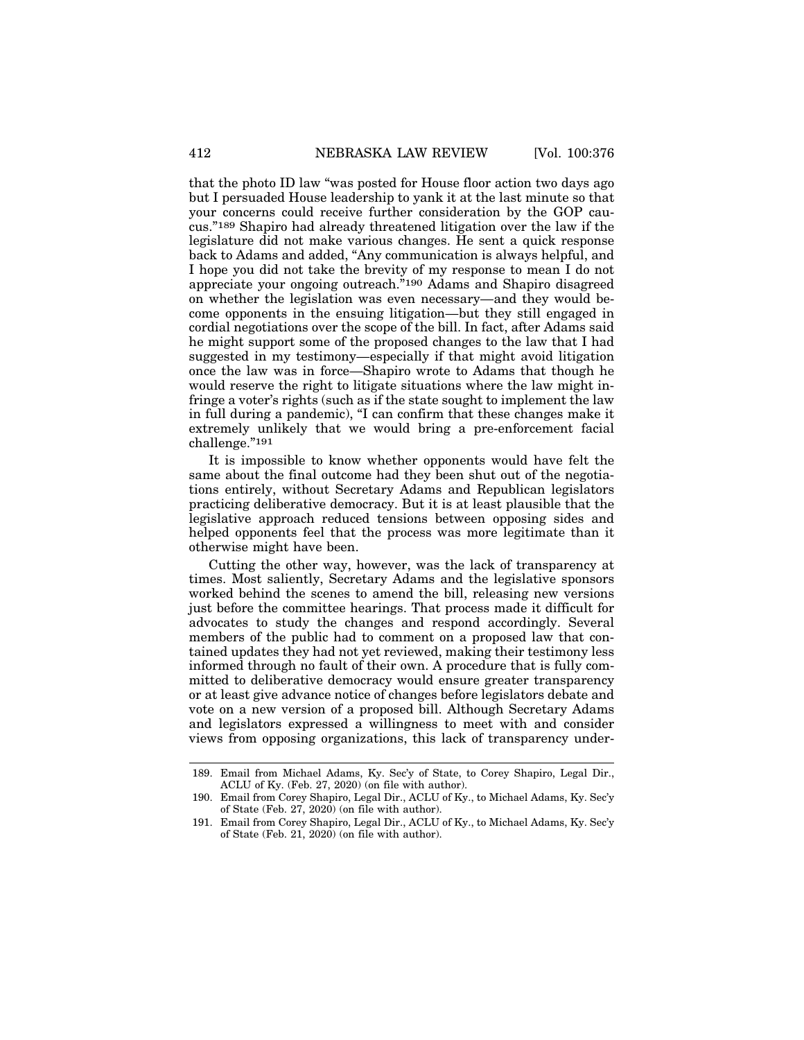that the photo ID law "was posted for House floor action two days ago but I persuaded House leadership to yank it at the last minute so that your concerns could receive further consideration by the GOP caucus."[189] Shapiro had already threatened litigation over the law if the legislature did not make various changes. He sent a quick response back to Adams and added, "Any communication is always helpful, and I hope you did not take the brevity of my response to mean I do not appreciate your ongoing outreach."[190] Adams and Shapiro disagreed on whether the legislation was even necessary—and they would become opponents in the ensuing litigation—but they still engaged in cordial negotiations over the scope of the bill. In fact, after Adams said he might support some of the proposed changes to the law that I had suggested in my testimony—especially if that might avoid litigation once the law was in force—Shapiro wrote to Adams that though he would reserve the right to litigate situations where the law might infringe a voter's rights (such as if the state sought to implement the law in full during a pandemic), "I can confirm that these changes make it extremely unlikely that we would bring a pre-enforcement facial challenge."[191]

It is impossible to know whether opponents would have felt the same about the final outcome had they been shut out of the negotiations entirely, without Secretary Adams and Republican legislators practicing deliberative democracy. But it is at least plausible that the legislative approach reduced tensions between opposing sides and helped opponents feel that the process was more legitimate than it otherwise might have been.

Cutting the other way, however, was the lack of transparency at times. Most saliently, Secretary Adams and the legislative sponsors worked behind the scenes to amend the bill, releasing new versions just before the committee hearings. That process made it difficult for advocates to study the changes and respond accordingly. Several members of the public had to comment on a proposed law that contained updates they had not yet reviewed, making their testimony less informed through no fault of their own. A procedure that is fully committed to deliberative democracy would ensure greater transparency or at least give advance notice of changes before legislators debate and vote on a new version of a proposed bill. Although Secretary Adams and legislators expressed a willingness to meet with and consider views from opposing organizations, this lack of transparency under-

189. Email from Michael Adams, Ky. Sec'y of State, to Corey Shapiro, Legal Dir., ACLU of Ky. (Feb. 27, 2020) (on file with author).

190. Email from Corey Shapiro, Legal Dir., ACLU of Ky., to Michael Adams, Ky. Sec'y of State (Feb. 27, 2020) (on file with author).

191. Email from Corey Shapiro, Legal Dir., ACLU of Ky., to Michael Adams, Ky. Sec'y of State (Feb. 21, 2020) (on file with author).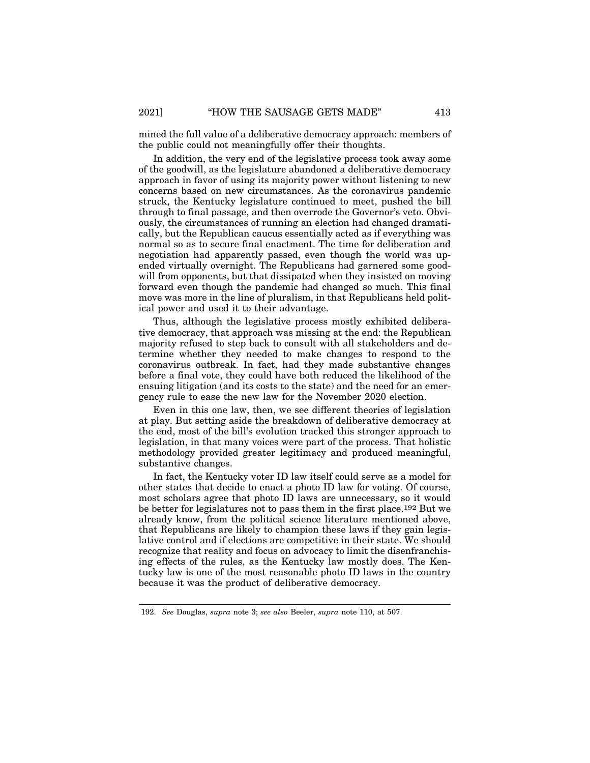mined the full value of a deliberative democracy approach: members of the public could not meaningfully offer their thoughts.

In addition, the very end of the legislative process took away some of the goodwill, as the legislature abandoned a deliberative democracy approach in favor of using its majority power without listening to new concerns based on new circumstances. As the coronavirus pandemic struck, the Kentucky legislature continued to meet, pushed the bill through to final passage, and then overrode the Governor's veto. Obviously, the circumstances of running an election had changed dramatically, but the Republican caucus essentially acted as if everything was normal so as to secure final enactment. The time for deliberation and negotiation had apparently passed, even though the world was upended virtually overnight. The Republicans had garnered some goodwill from opponents, but that dissipated when they insisted on moving forward even though the pandemic had changed so much. This final move was more in the line of pluralism, in that Republicans held political power and used it to their advantage.

Thus, although the legislative process mostly exhibited deliberative democracy, that approach was missing at the end: the Republican majority refused to step back to consult with all stakeholders and determine whether they needed to make changes to respond to the coronavirus outbreak. In fact, had they made substantive changes before a final vote, they could have both reduced the likelihood of the ensuing litigation (and its costs to the state) and the need for an emergency rule to ease the new law for the November 2020 election.

Even in this one law, then, we see different theories of legislation at play. But setting aside the breakdown of deliberative democracy at the end, most of the bill's evolution tracked this stronger approach to legislation, in that many voices were part of the process. That holistic methodology provided greater legitimacy and produced meaningful, substantive changes.

In fact, the Kentucky voter ID law itself could serve as a model for other states that decide to enact a photo ID law for voting. Of course, most scholars agree that photo ID laws are unnecessary, so it would be better for legislatures not to pass them in the first place.[192] But we already know, from the political science literature mentioned above, that Republicans are likely to champion these laws if they gain legislative control and if elections are competitive in their state. We should recognize that reality and focus on advocacy to limit the disenfranchising effects of the rules, as the Kentucky law mostly does. The Kentucky law is one of the most reasonable photo ID laws in the country because it was the product of deliberative democracy.

192. *See* Douglas, *supra* note 3; *see also* Beeler, *supra* note 110, at 507.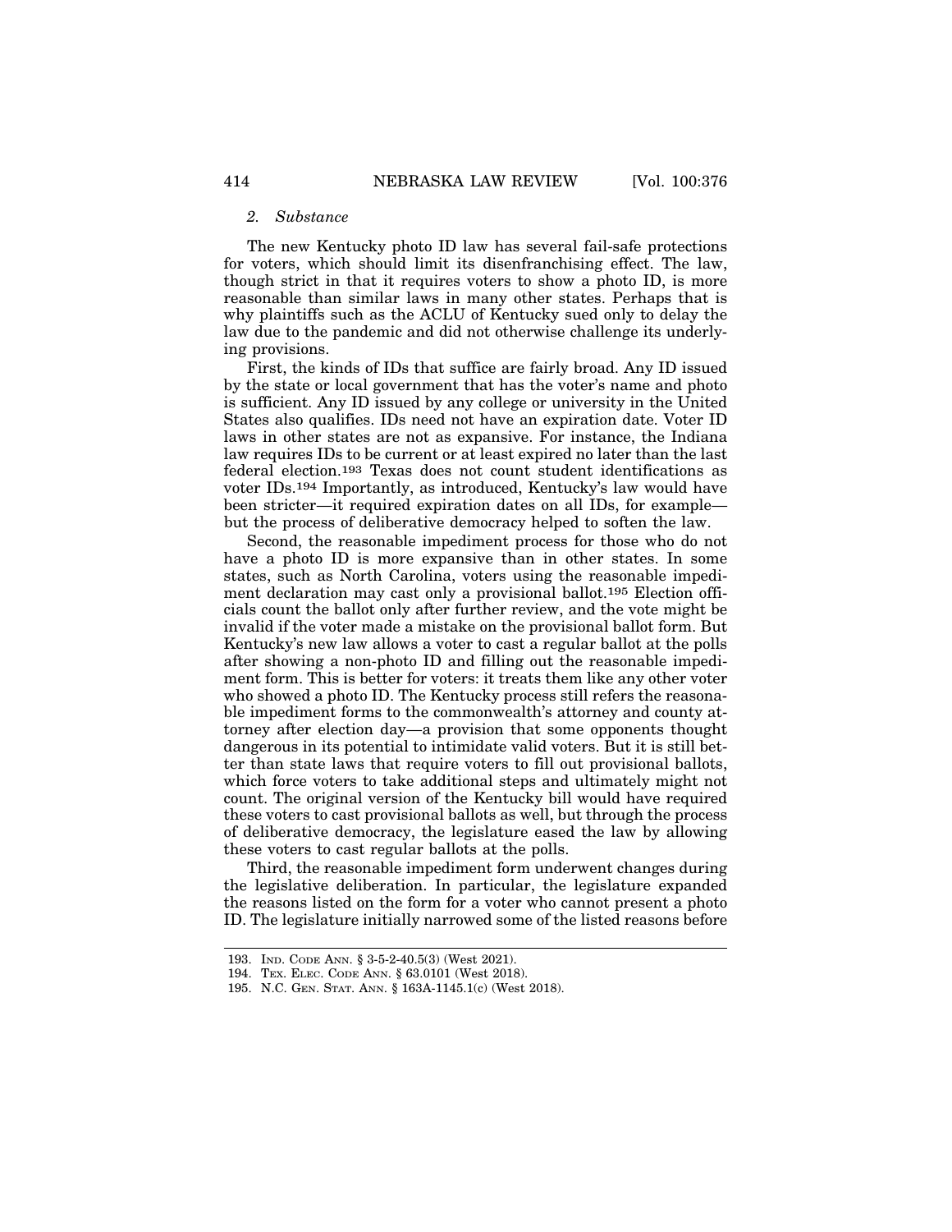### 2. *Substance*

The new Kentucky photo ID law has several fail-safe protections for voters, which should limit its disenfranchising effect. The law, though strict in that it requires voters to show a photo ID, is more reasonable than similar laws in many other states. Perhaps that is why plaintiffs such as the ACLU of Kentucky sued only to delay the law due to the pandemic and did not otherwise challenge its underlying provisions.

First, the kinds of IDs that suffice are fairly broad. Any ID issued by the state or local government that has the voter's name and photo is sufficient. Any ID issued by any college or university in the United States also qualifies. IDs need not have an expiration date. Voter ID laws in other states are not as expansive. For instance, the Indiana law requires IDs to be current or at least expired no later than the last federal election.[193] Texas does not count student identifications as voter IDs.[194] Importantly, as introduced, Kentucky's law would have been stricter—it required expiration dates on all IDs, for example—but the process of deliberative democracy helped to soften the law.

Second, the reasonable impediment process for those who do not have a photo ID is more expansive than in other states. In some states, such as North Carolina, voters using the reasonable impediment declaration may cast only a provisional ballot.[195] Election officials count the ballot only after further review, and the vote might be invalid if the voter made a mistake on the provisional ballot form. But Kentucky's new law allows a voter to cast a regular ballot at the polls after showing a non-photo ID and filling out the reasonable impediment form. This is better for voters: it treats them like any other voter who showed a photo ID. The Kentucky process still refers the reasonable impediment forms to the commonwealth's attorney and county attorney after election day—a provision that some opponents thought dangerous in its potential to intimidate valid voters. But it is still better than state laws that require voters to fill out provisional ballots, which force voters to take additional steps and ultimately might not count. The original version of the Kentucky bill would have required these voters to cast provisional ballots as well, but through the process of deliberative democracy, the legislature eased the law by allowing these voters to cast regular ballots at the polls.

Third, the reasonable impediment form underwent changes during the legislative deliberation. In particular, the legislature expanded the reasons listed on the form for a voter who cannot present a photo ID. The legislature initially narrowed some of the listed reasons before

---

193. IND. CODE ANN. § 3-5-2-40.5(3) (West 2021).

194. TEX. ELEC. CODE ANN. § 63.0101 (West 2018).

195. N.C. GEN. STAT. ANN. § 163A-1145.1(c) (West 2018).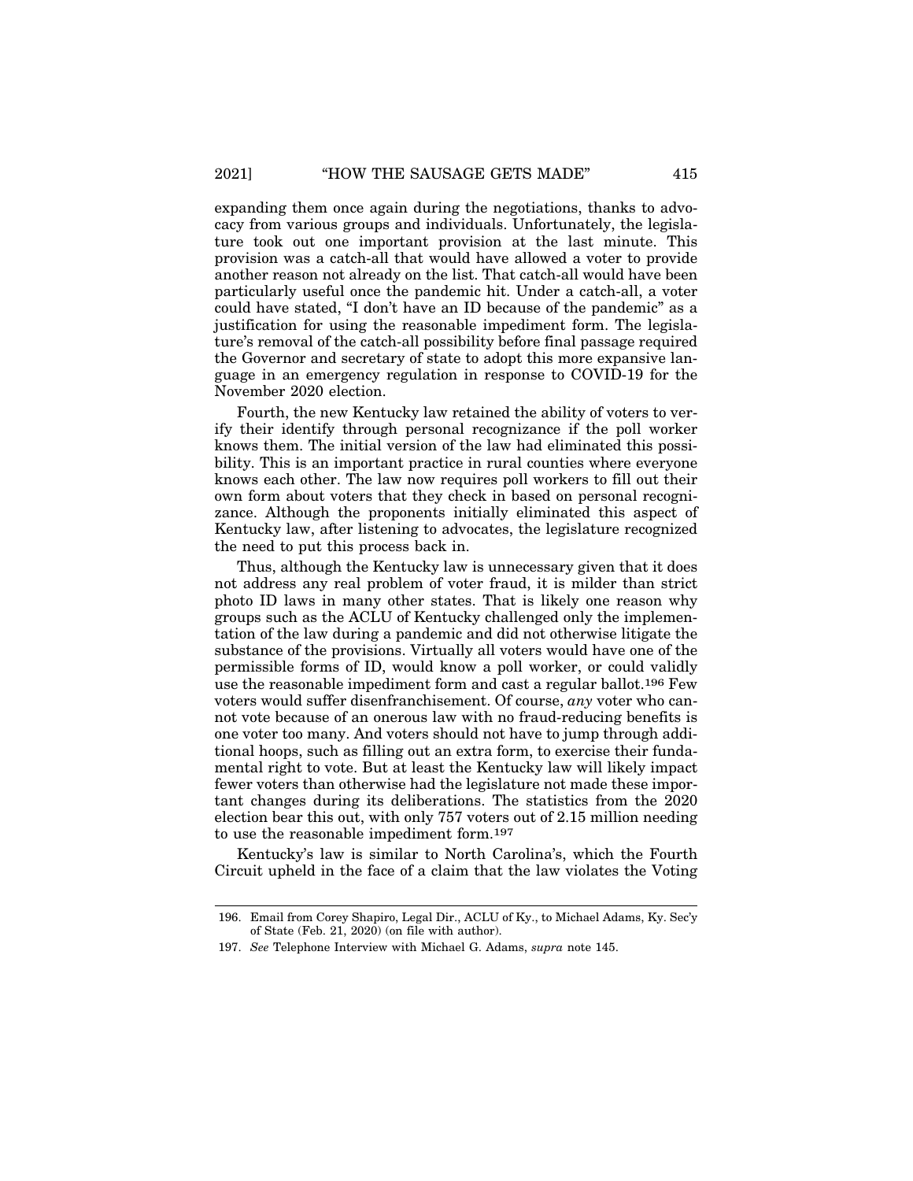expanding them once again during the negotiations, thanks to advocacy from various groups and individuals. Unfortunately, the legislature took out one important provision at the last minute. This provision was a catch-all that would have allowed a voter to provide another reason not already on the list. That catch-all would have been particularly useful once the pandemic hit. Under a catch-all, a voter could have stated, "I don't have an ID because of the pandemic" as a justification for using the reasonable impediment form. The legislature's removal of the catch-all possibility before final passage required the Governor and secretary of state to adopt this more expansive language in an emergency regulation in response to COVID-19 for the November 2020 election.

Fourth, the new Kentucky law retained the ability of voters to verify their identify through personal recognizance if the poll worker knows them. The initial version of the law had eliminated this possibility. This is an important practice in rural counties where everyone knows each other. The law now requires poll workers to fill out their own form about voters that they check in based on personal recognizance. Although the proponents initially eliminated this aspect of Kentucky law, after listening to advocates, the legislature recognized the need to put this process back in.

Thus, although the Kentucky law is unnecessary given that it does not address any real problem of voter fraud, it is milder than strict photo ID laws in many other states. That is likely one reason why groups such as the ACLU of Kentucky challenged only the implementation of the law during a pandemic and did not otherwise litigate the substance of the provisions. Virtually all voters would have one of the permissible forms of ID, would know a poll worker, or could validly use the reasonable impediment form and cast a regular ballot.[196] Few voters would suffer disenfranchisement. Of course, *any* voter who cannot vote because of an onerous law with no fraud-reducing benefits is one voter too many. And voters should not have to jump through additional hoops, such as filling out an extra form, to exercise their fundamental right to vote. But at least the Kentucky law will likely impact fewer voters than otherwise had the legislature not made these important changes during its deliberations. The statistics from the 2020 election bear this out, with only 757 voters out of 2.15 million needing to use the reasonable impediment form.[197]

Kentucky's law is similar to North Carolina's, which the Fourth Circuit upheld in the face of a claim that the law violates the Voting

---

196. Email from Corey Shapiro, Legal Dir., ACLU of Ky., to Michael Adams, Ky. Sec'y of State (Feb. 21, 2020) (on file with author).

197. *See* Telephone Interview with Michael G. Adams, *supra* note 145.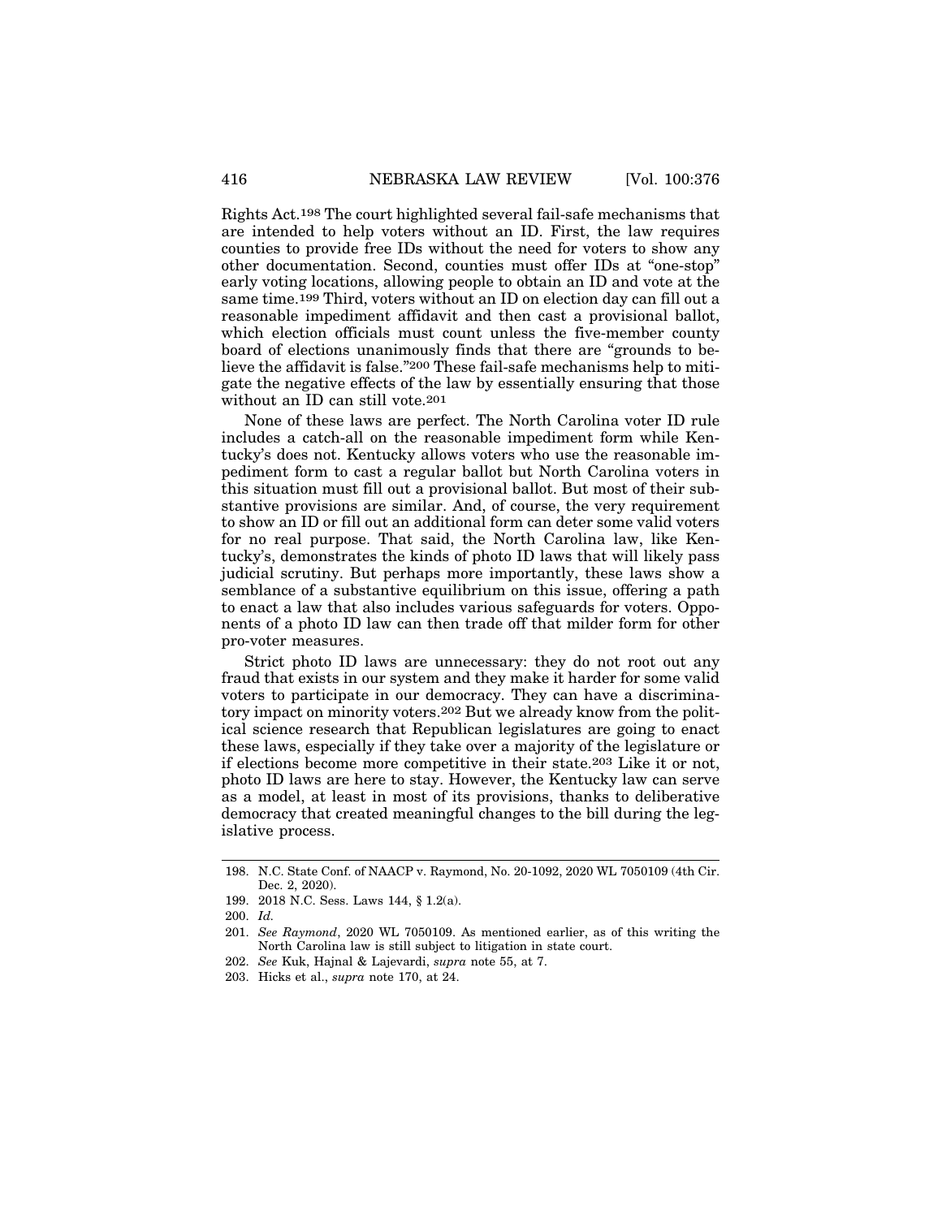Rights Act.[198] The court highlighted several fail-safe mechanisms that are intended to help voters without an ID. First, the law requires counties to provide free IDs without the need for voters to show any other documentation. Second, counties must offer IDs at "one-stop" early voting locations, allowing people to obtain an ID and vote at the same time.[199] Third, voters without an ID on election day can fill out a reasonable impediment affidavit and then cast a provisional ballot, which election officials must count unless the five-member county board of elections unanimously finds that there are "grounds to believe the affidavit is false."[200] These fail-safe mechanisms help to mitigate the negative effects of the law by essentially ensuring that those without an ID can still vote.[201]

None of these laws are perfect. The North Carolina voter ID rule includes a catch-all on the reasonable impediment form while Kentucky's does not. Kentucky allows voters who use the reasonable impediment form to cast a regular ballot but North Carolina voters in this situation must fill out a provisional ballot. But most of their substantive provisions are similar. And, of course, the very requirement to show an ID or fill out an additional form can deter some valid voters for no real purpose. That said, the North Carolina law, like Kentucky's, demonstrates the kinds of photo ID laws that will likely pass judicial scrutiny. But perhaps more importantly, these laws show a semblance of a substantive equilibrium on this issue, offering a path to enact a law that also includes various safeguards for voters. Opponents of a photo ID law can then trade off that milder form for other pro-voter measures.

Strict photo ID laws are unnecessary: they do not root out any fraud that exists in our system and they make it harder for some valid voters to participate in our democracy. They can have a discriminatory impact on minority voters.[202] But we already know from the political science research that Republican legislatures are going to enact these laws, especially if they take over a majority of the legislature or if elections become more competitive in their state.[203] Like it or not, photo ID laws are here to stay. However, the Kentucky law can serve as a model, at least in most of its provisions, thanks to deliberative democracy that created meaningful changes to the bill during the legislative process.

---

198. N.C. State Conf. of NAACP v. Raymond, No. 20-1092, 2020 WL 7050109 (4th Cir. Dec. 2, 2020).

199. 2018 N.C. Sess. Laws 144, § 1.2(a).

200. *Id.*

201. *See Raymond*, 2020 WL 7050109. As mentioned earlier, as of this writing the North Carolina law is still subject to litigation in state court.

202. *See* Kuk, Hajnal & Lajevardi, *supra* note 55, at 7.

203. Hicks et al., *supra* note 170, at 24.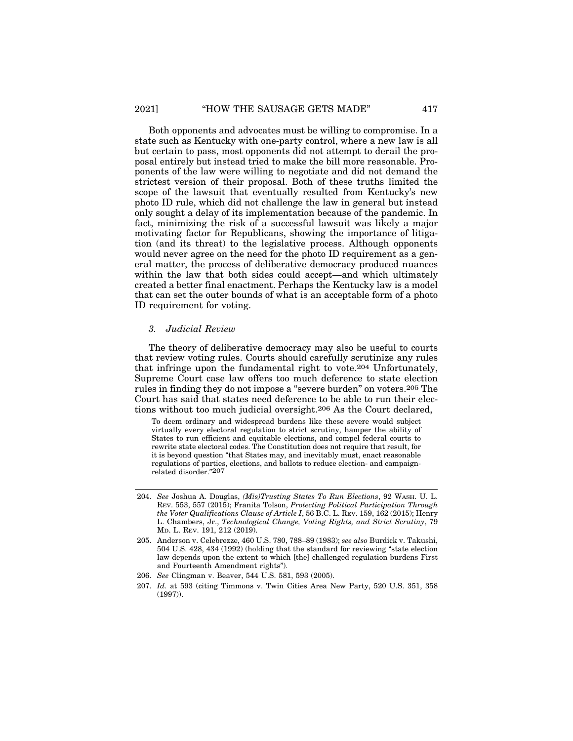Both opponents and advocates must be willing to compromise. In a state such as Kentucky with one-party control, where a new law is all but certain to pass, most opponents did not attempt to derail the proposal entirely but instead tried to make the bill more reasonable. Proponents of the law were willing to negotiate and did not demand the strictest version of their proposal. Both of these truths limited the scope of the lawsuit that eventually resulted from Kentucky's new photo ID rule, which did not challenge the law in general but instead only sought a delay of its implementation because of the pandemic. In fact, minimizing the risk of a successful lawsuit was likely a major motivating factor for Republicans, showing the importance of litigation (and its threat) to the legislative process. Although opponents would never agree on the need for the photo ID requirement as a general matter, the process of deliberative democracy produced nuances within the law that both sides could accept—and which ultimately created a better final enactment. Perhaps the Kentucky law is a model that can set the outer bounds of what is an acceptable form of a photo ID requirement for voting.

### *3. Judicial Review*

The theory of deliberative democracy may also be useful to courts that review voting rules. Courts should carefully scrutinize any rules that infringe upon the fundamental right to vote.[204] Unfortunately, Supreme Court case law offers too much deference to state election rules in finding they do not impose a "severe burden" on voters.[205] The Court has said that states need deference to be able to run their elections without too much judicial oversight.[206] As the Court declared,

> To deem ordinary and widespread burdens like these severe would subject virtually every electoral regulation to strict scrutiny, hamper the ability of States to run efficient and equitable elections, and compel federal courts to rewrite state electoral codes. The Constitution does not require that result, for it is beyond question "that States may, and inevitably must, enact reasonable regulations of parties, elections, and ballots to reduce election- and campaign-related disorder."[207]

---

204. *See* Joshua A. Douglas, *(Mis)Trusting States To Run Elections*, 92 WASH. U. L. REV. 553, 557 (2015); Franita Tolson, *Protecting Political Participation Through the Voter Qualifications Clause of Article I*, 56 B.C. L. REV. 159, 162 (2015); Henry L. Chambers, Jr., *Technological Change, Voting Rights, and Strict Scrutiny*, 79 MD. L. REV. 191, 212 (2019).

205. Anderson v. Celebrezze, 460 U.S. 780, 788–89 (1983); *see also* Burdick v. Takushi, 504 U.S. 428, 434 (1992) (holding that the standard for reviewing "state election law depends upon the extent to which [the] challenged regulation burdens First and Fourteenth Amendment rights").

206. *See* Clingman v. Beaver, 544 U.S. 581, 593 (2005).

207. *Id.* at 593 (citing Timmons v. Twin Cities Area New Party, 520 U.S. 351, 358 (1997)).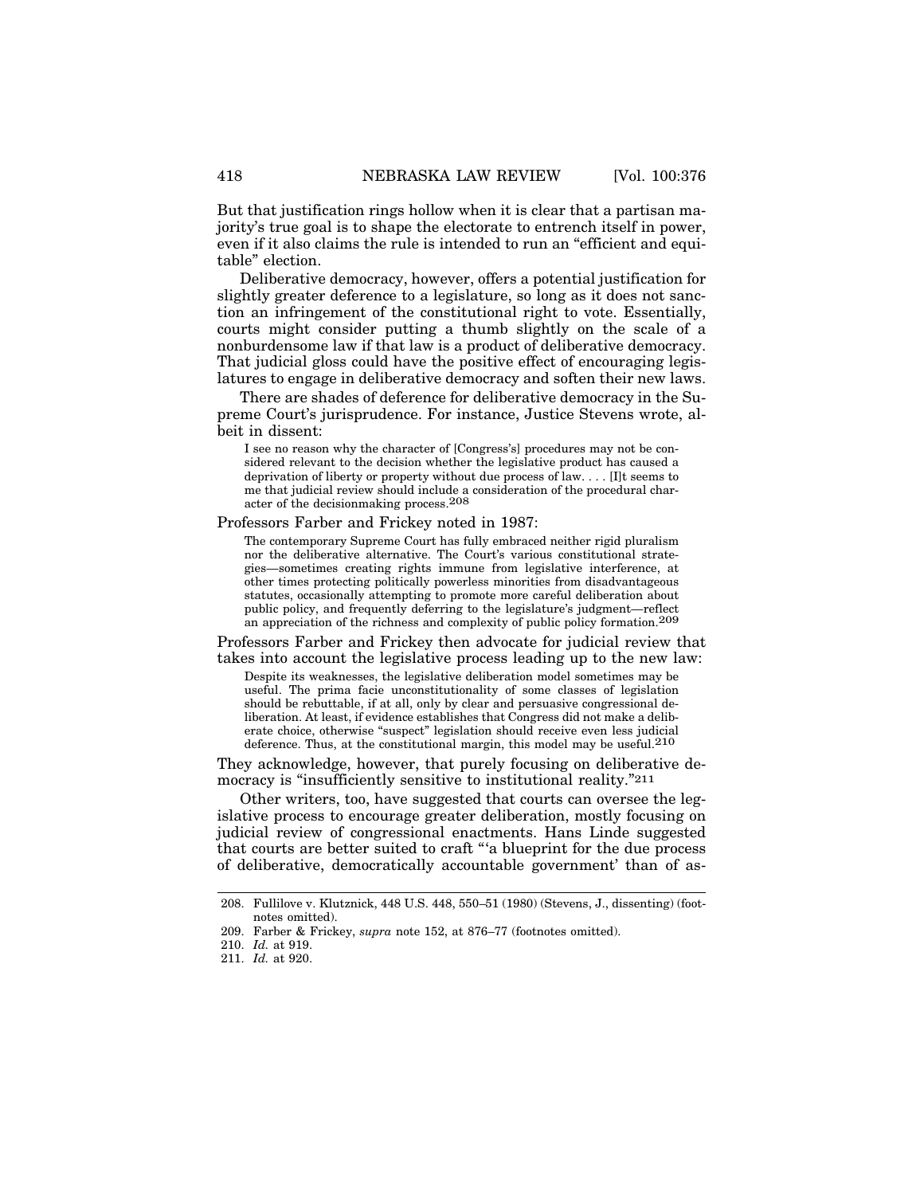But that justification rings hollow when it is clear that a partisan majority's true goal is to shape the electorate to entrench itself in power, even if it also claims the rule is intended to run an "efficient and equitable" election.

Deliberative democracy, however, offers a potential justification for slightly greater deference to a legislature, so long as it does not sanction an infringement of the constitutional right to vote. Essentially, courts might consider putting a thumb slightly on the scale of a nonburdensome law if that law is a product of deliberative democracy. That judicial gloss could have the positive effect of encouraging legislatures to engage in deliberative democracy and soften their new laws.

There are shades of deference for deliberative democracy in the Supreme Court's jurisprudence. For instance, Justice Stevens wrote, albeit in dissent:

> I see no reason why the character of [Congress's] procedures may not be considered relevant to the decision whether the legislative product has caused a deprivation of liberty or property without due process of law. . . . [I]t seems to me that judicial review should include a consideration of the procedural character of the decisionmaking process.[208]

Professors Farber and Frickey noted in 1987:

> The contemporary Supreme Court has fully embraced neither rigid pluralism nor the deliberative alternative. The Court's various constitutional strategies—sometimes creating rights immune from legislative interference, at other times protecting politically powerless minorities from disadvantageous statutes, occasionally attempting to promote more careful deliberation about public policy, and frequently deferring to the legislature's judgment—reflect an appreciation of the richness and complexity of public policy formation.[209]

Professors Farber and Frickey then advocate for judicial review that takes into account the legislative process leading up to the new law:

> Despite its weaknesses, the legislative deliberation model sometimes may be useful. The prima facie unconstitutionality of some classes of legislation should be rebuttable, if at all, only by clear and persuasive congressional deliberation. At least, if evidence establishes that Congress did not make a deliberate choice, otherwise "suspect" legislation should receive even less judicial deference. Thus, at the constitutional margin, this model may be useful.[210]

They acknowledge, however, that purely focusing on deliberative democracy is "insufficiently sensitive to institutional reality."[211]

Other writers, too, have suggested that courts can oversee the legislative process to encourage greater deliberation, mostly focusing on judicial review of congressional enactments. Hans Linde suggested that courts are better suited to craft "'a blueprint for the due process of deliberative, democratically accountable government' than of as-

---

208. Fullilove v. Klutznick, 448 U.S. 448, 550–51 (1980) (Stevens, J., dissenting) (footnotes omitted).

209. Farber & Frickey, *supra* note 152, at 876–77 (footnotes omitted).

210. *Id.* at 919.

211. *Id.* at 920.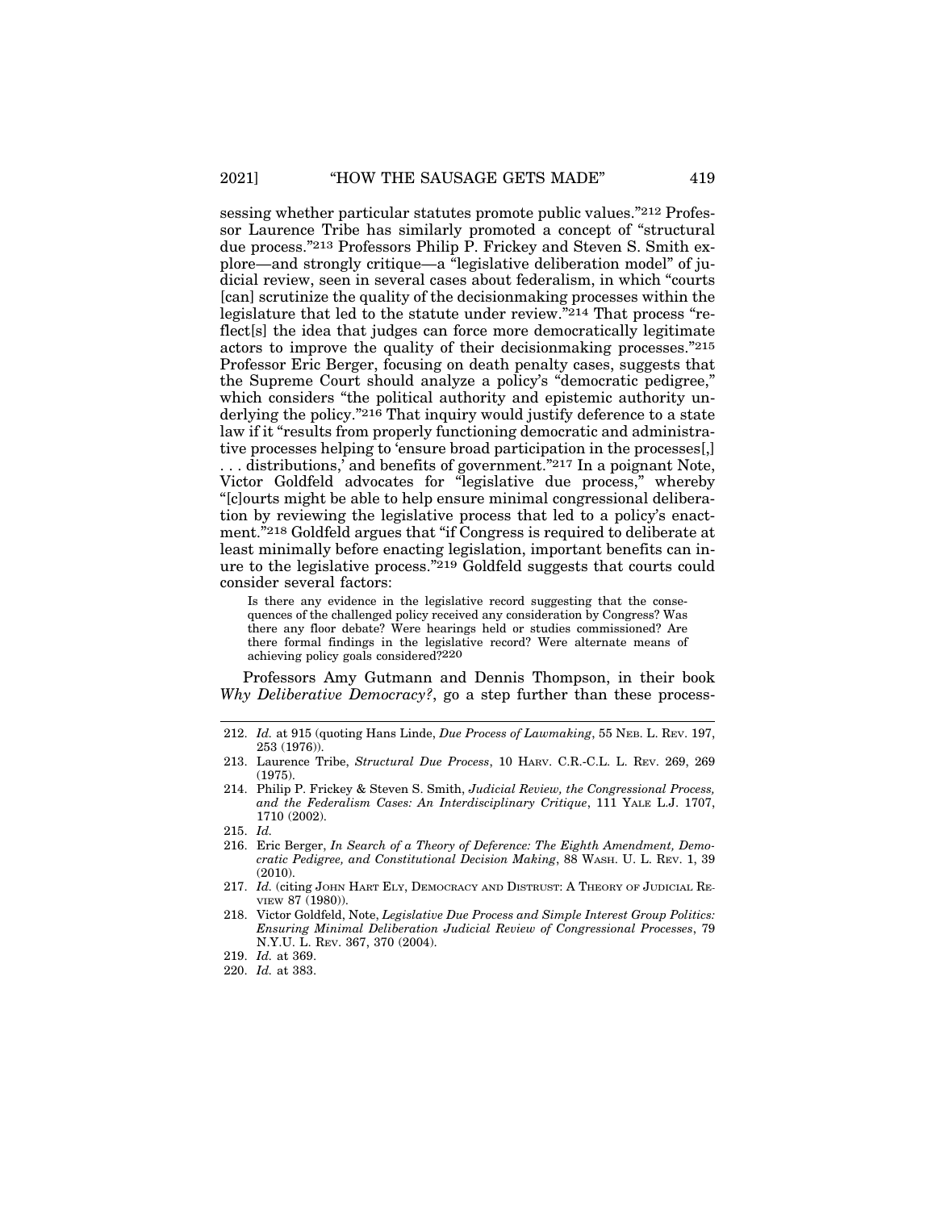sessing whether particular statutes promote public values."[212] Professor Laurence Tribe has similarly promoted a concept of "structural due process."[213] Professors Philip P. Frickey and Steven S. Smith explore—and strongly critique—a "legislative deliberation model" of judicial review, seen in several cases about federalism, in which "courts [can] scrutinize the quality of the decisionmaking processes within the legislature that led to the statute under review."[214] That process "reflect[s] the idea that judges can force more democratically legitimate actors to improve the quality of their decisionmaking processes."[215] Professor Eric Berger, focusing on death penalty cases, suggests that the Supreme Court should analyze a policy's "democratic pedigree," which considers "the political authority and epistemic authority underlying the policy."[216] That inquiry would justify deference to a state law if it "results from properly functioning democratic and administrative processes helping to 'ensure broad participation in the processes[,] . . . distributions,' and benefits of government."[217] In a poignant Note, Victor Goldfeld advocates for "legislative due process," whereby "[c]ourts might be able to help ensure minimal congressional deliberation by reviewing the legislative process that led to a policy's enactment."[218] Goldfeld argues that "if Congress is required to deliberate at least minimally before enacting legislation, important benefits can inure to the legislative process."[219] Goldfeld suggests that courts could consider several factors:

> Is there any evidence in the legislative record suggesting that the consequences of the challenged policy received any consideration by Congress? Was there any floor debate? Were hearings held or studies commissioned? Are there formal findings in the legislative record? Were alternate means of achieving policy goals considered?[220]

Professors Amy Gutmann and Dennis Thompson, in their book *Why Deliberative Democracy?*, go a step further than these process-

---

212. *Id.* at 915 (quoting Hans Linde, *Due Process of Lawmaking*, 55 NEB. L. REV. 197, 253 (1976)).

213. Laurence Tribe, *Structural Due Process*, 10 HARV. C.R.-C.L. L. REV. 269, 269 (1975).

214. Philip P. Frickey & Steven S. Smith, *Judicial Review, the Congressional Process, and the Federalism Cases: An Interdisciplinary Critique*, 111 YALE L.J. 1707, 1710 (2002).

215. *Id.*

216. Eric Berger, *In Search of a Theory of Deference: The Eighth Amendment, Democratic Pedigree, and Constitutional Decision Making*, 88 WASH. U. L. REV. 1, 39 (2010).

217. *Id.* (citing JOHN HART ELY, DEMOCRACY AND DISTRUST: A THEORY OF JUDICIAL REVIEW 87 (1980)).

218. Victor Goldfeld, Note, *Legislative Due Process and Simple Interest Group Politics: Ensuring Minimal Deliberation Judicial Review of Congressional Processes*, 79 N.Y.U. L. REV. 367, 370 (2004).

219. *Id.* at 369.

220. *Id.* at 383.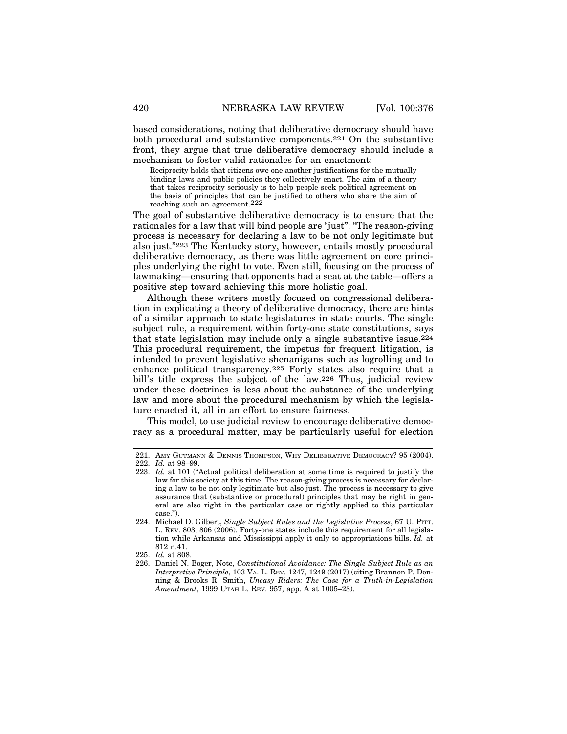based considerations, noting that deliberative democracy should have both procedural and substantive components.[221] On the substantive front, they argue that true deliberative democracy should include a mechanism to foster valid rationales for an enactment:

> Reciprocity holds that citizens owe one another justifications for the mutually binding laws and public policies they collectively enact. The aim of a theory that takes reciprocity seriously is to help people seek political agreement on the basis of principles that can be justified to others who share the aim of reaching such an agreement.[222]

The goal of substantive deliberative democracy is to ensure that the rationales for a law that will bind people are "just": "The reason-giving process is necessary for declaring a law to be not only legitimate but also just."[223] The Kentucky story, however, entails mostly procedural deliberative democracy, as there was little agreement on core principles underlying the right to vote. Even still, focusing on the process of lawmaking—ensuring that opponents had a seat at the table—offers a positive step toward achieving this more holistic goal.

Although these writers mostly focused on congressional deliberation in explicating a theory of deliberative democracy, there are hints of a similar approach to state legislatures in state courts. The single subject rule, a requirement within forty-one state constitutions, says that state legislation may include only a single substantive issue.[224] This procedural requirement, the impetus for frequent litigation, is intended to prevent legislative shenanigans such as logrolling and to enhance political transparency.[225] Forty states also require that a bill's title express the subject of the law.[226] Thus, judicial review under these doctrines is less about the substance of the underlying law and more about the procedural mechanism by which the legislature enacted it, all in an effort to ensure fairness.

This model, to use judicial review to encourage deliberative democracy as a procedural matter, may be particularly useful for election

---

221. Amy Gutmann & Dennis Thompson, Why Deliberative Democracy? 95 (2004).

222. *Id.* at 98–99.

223. *Id.* at 101 ("Actual political deliberation at some time is required to justify the law for this society at this time. The reason-giving process is necessary for declaring a law to be not only legitimate but also just. The process is necessary to give assurance that (substantive or procedural) principles that may be right in general are also right in the particular case or rightly applied to this particular case.").

224. Michael D. Gilbert, *Single Subject Rules and the Legislative Process*, 67 U. Pitt. L. Rev. 803, 806 (2006). Forty-one states include this requirement for all legislation while Arkansas and Mississippi apply it only to appropriations bills. *Id.* at 812 n.41.

225. *Id.* at 808.

226. Daniel N. Boger, Note, *Constitutional Avoidance: The Single Subject Rule as an Interpretive Principle*, 103 Va. L. Rev. 1247, 1249 (2017) (citing Brannon P. Denning & Brooks R. Smith, *Uneasy Riders: The Case for a Truth-in-Legislation Amendment*, 1999 Utah L. Rev. 957, app. A at 1005–23).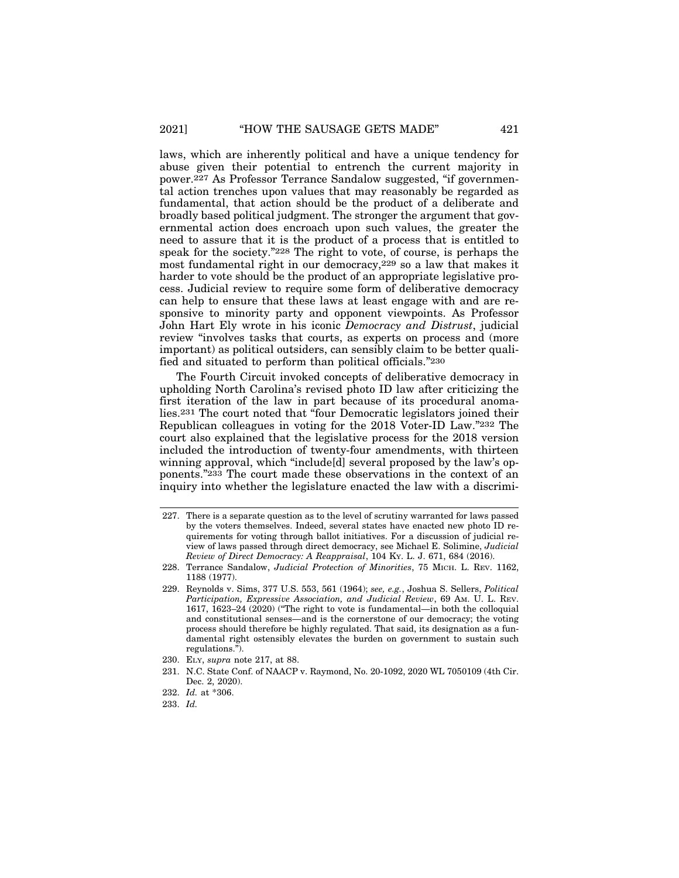laws, which are inherently political and have a unique tendency for abuse given their potential to entrench the current majority in power.[227] As Professor Terrance Sandalow suggested, "if governmental action trenches upon values that may reasonably be regarded as fundamental, that action should be the product of a deliberate and broadly based political judgment. The stronger the argument that governmental action does encroach upon such values, the greater the need to assure that it is the product of a process that is entitled to speak for the society."[228] The right to vote, of course, is perhaps the most fundamental right in our democracy,[229] so a law that makes it harder to vote should be the product of an appropriate legislative process. Judicial review to require some form of deliberative democracy can help to ensure that these laws at least engage with and are responsive to minority party and opponent viewpoints. As Professor John Hart Ely wrote in his iconic *Democracy and Distrust*, judicial review "involves tasks that courts, as experts on process and (more important) as political outsiders, can sensibly claim to be better qualified and situated to perform than political officials."[230]

The Fourth Circuit invoked concepts of deliberative democracy in upholding North Carolina's revised photo ID law after criticizing the first iteration of the law in part because of its procedural anomalies.[231] The court noted that "four Democratic legislators joined their Republican colleagues in voting for the 2018 Voter-ID Law."[232] The court also explained that the legislative process for the 2018 version included the introduction of twenty-four amendments, with thirteen winning approval, which "include[d] several proposed by the law's opponents."[233] The court made these observations in the context of an inquiry into whether the legislature enacted the law with a discrimi-

---

227. There is a separate question as to the level of scrutiny warranted for laws passed by the voters themselves. Indeed, several states have enacted new photo ID requirements for voting through ballot initiatives. For a discussion of judicial review of laws passed through direct democracy, see Michael E. Solimine, *Judicial Review of Direct Democracy: A Reappraisal*, 104 KY. L. J. 671, 684 (2016).

228. Terrance Sandalow, *Judicial Protection of Minorities*, 75 MICH. L. REV. 1162, 1188 (1977).

229. Reynolds v. Sims, 377 U.S. 553, 561 (1964); *see, e.g.*, Joshua S. Sellers, *Political Participation, Expressive Association, and Judicial Review*, 69 AM. U. L. REV. 1617, 1623–24 (2020) ("The right to vote is fundamental—in both the colloquial and constitutional senses—and is the cornerstone of our democracy; the voting process should therefore be highly regulated. That said, its designation as a fundamental right ostensibly elevates the burden on government to sustain such regulations.").

230. ELY, *supra* note 217, at 88.

231. N.C. State Conf. of NAACP v. Raymond, No. 20-1092, 2020 WL 7050109 (4th Cir. Dec. 2, 2020).

232. *Id.* at *306.

233. *Id.*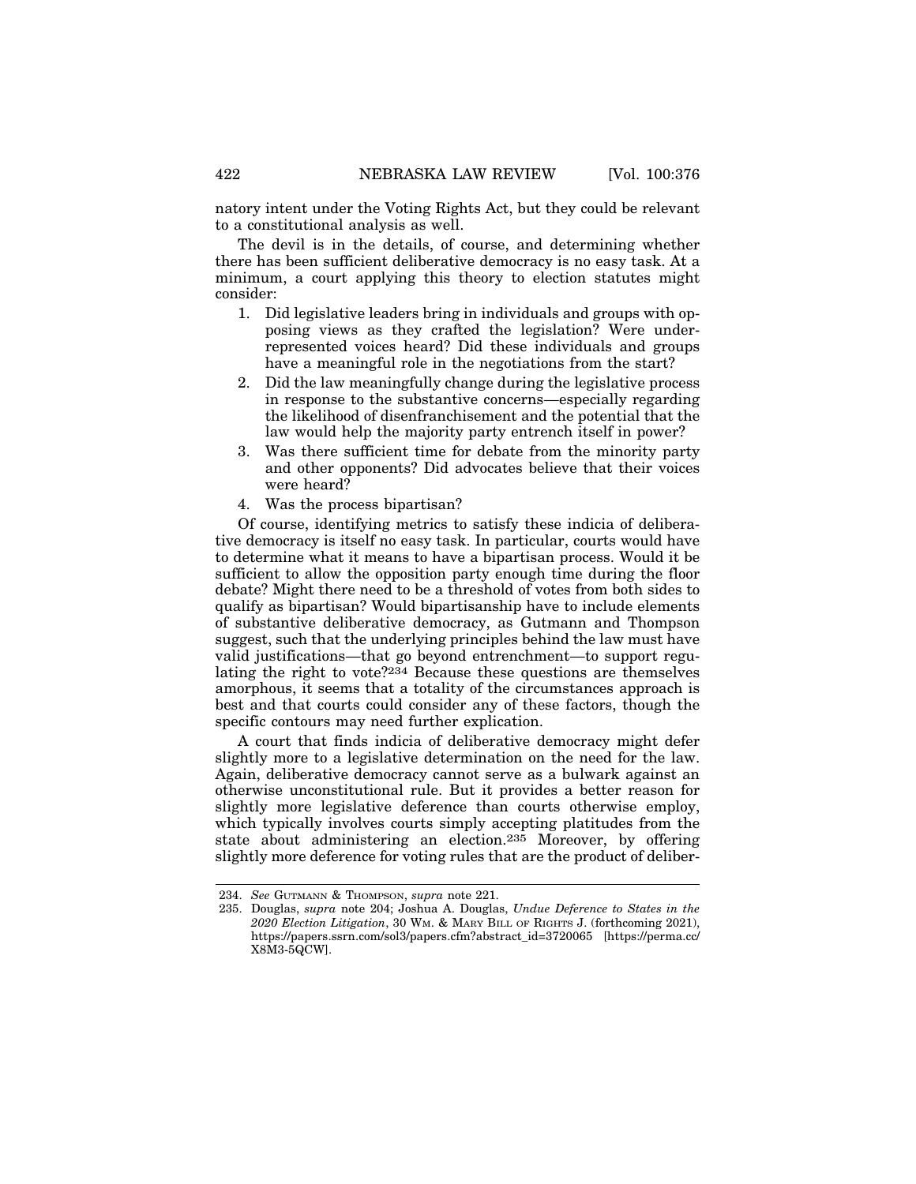natory intent under the Voting Rights Act, but they could be relevant to a constitutional analysis as well.

The devil is in the details, of course, and determining whether there has been sufficient deliberative democracy is no easy task. At a minimum, a court applying this theory to election statutes might consider:

1. Did legislative leaders bring in individuals and groups with opposing views as they crafted the legislation? Were underrepresented voices heard? Did these individuals and groups have a meaningful role in the negotiations from the start?
2. Did the law meaningfully change during the legislative process in response to the substantive concerns—especially regarding the likelihood of disenfranchisement and the potential that the law would help the majority party entrench itself in power?
3. Was there sufficient time for debate from the minority party and other opponents? Did advocates believe that their voices were heard?
4. Was the process bipartisan?

Of course, identifying metrics to satisfy these indicia of deliberative democracy is itself no easy task. In particular, courts would have to determine what it means to have a bipartisan process. Would it be sufficient to allow the opposition party enough time during the floor debate? Might there need to be a threshold of votes from both sides to qualify as bipartisan? Would bipartisanship have to include elements of substantive deliberative democracy, as Gutmann and Thompson suggest, such that the underlying principles behind the law must have valid justifications—that go beyond entrenchment—to support regulating the right to vote?[234] Because these questions are themselves amorphous, it seems that a totality of the circumstances approach is best and that courts could consider any of these factors, though the specific contours may need further explication.

A court that finds indicia of deliberative democracy might defer slightly more to a legislative determination on the need for the law. Again, deliberative democracy cannot serve as a bulwark against an otherwise unconstitutional rule. But it provides a better reason for slightly more legislative deference than courts otherwise employ, which typically involves courts simply accepting platitudes from the state about administering an election.[235] Moreover, by offering slightly more deference for voting rules that are the product of deliber-

---

234. *See* GUTMANN & THOMPSON, *supra* note 221.

235. Douglas, *supra* note 204; Joshua A. Douglas, *Undue Deference to States in the 2020 Election Litigation*, 30 WM. & MARY BILL OF RIGHTS J. (forthcoming 2021), https://papers.ssrn.com/sol3/papers.cfm?abstract_id=3720065 [https://perma.cc/X8M3-5QCW].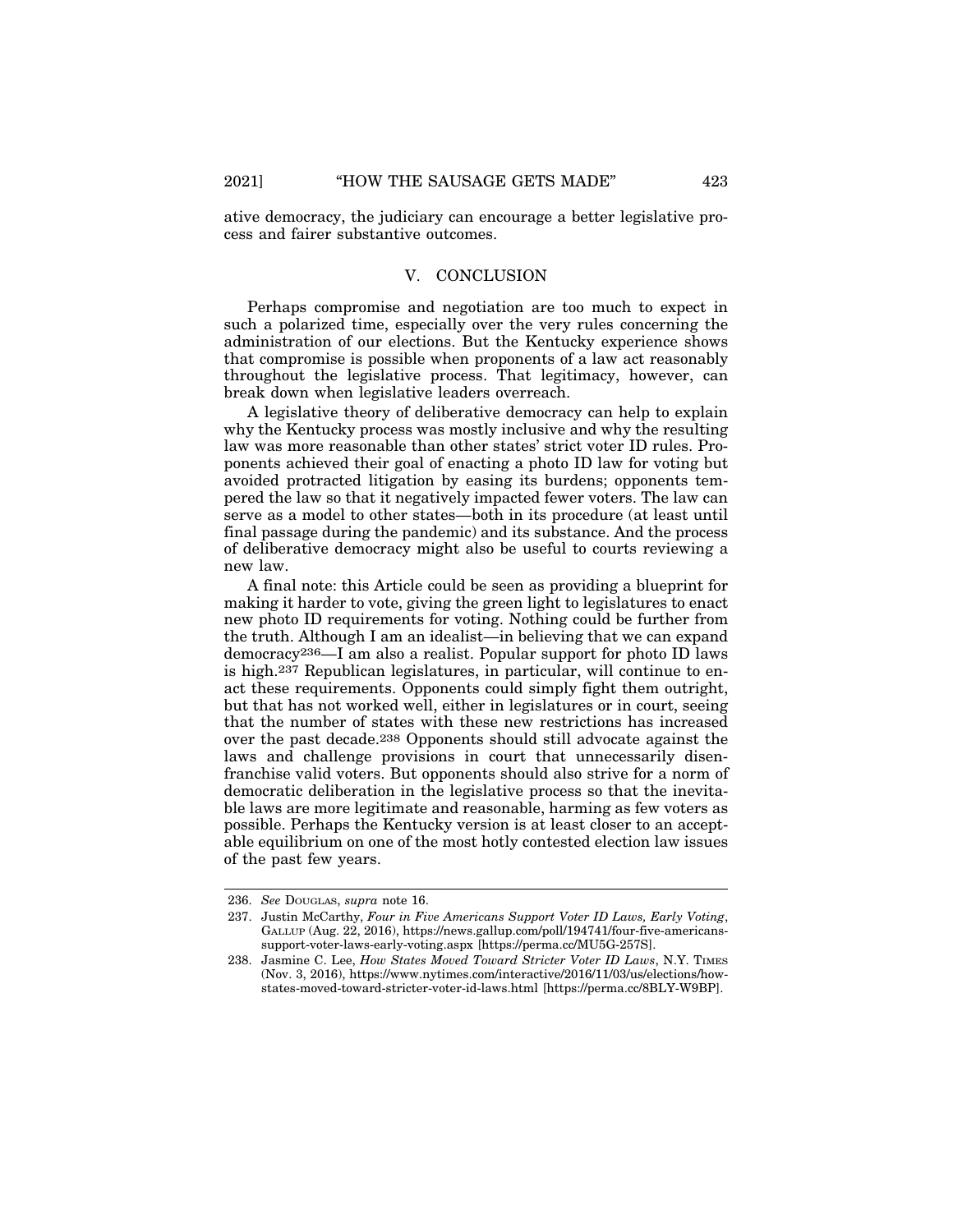ative democracy, the judiciary can encourage a better legislative process and fairer substantive outcomes.

## V. CONCLUSION

Perhaps compromise and negotiation are too much to expect in such a polarized time, especially over the very rules concerning the administration of our elections. But the Kentucky experience shows that compromise is possible when proponents of a law act reasonably throughout the legislative process. That legitimacy, however, can break down when legislative leaders overreach.

A legislative theory of deliberative democracy can help to explain why the Kentucky process was mostly inclusive and why the resulting law was more reasonable than other states' strict voter ID rules. Proponents achieved their goal of enacting a photo ID law for voting but avoided protracted litigation by easing its burdens; opponents tempered the law so that it negatively impacted fewer voters. The law can serve as a model to other states—both in its procedure (at least until final passage during the pandemic) and its substance. And the process of deliberative democracy might also be useful to courts reviewing a new law.

A final note: this Article could be seen as providing a blueprint for making it harder to vote, giving the green light to legislatures to enact new photo ID requirements for voting. Nothing could be further from the truth. Although I am an idealist—in believing that we can expand democracy[236]—I am also a realist. Popular support for photo ID laws is high.[237] Republican legislatures, in particular, will continue to enact these requirements. Opponents could simply fight them outright, but that has not worked well, either in legislatures or in court, seeing that the number of states with these new restrictions has increased over the past decade.[238] Opponents should still advocate against the laws and challenge provisions in court that unnecessarily disenfranchise valid voters. But opponents should also strive for a norm of democratic deliberation in the legislative process so that the inevitable laws are more legitimate and reasonable, harming as few voters as possible. Perhaps the Kentucky version is at least closer to an acceptable equilibrium on one of the most hotly contested election law issues of the past few years.

---

236. *See* DOUGLAS, *supra* note 16.

237. Justin McCarthy, *Four in Five Americans Support Voter ID Laws, Early Voting*, GALLUP (Aug. 22, 2016), https://news.gallup.com/poll/194741/four-five-americans-support-voter-laws-early-voting.aspx [https://perma.cc/MU5G-257S].

238. Jasmine C. Lee, *How States Moved Toward Stricter Voter ID Laws*, N.Y. TIMES (Nov. 3, 2016), https://www.nytimes.com/interactive/2016/11/03/us/elections/how-states-moved-toward-stricter-voter-id-laws.html [https://perma.cc/8BLY-W9BP].